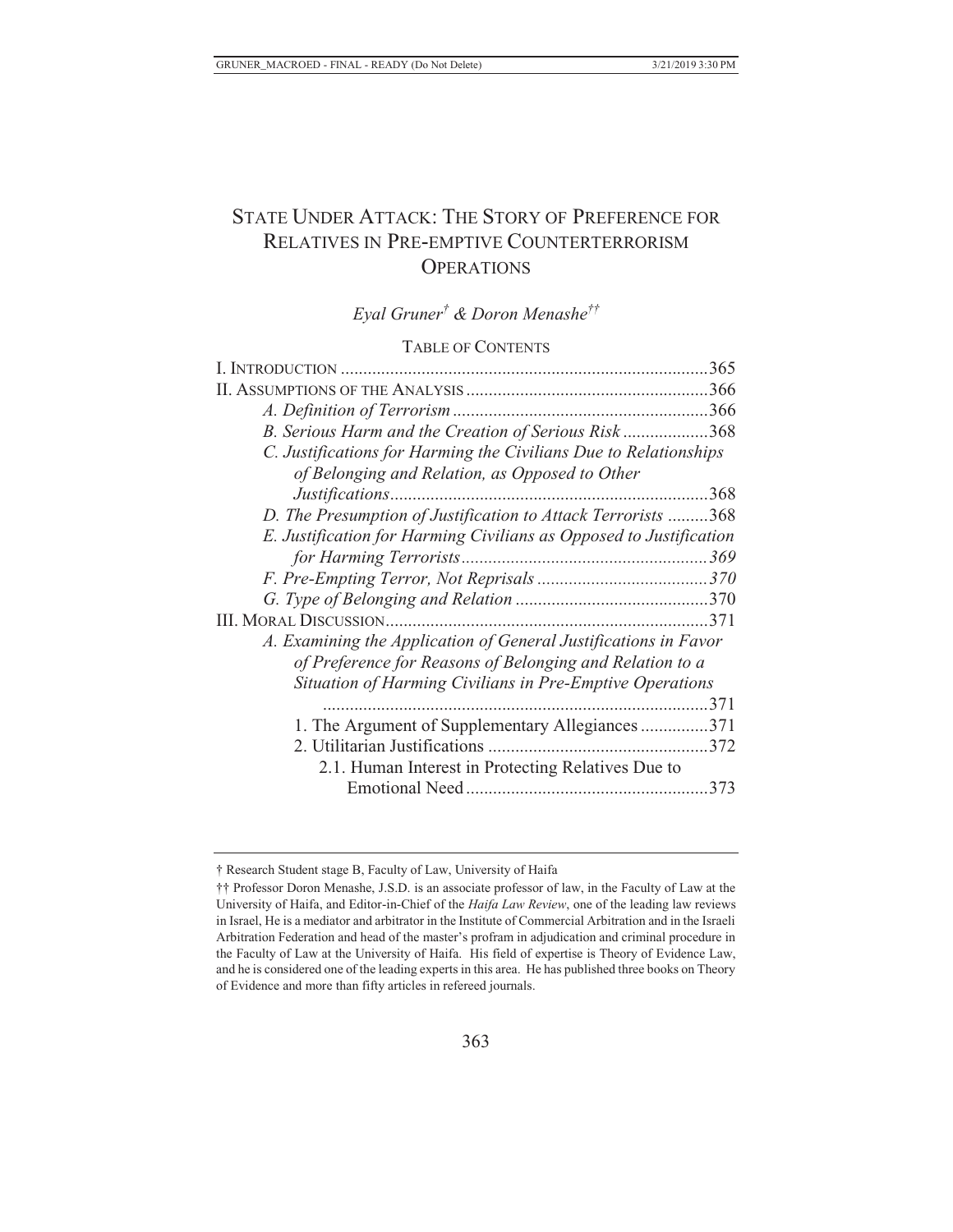# STATE UNDER ATTACK: THE STORY OF PREFERENCE FOR RELATIVES IN PRE-EMPTIVE COUNTERTERRORISM OPERATIONS

*Eyal Gruner*[†] *& Doron Menashe*[††]

TABLE OF CONTENTS

I. INTRODUCTION .......... 365
II. ASSUMPTIONS OF THE ANALYSIS .......... 366
- *A. Definition of Terrorism* .......... 366
- *B. Serious Harm and the Creation of Serious Risk* .......... 368
- *C. Justifications for Harming the Civilians Due to Relationships of Belonging and Relation, as Opposed to Other Justifications* .......... 368
- *D. The Presumption of Justification to Attack Terrorists* .......... 368
- *E. Justification for Harming Civilians as Opposed to Justification for Harming Terrorists* .......... *369*
- *F. Pre-Empting Terror, Not Reprisals* .......... *370*
- *G. Type of Belonging and Relation* .......... 370

III. MORAL DISCUSSION .......... 371
- *A. Examining the Application of General Justifications in Favor of Preference for Reasons of Belonging and Relation to a Situation of Harming Civilians in Pre-Emptive Operations* .......... 371
  - 1. The Argument of Supplementary Allegiances .......... 371
  - 2. Utilitarian Justifications .......... 372
    - 2.1. Human Interest in Protecting Relatives Due to Emotional Need .......... 373

---

† Research Student stage B, Faculty of Law, University of Haifa

†† Professor Doron Menashe, J.S.D. is an associate professor of law, in the Faculty of Law at the University of Haifa, and Editor-in-Chief of the *Haifa Law Review*, one of the leading law reviews in Israel, He is a mediator and arbitrator in the Institute of Commercial Arbitration and in the Israeli Arbitration Federation and head of the master's profram in adjudication and criminal procedure in the Faculty of Law at the University of Haifa. His field of expertise is Theory of Evidence Law, and he is considered one of the leading experts in this area. He has published three books on Theory of Evidence and more than fifty articles in refereed journals.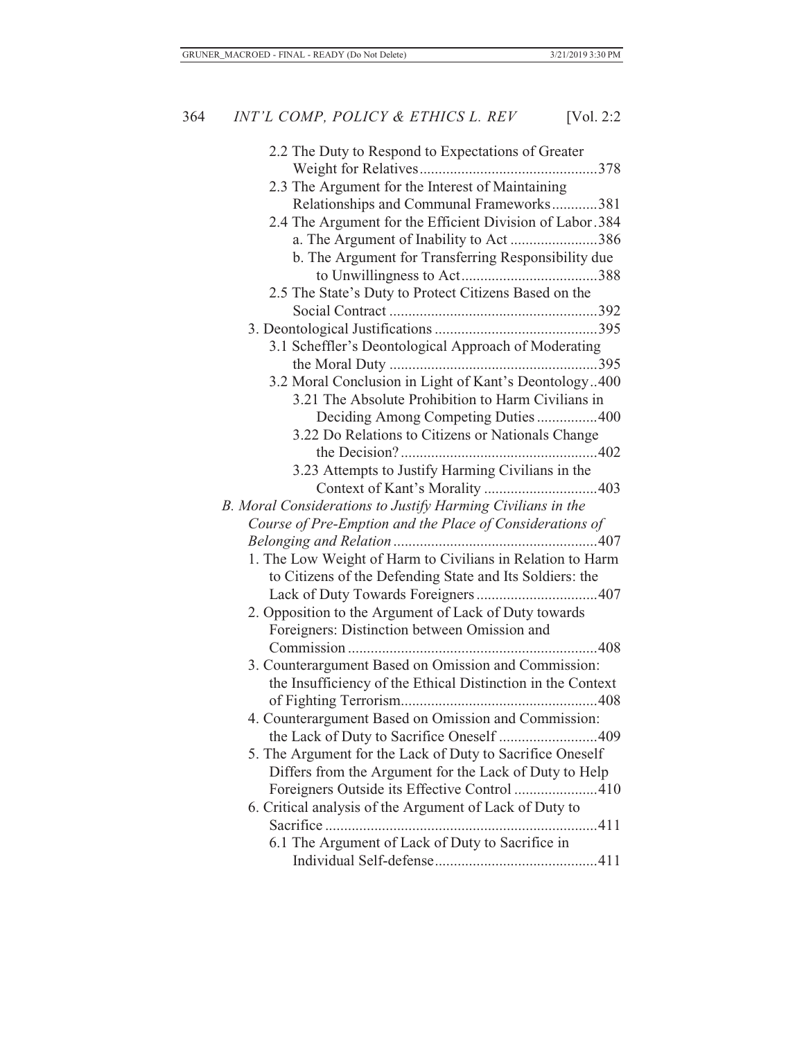2.2 The Duty to Respond to Expectations of Greater Weight for Relatives ............................................... 378

2.3 The Argument for the Interest of Maintaining Relationships and Communal Frameworks ............ 381

2.4 The Argument for the Efficient Division of Labor . 384

a. The Argument of Inability to Act ....................... 386

b. The Argument for Transferring Responsibility due to Unwillingness to Act .................................... 388

2.5 The State's Duty to Protect Citizens Based on the Social Contract ....................................................... 392

3. Deontological Justifications ........................................... 395

3.1 Scheffler's Deontological Approach of Moderating the Moral Duty ...................................................... 395

3.2 Moral Conclusion in Light of Kant's Deontology .. 400

3.21 The Absolute Prohibition to Harm Civilians in Deciding Among Competing Duties ................ 400

3.22 Do Relations to Citizens or Nationals Change the Decision? .................................................... 402

3.23 Attempts to Justify Harming Civilians in the Context of Kant's Morality .............................. 403

*B. Moral Considerations to Justify Harming Civilians in the Course of Pre-Emption and the Place of Considerations of Belonging and Relation* ...................................................... 407

1. The Low Weight of Harm to Civilians in Relation to Harm to Citizens of the Defending State and Its Soldiers: the Lack of Duty Towards Foreigners ................................ 407

2. Opposition to the Argument of Lack of Duty towards Foreigners: Distinction between Omission and Commission .................................................................. 408

3. Counterargument Based on Omission and Commission: the Insufficiency of the Ethical Distinction in the Context of Fighting Terrorism.................................................... 408

4. Counterargument Based on Omission and Commission: the Lack of Duty to Sacrifice Oneself .......................... 409

5. The Argument for the Lack of Duty to Sacrifice Oneself Differs from the Argument for the Lack of Duty to Help Foreigners Outside its Effective Control ...................... 410

6. Critical analysis of the Argument of Lack of Duty to Sacrifice ......................................................................... 411

6.1 The Argument of Lack of Duty to Sacrifice in Individual Self-defense........................................... 411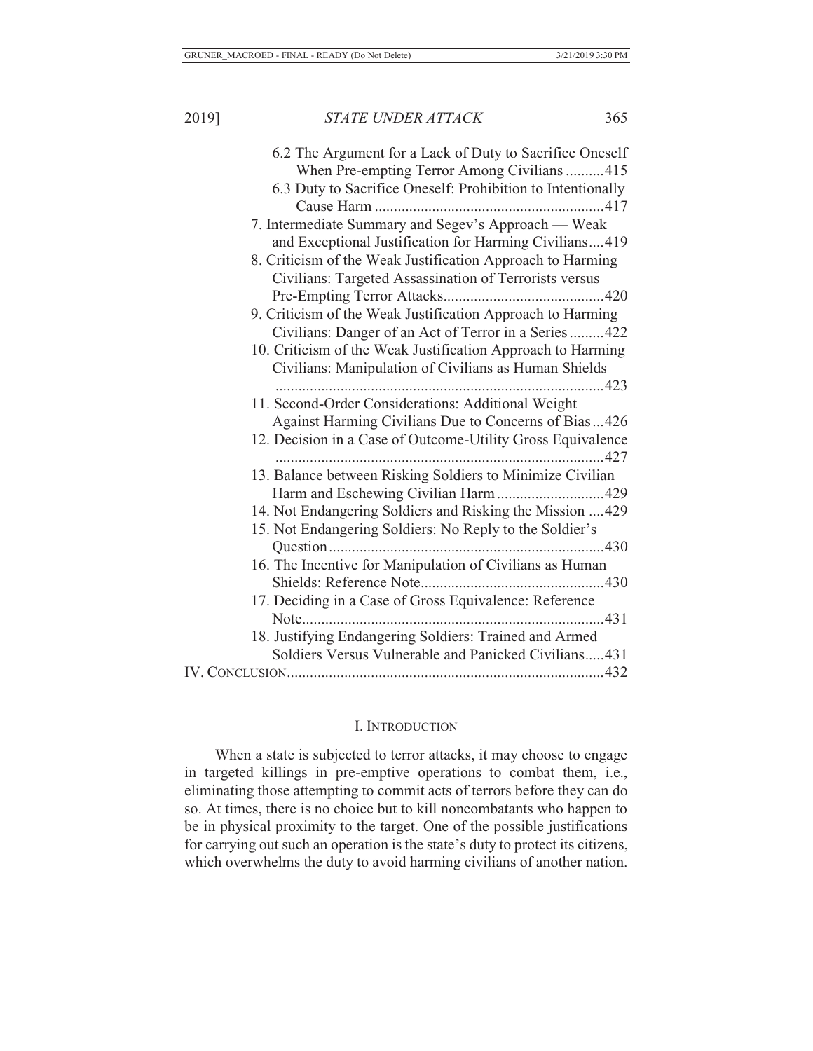6.2 The Argument for a Lack of Duty to Sacrifice Oneself When Pre-empting Terror Among Civilians ..........415
6.3 Duty to Sacrifice Oneself: Prohibition to Intentionally Cause Harm ............................................................417
7. Intermediate Summary and Segev's Approach — Weak and Exceptional Justification for Harming Civilians....419
8. Criticism of the Weak Justification Approach to Harming Civilians: Targeted Assassination of Terrorists versus Pre-Empting Terror Attacks..........................................420
9. Criticism of the Weak Justification Approach to Harming Civilians: Danger of an Act of Terror in a Series .........422
10. Criticism of the Weak Justification Approach to Harming Civilians: Manipulation of Civilians as Human Shields ......................................................................................423
11. Second-Order Considerations: Additional Weight Against Harming Civilians Due to Concerns of Bias...426
12. Decision in a Case of Outcome-Utility Gross Equivalence ......................................................................................427
13. Balance between Risking Soldiers to Minimize Civilian Harm and Eschewing Civilian Harm ............................429
14. Not Endangering Soldiers and Risking the Mission ....429
15. Not Endangering Soldiers: No Reply to the Soldier's Question........................................................................430
16. The Incentive for Manipulation of Civilians as Human Shields: Reference Note................................................430
17. Deciding in a Case of Gross Equivalence: Reference Note...............................................................................431
18. Justifying Endangering Soldiers: Trained and Armed Soldiers Versus Vulnerable and Panicked Civilians.....431
IV. CONCLUSION..................................................................................432

## I. INTRODUCTION

When a state is subjected to terror attacks, it may choose to engage in targeted killings in pre-emptive operations to combat them, i.e., eliminating those attempting to commit acts of terrors before they can do so. At times, there is no choice but to kill noncombatants who happen to be in physical proximity to the target. One of the possible justifications for carrying out such an operation is the state's duty to protect its citizens, which overwhelms the duty to avoid harming civilians of another nation.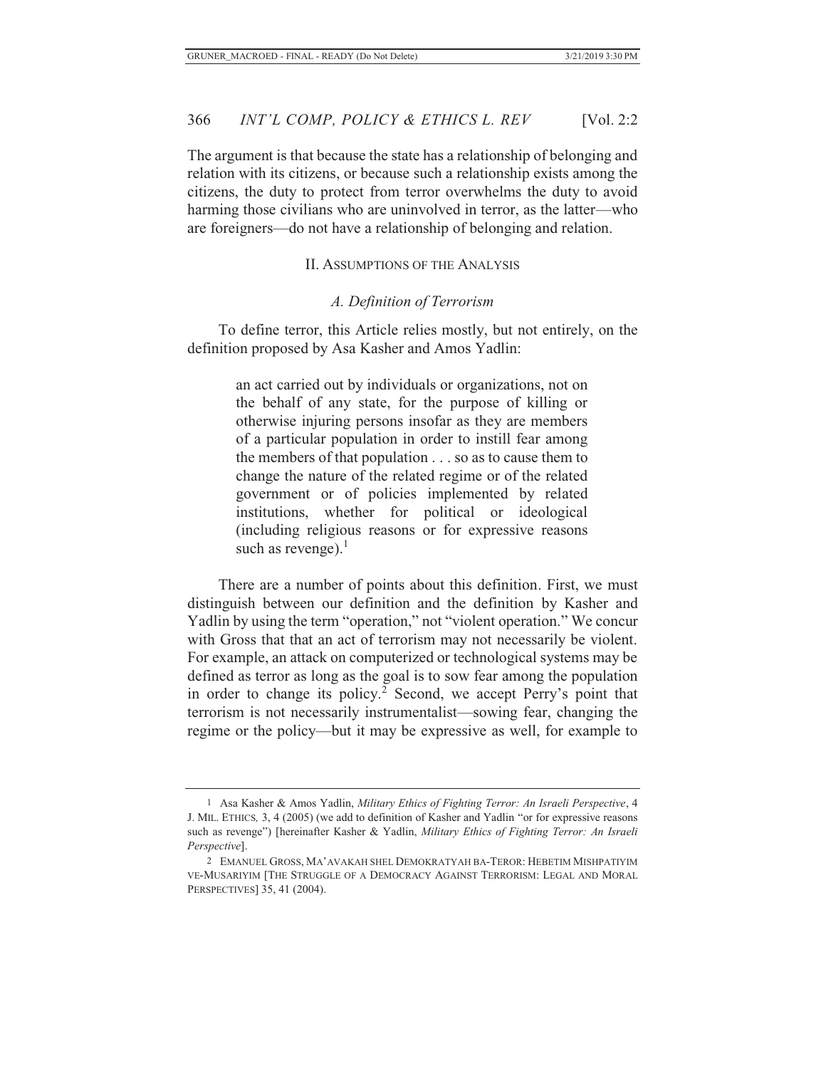The argument is that because the state has a relationship of belonging and relation with its citizens, or because such a relationship exists among the citizens, the duty to protect from terror overwhelms the duty to avoid harming those civilians who are uninvolved in terror, as the latter—who are foreigners—do not have a relationship of belonging and relation.

## II. Assumptions of the Analysis

### *A. Definition of Terrorism*

To define terror, this Article relies mostly, but not entirely, on the definition proposed by Asa Kasher and Amos Yadlin:

> an act carried out by individuals or organizations, not on the behalf of any state, for the purpose of killing or otherwise injuring persons insofar as they are members of a particular population in order to instill fear among the members of that population . . . so as to cause them to change the nature of the related regime or of the related government or of policies implemented by related institutions, whether for political or ideological (including religious reasons or for expressive reasons such as revenge).[1]

There are a number of points about this definition. First, we must distinguish between our definition and the definition by Kasher and Yadlin by using the term "operation," not "violent operation." We concur with Gross that that an act of terrorism may not necessarily be violent. For example, an attack on computerized or technological systems may be defined as terror as long as the goal is to sow fear among the population in order to change its policy.[2] Second, we accept Perry's point that terrorism is not necessarily instrumentalist—sowing fear, changing the regime or the policy—but it may be expressive as well, for example to

---

1 Asa Kasher & Amos Yadlin, *Military Ethics of Fighting Terror: An Israeli Perspective*, 4 J. MIL. ETHICS, 3, 4 (2005) (we add to definition of Kasher and Yadlin "or for expressive reasons such as revenge") [hereinafter Kasher & Yadlin, *Military Ethics of Fighting Terror: An Israeli Perspective*].

2 EMANUEL GROSS, MA'AVAKAH SHEL DEMOKRATYAH BA-TEROR: HEBETIM MISHPATIYIM VE-MUSARIYIM [THE STRUGGLE OF A DEMOCRACY AGAINST TERRORISM: LEGAL AND MORAL PERSPECTIVES] 35, 41 (2004).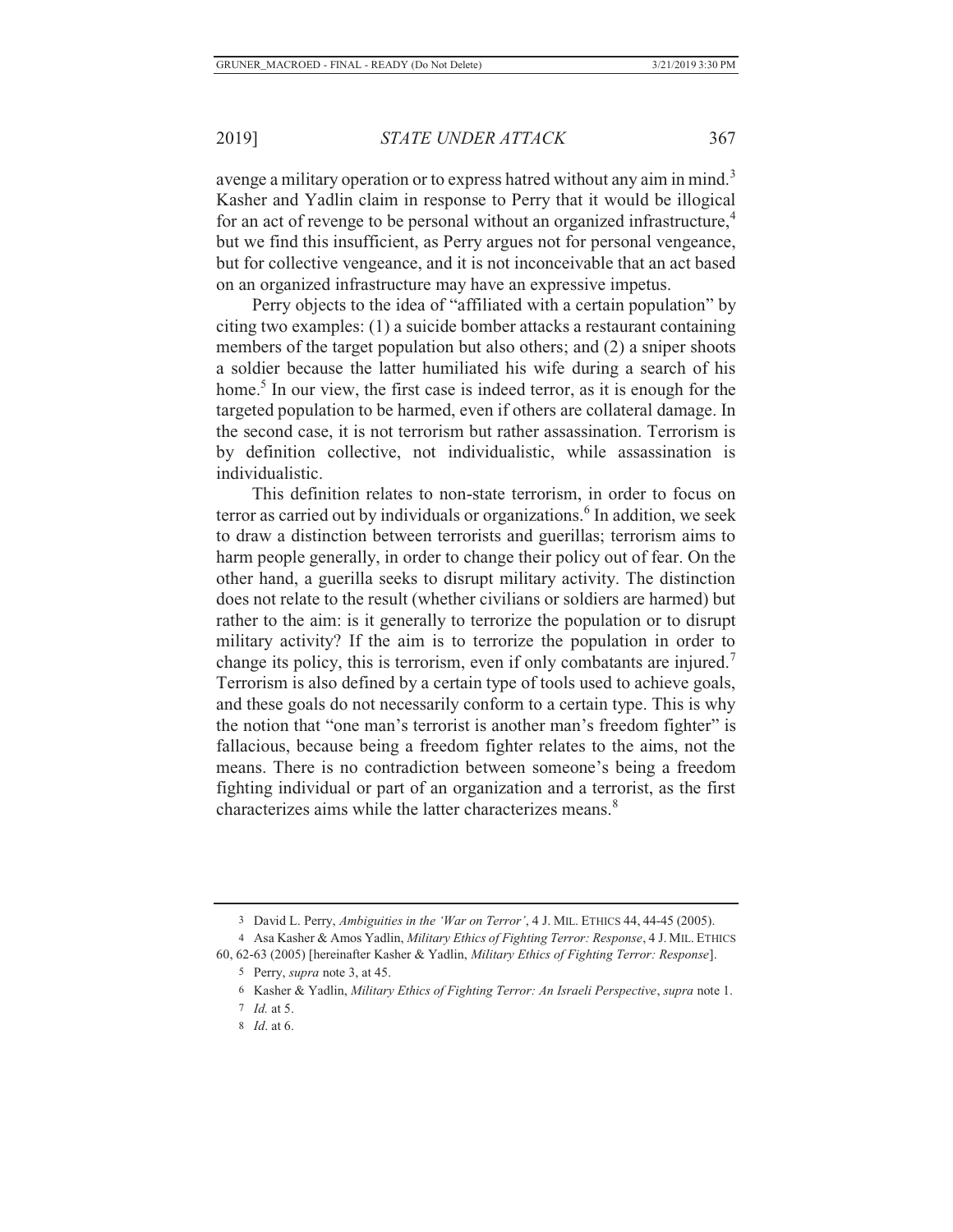avenge a military operation or to express hatred without any aim in mind.[3] Kasher and Yadlin claim in response to Perry that it would be illogical for an act of revenge to be personal without an organized infrastructure,[4] but we find this insufficient, as Perry argues not for personal vengeance, but for collective vengeance, and it is not inconceivable that an act based on an organized infrastructure may have an expressive impetus.

Perry objects to the idea of "affiliated with a certain population" by citing two examples: (1) a suicide bomber attacks a restaurant containing members of the target population but also others; and (2) a sniper shoots a soldier because the latter humiliated his wife during a search of his home.[5] In our view, the first case is indeed terror, as it is enough for the targeted population to be harmed, even if others are collateral damage. In the second case, it is not terrorism but rather assassination. Terrorism is by definition collective, not individualistic, while assassination is individualistic.

This definition relates to non-state terrorism, in order to focus on terror as carried out by individuals or organizations.[6] In addition, we seek to draw a distinction between terrorists and guerillas; terrorism aims to harm people generally, in order to change their policy out of fear. On the other hand, a guerilla seeks to disrupt military activity. The distinction does not relate to the result (whether civilians or soldiers are harmed) but rather to the aim: is it generally to terrorize the population or to disrupt military activity? If the aim is to terrorize the population in order to change its policy, this is terrorism, even if only combatants are injured.[7] Terrorism is also defined by a certain type of tools used to achieve goals, and these goals do not necessarily conform to a certain type. This is why the notion that "one man's terrorist is another man's freedom fighter" is fallacious, because being a freedom fighter relates to the aims, not the means. There is no contradiction between someone's being a freedom fighting individual or part of an organization and a terrorist, as the first characterizes aims while the latter characterizes means.[8]

---

3 David L. Perry, *Ambiguities in the 'War on Terror'*, 4 J. MIL. ETHICS 44, 44-45 (2005).

4 Asa Kasher & Amos Yadlin, *Military Ethics of Fighting Terror: Response*, 4 J. MIL. ETHICS 60, 62-63 (2005) [hereinafter Kasher & Yadlin, *Military Ethics of Fighting Terror: Response*].

5 Perry, *supra* note 3, at 45.

6 Kasher & Yadlin, *Military Ethics of Fighting Terror: An Israeli Perspective*, *supra* note 1.

7 *Id.* at 5.

8 *Id*. at 6.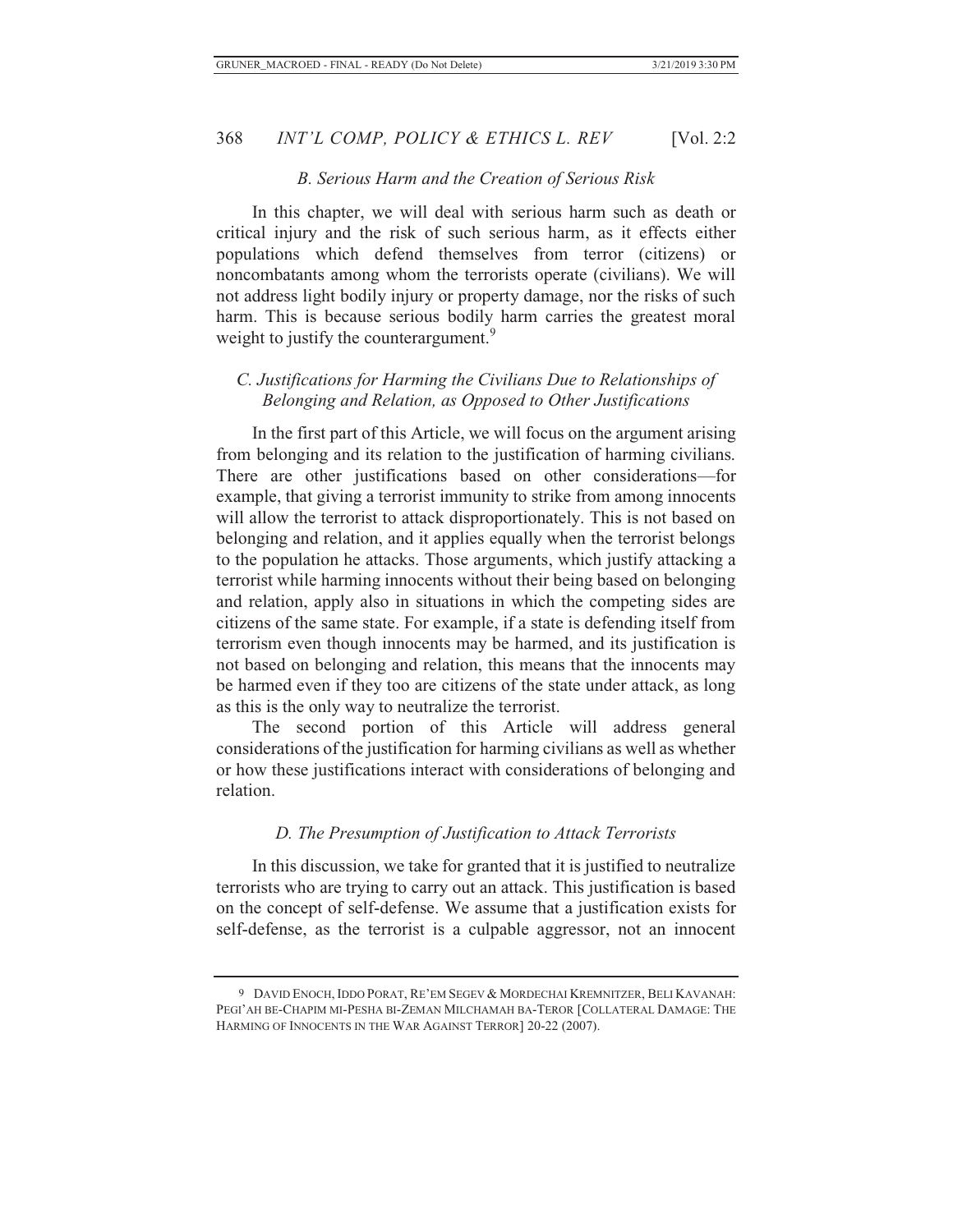### *B. Serious Harm and the Creation of Serious Risk*

In this chapter, we will deal with serious harm such as death or critical injury and the risk of such serious harm, as it effects either populations which defend themselves from terror (citizens) or noncombatants among whom the terrorists operate (civilians). We will not address light bodily injury or property damage, nor the risks of such harm. This is because serious bodily harm carries the greatest moral weight to justify the counterargument.[9]

### *C. Justifications for Harming the Civilians Due to Relationships of Belonging and Relation, as Opposed to Other Justifications*

In the first part of this Article, we will focus on the argument arising from belonging and its relation to the justification of harming civilians. There are other justifications based on other considerations—for example, that giving a terrorist immunity to strike from among innocents will allow the terrorist to attack disproportionately. This is not based on belonging and relation, and it applies equally when the terrorist belongs to the population he attacks. Those arguments, which justify attacking a terrorist while harming innocents without their being based on belonging and relation, apply also in situations in which the competing sides are citizens of the same state. For example, if a state is defending itself from terrorism even though innocents may be harmed, and its justification is not based on belonging and relation, this means that the innocents may be harmed even if they too are citizens of the state under attack, as long as this is the only way to neutralize the terrorist.

The second portion of this Article will address general considerations of the justification for harming civilians as well as whether or how these justifications interact with considerations of belonging and relation.

### *D. The Presumption of Justification to Attack Terrorists*

In this discussion, we take for granted that it is justified to neutralize terrorists who are trying to carry out an attack. This justification is based on the concept of self-defense. We assume that a justification exists for self-defense, as the terrorist is a culpable aggressor, not an innocent

---

9 DAVID ENOCH, IDDO PORAT, RE'EM SEGEV & MORDECHAI KREMNITZER, BELI KAVANAH: PEGI'AH BE-CHAPIM MI-PESHA BI-ZEMAN MILCHAMAH BA-TEROR [COLLATERAL DAMAGE: THE HARMING OF INNOCENTS IN THE WAR AGAINST TERROR] 20-22 (2007).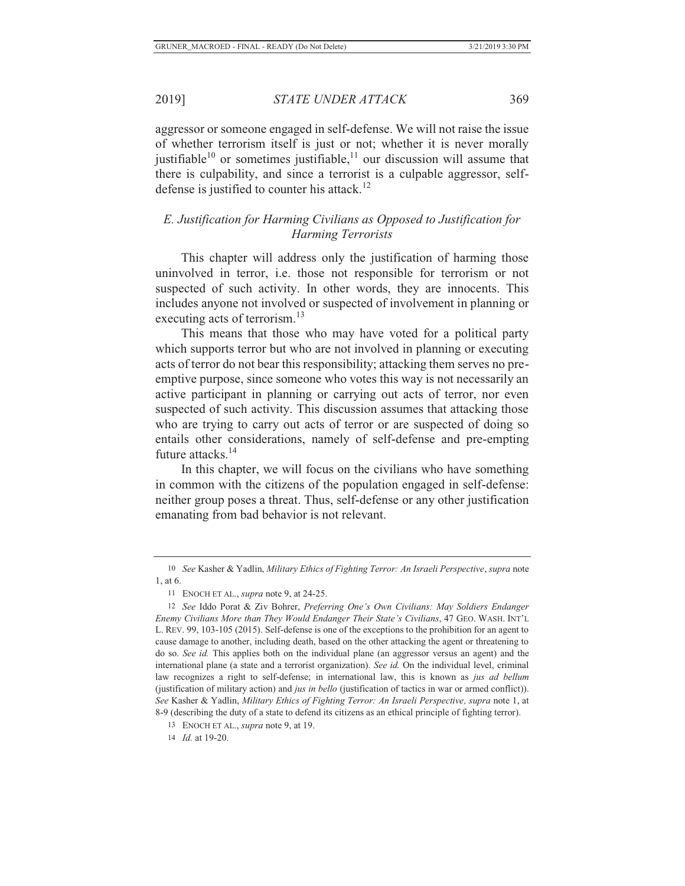aggressor or someone engaged in self-defense. We will not raise the issue of whether terrorism itself is just or not; whether it is never morally justifiable[10] or sometimes justifiable,[11] our discussion will assume that there is culpability, and since a terrorist is a culpable aggressor, self-defense is justified to counter his attack.[12]

### *E. Justification for Harming Civilians as Opposed to Justification for Harming Terrorists*

This chapter will address only the justification of harming those uninvolved in terror, i.e. those not responsible for terrorism or not suspected of such activity. In other words, they are innocents. This includes anyone not involved or suspected of involvement in planning or executing acts of terrorism.[13]

This means that those who may have voted for a political party which supports terror but who are not involved in planning or executing acts of terror do not bear this responsibility; attacking them serves no pre-emptive purpose, since someone who votes this way is not necessarily an active participant in planning or carrying out acts of terror, nor even suspected of such activity. This discussion assumes that attacking those who are trying to carry out acts of terror or are suspected of doing so entails other considerations, namely of self-defense and pre-empting future attacks.[14]

In this chapter, we will focus on the civilians who have something in common with the citizens of the population engaged in self-defense: neither group poses a threat. Thus, self-defense or any other justification emanating from bad behavior is not relevant.

---

10 *See* Kasher & Yadlin, *Military Ethics of Fighting Terror: An Israeli Perspective*, *supra* note 1, at 6.

11 ENOCH ET AL., *supra* note 9, at 24-25.

12 *See* Iddo Porat & Ziv Bohrer, *Preferring One's Own Civilians: May Soldiers Endanger Enemy Civilians More than They Would Endanger Their State's Civilians*, 47 GEO. WASH. INT'L L. REV. 99, 103-105 (2015). Self-defense is one of the exceptions to the prohibition for an agent to cause damage to another, including death, based on the other attacking the agent or threatening to do so. *See id.* This applies both on the individual plane (an aggressor versus an agent) and the international plane (a state and a terrorist organization). *See id.* On the individual level, criminal law recognizes a right to self-defense; in international law, this is known as *jus ad bellum* (justification of military action) and *jus in bello* (justification of tactics in war or armed conflict)). *See* Kasher & Yadlin, *Military Ethics of Fighting Terror: An Israeli Perspective, supra* note 1, at 8-9 (describing the duty of a state to defend its citizens as an ethical principle of fighting terror).

13 ENOCH ET AL., *supra* note 9, at 19.

14 *Id.* at 19-20.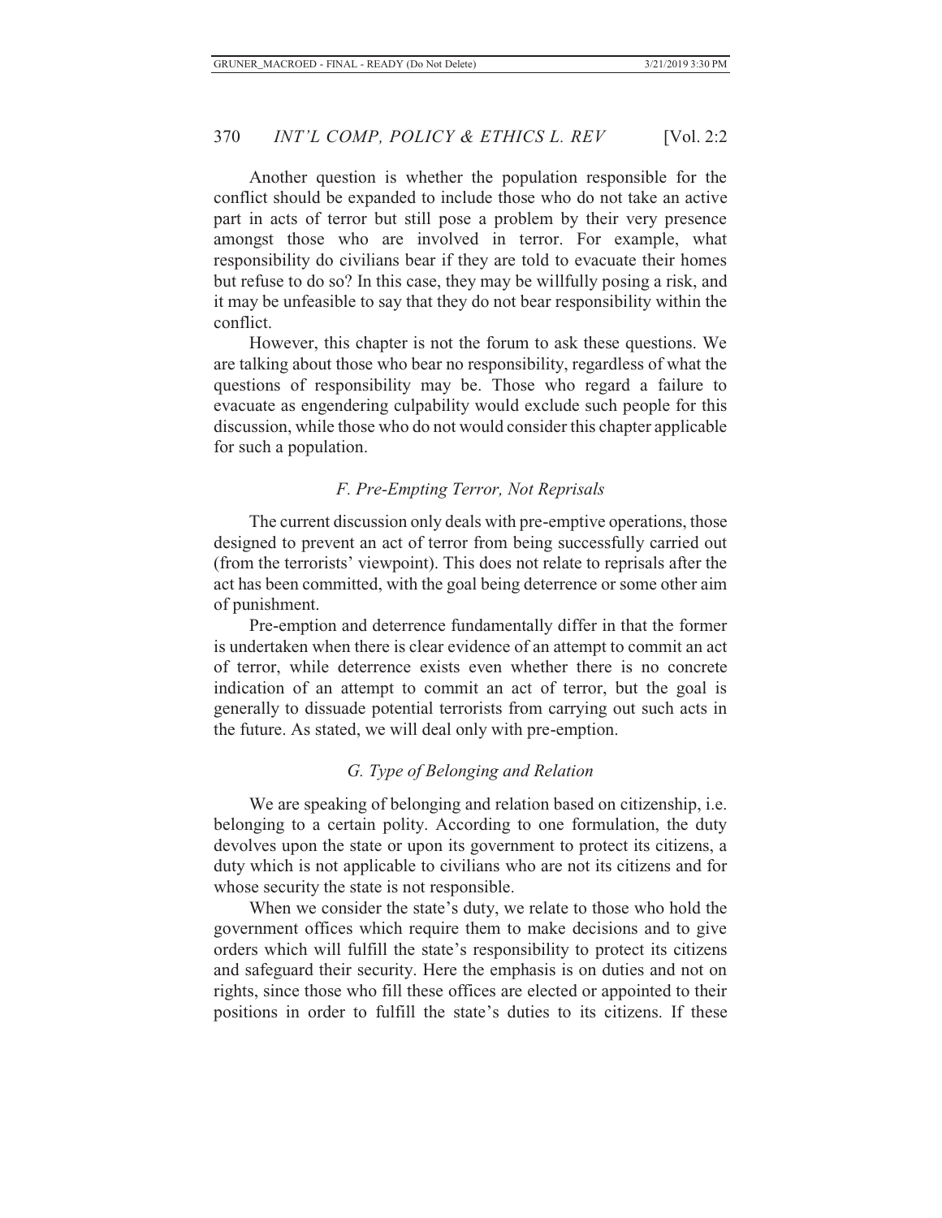Another question is whether the population responsible for the conflict should be expanded to include those who do not take an active part in acts of terror but still pose a problem by their very presence amongst those who are involved in terror. For example, what responsibility do civilians bear if they are told to evacuate their homes but refuse to do so? In this case, they may be willfully posing a risk, and it may be unfeasible to say that they do not bear responsibility within the conflict.

However, this chapter is not the forum to ask these questions. We are talking about those who bear no responsibility, regardless of what the questions of responsibility may be. Those who regard a failure to evacuate as engendering culpability would exclude such people for this discussion, while those who do not would consider this chapter applicable for such a population.

### *F. Pre-Empting Terror, Not Reprisals*

The current discussion only deals with pre-emptive operations, those designed to prevent an act of terror from being successfully carried out (from the terrorists' viewpoint). This does not relate to reprisals after the act has been committed, with the goal being deterrence or some other aim of punishment.

Pre-emption and deterrence fundamentally differ in that the former is undertaken when there is clear evidence of an attempt to commit an act of terror, while deterrence exists even whether there is no concrete indication of an attempt to commit an act of terror, but the goal is generally to dissuade potential terrorists from carrying out such acts in the future. As stated, we will deal only with pre-emption.

### *G. Type of Belonging and Relation*

We are speaking of belonging and relation based on citizenship, i.e. belonging to a certain polity. According to one formulation, the duty devolves upon the state or upon its government to protect its citizens, a duty which is not applicable to civilians who are not its citizens and for whose security the state is not responsible.

When we consider the state's duty, we relate to those who hold the government offices which require them to make decisions and to give orders which will fulfill the state's responsibility to protect its citizens and safeguard their security. Here the emphasis is on duties and not on rights, since those who fill these offices are elected or appointed to their positions in order to fulfill the state's duties to its citizens. If these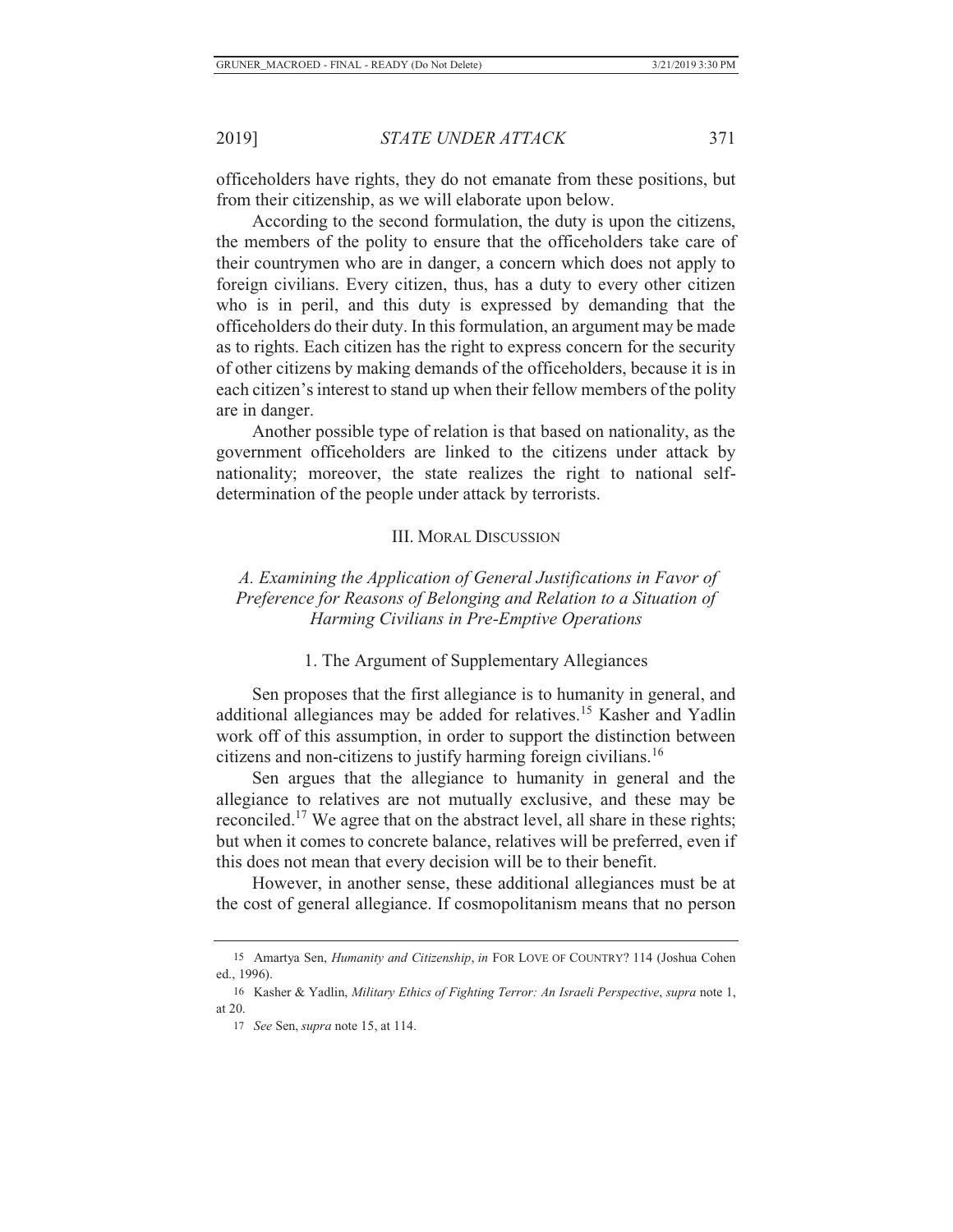officeholders have rights, they do not emanate from these positions, but from their citizenship, as we will elaborate upon below.

According to the second formulation, the duty is upon the citizens, the members of the polity to ensure that the officeholders take care of their countrymen who are in danger, a concern which does not apply to foreign civilians. Every citizen, thus, has a duty to every other citizen who is in peril, and this duty is expressed by demanding that the officeholders do their duty. In this formulation, an argument may be made as to rights. Each citizen has the right to express concern for the security of other citizens by making demands of the officeholders, because it is in each citizen's interest to stand up when their fellow members of the polity are in danger.

Another possible type of relation is that based on nationality, as the government officeholders are linked to the citizens under attack by nationality; moreover, the state realizes the right to national self-determination of the people under attack by terrorists.

## III. Moral Discussion

### *A. Examining the Application of General Justifications in Favor of Preference for Reasons of Belonging and Relation to a Situation of Harming Civilians in Pre-Emptive Operations*

#### 1. The Argument of Supplementary Allegiances

Sen proposes that the first allegiance is to humanity in general, and additional allegiances may be added for relatives.[15] Kasher and Yadlin work off of this assumption, in order to support the distinction between citizens and non-citizens to justify harming foreign civilians.[16]

Sen argues that the allegiance to humanity in general and the allegiance to relatives are not mutually exclusive, and these may be reconciled.[17] We agree that on the abstract level, all share in these rights; but when it comes to concrete balance, relatives will be preferred, even if this does not mean that every decision will be to their benefit.

However, in another sense, these additional allegiances must be at the cost of general allegiance. If cosmopolitanism means that no person

15 Amartya Sen, *Humanity and Citizenship*, *in* FOR LOVE OF COUNTRY? 114 (Joshua Cohen ed., 1996).

16 Kasher & Yadlin, *Military Ethics of Fighting Terror: An Israeli Perspective*, *supra* note 1, at 20.

17 *See* Sen, *supra* note 15, at 114.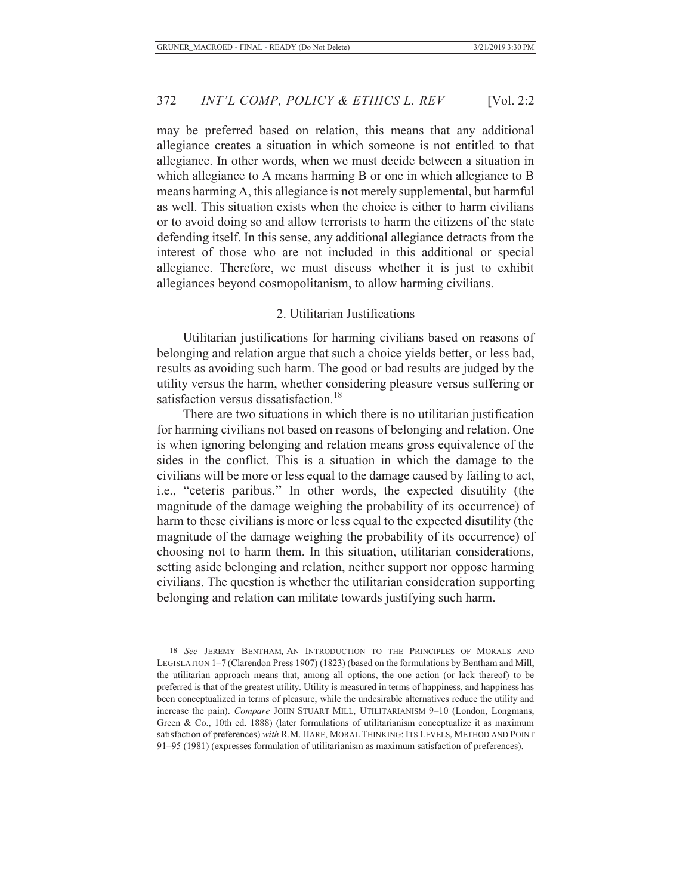may be preferred based on relation, this means that any additional allegiance creates a situation in which someone is not entitled to that allegiance. In other words, when we must decide between a situation in which allegiance to A means harming B or one in which allegiance to B means harming A, this allegiance is not merely supplemental, but harmful as well. This situation exists when the choice is either to harm civilians or to avoid doing so and allow terrorists to harm the citizens of the state defending itself. In this sense, any additional allegiance detracts from the interest of those who are not included in this additional or special allegiance. Therefore, we must discuss whether it is just to exhibit allegiances beyond cosmopolitanism, to allow harming civilians.

### 2. Utilitarian Justifications

Utilitarian justifications for harming civilians based on reasons of belonging and relation argue that such a choice yields better, or less bad, results as avoiding such harm. The good or bad results are judged by the utility versus the harm, whether considering pleasure versus suffering or satisfaction versus dissatisfaction.[18]

There are two situations in which there is no utilitarian justification for harming civilians not based on reasons of belonging and relation. One is when ignoring belonging and relation means gross equivalence of the sides in the conflict. This is a situation in which the damage to the civilians will be more or less equal to the damage caused by failing to act, i.e., "ceteris paribus." In other words, the expected disutility (the magnitude of the damage weighing the probability of its occurrence) of harm to these civilians is more or less equal to the expected disutility (the magnitude of the damage weighing the probability of its occurrence) of choosing not to harm them. In this situation, utilitarian considerations, setting aside belonging and relation, neither support nor oppose harming civilians. The question is whether the utilitarian consideration supporting belonging and relation can militate towards justifying such harm.

---

18 *See* JEREMY BENTHAM, AN INTRODUCTION TO THE PRINCIPLES OF MORALS AND LEGISLATION 1–7 (Clarendon Press 1907) (1823) (based on the formulations by Bentham and Mill, the utilitarian approach means that, among all options, the one action (or lack thereof) to be preferred is that of the greatest utility. Utility is measured in terms of happiness, and happiness has been conceptualized in terms of pleasure, while the undesirable alternatives reduce the utility and increase the pain). *Compare* JOHN STUART MILL, UTILITARIANISM 9–10 (London, Longmans, Green & Co., 10th ed. 1888) (later formulations of utilitarianism conceptualize it as maximum satisfaction of preferences) *with* R.M. HARE, MORAL THINKING: ITS LEVELS, METHOD AND POINT 91–95 (1981) (expresses formulation of utilitarianism as maximum satisfaction of preferences).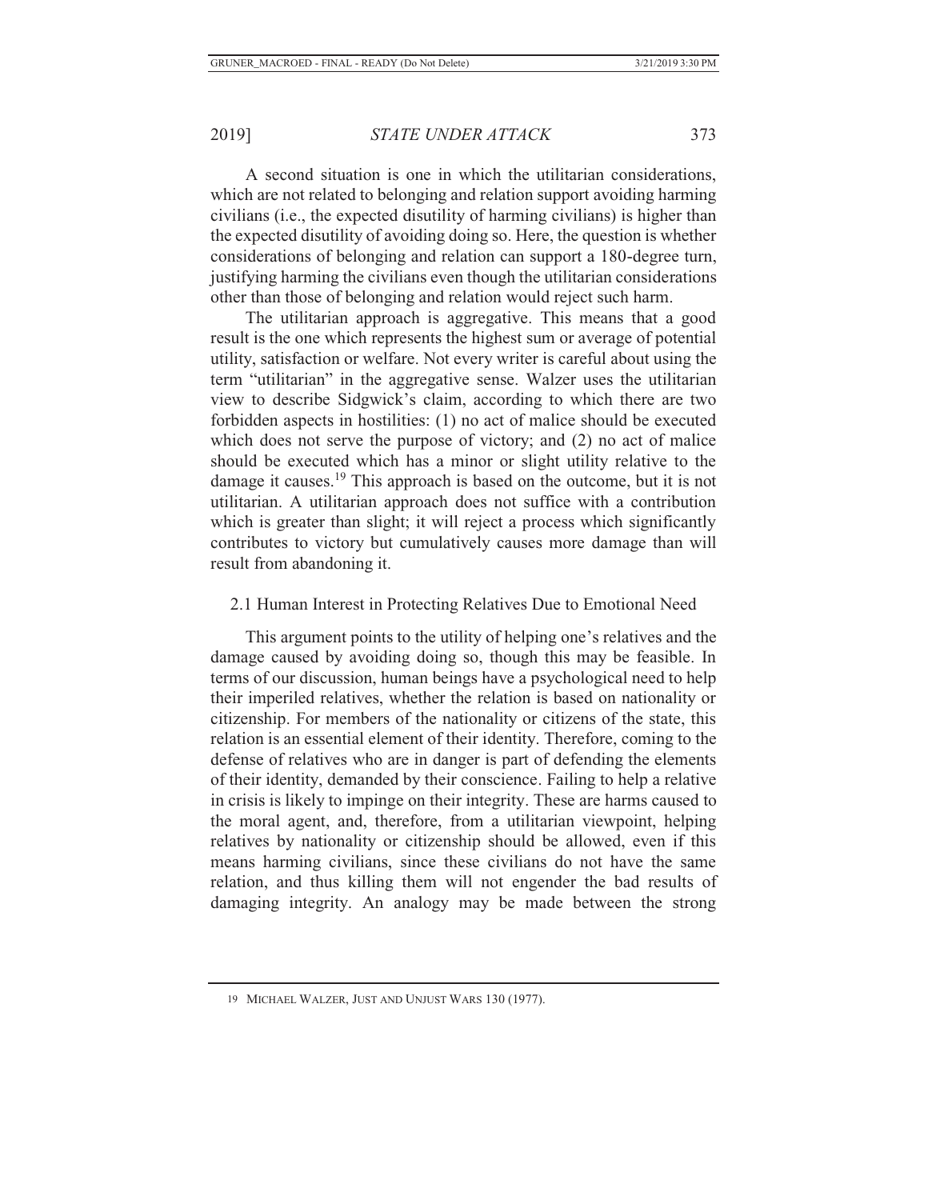A second situation is one in which the utilitarian considerations, which are not related to belonging and relation support avoiding harming civilians (i.e., the expected disutility of harming civilians) is higher than the expected disutility of avoiding doing so. Here, the question is whether considerations of belonging and relation can support a 180-degree turn, justifying harming the civilians even though the utilitarian considerations other than those of belonging and relation would reject such harm.

The utilitarian approach is aggregative. This means that a good result is the one which represents the highest sum or average of potential utility, satisfaction or welfare. Not every writer is careful about using the term "utilitarian" in the aggregative sense. Walzer uses the utilitarian view to describe Sidgwick's claim, according to which there are two forbidden aspects in hostilities: (1) no act of malice should be executed which does not serve the purpose of victory; and (2) no act of malice should be executed which has a minor or slight utility relative to the damage it causes.[19] This approach is based on the outcome, but it is not utilitarian. A utilitarian approach does not suffice with a contribution which is greater than slight; it will reject a process which significantly contributes to victory but cumulatively causes more damage than will result from abandoning it.

### 2.1 Human Interest in Protecting Relatives Due to Emotional Need

This argument points to the utility of helping one's relatives and the damage caused by avoiding doing so, though this may be feasible. In terms of our discussion, human beings have a psychological need to help their imperiled relatives, whether the relation is based on nationality or citizenship. For members of the nationality or citizens of the state, this relation is an essential element of their identity. Therefore, coming to the defense of relatives who are in danger is part of defending the elements of their identity, demanded by their conscience. Failing to help a relative in crisis is likely to impinge on their integrity. These are harms caused to the moral agent, and, therefore, from a utilitarian viewpoint, helping relatives by nationality or citizenship should be allowed, even if this means harming civilians, since these civilians do not have the same relation, and thus killing them will not engender the bad results of damaging integrity. An analogy may be made between the strong

---

19 MICHAEL WALZER, JUST AND UNJUST WARS 130 (1977).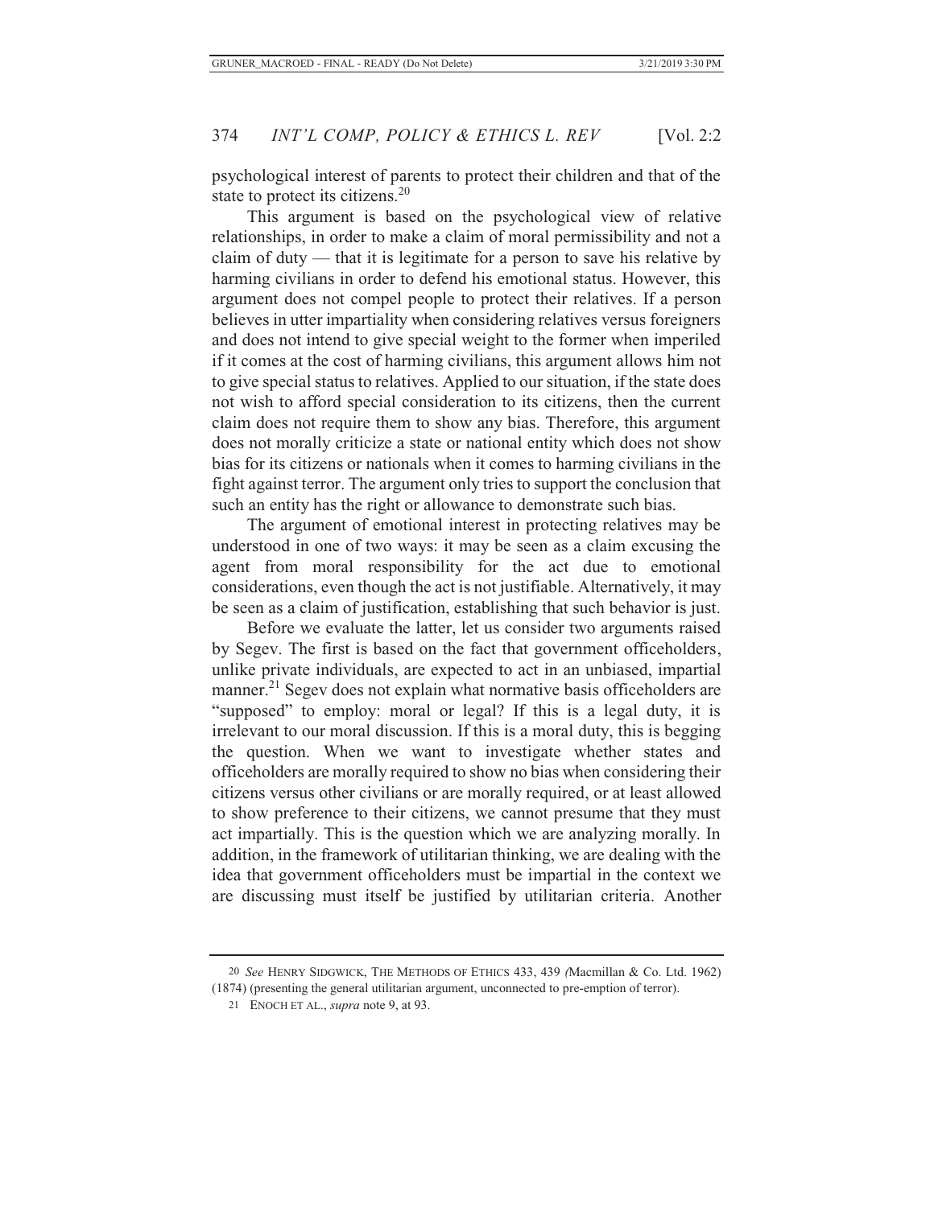psychological interest of parents to protect their children and that of the state to protect its citizens.[20]

This argument is based on the psychological view of relative relationships, in order to make a claim of moral permissibility and not a claim of duty — that it is legitimate for a person to save his relative by harming civilians in order to defend his emotional status. However, this argument does not compel people to protect their relatives. If a person believes in utter impartiality when considering relatives versus foreigners and does not intend to give special weight to the former when imperiled if it comes at the cost of harming civilians, this argument allows him not to give special status to relatives. Applied to our situation, if the state does not wish to afford special consideration to its citizens, then the current claim does not require them to show any bias. Therefore, this argument does not morally criticize a state or national entity which does not show bias for its citizens or nationals when it comes to harming civilians in the fight against terror. The argument only tries to support the conclusion that such an entity has the right or allowance to demonstrate such bias.

The argument of emotional interest in protecting relatives may be understood in one of two ways: it may be seen as a claim excusing the agent from moral responsibility for the act due to emotional considerations, even though the act is not justifiable. Alternatively, it may be seen as a claim of justification, establishing that such behavior is just.

Before we evaluate the latter, let us consider two arguments raised by Segev. The first is based on the fact that government officeholders, unlike private individuals, are expected to act in an unbiased, impartial manner.[21] Segev does not explain what normative basis officeholders are "supposed" to employ: moral or legal? If this is a legal duty, it is irrelevant to our moral discussion. If this is a moral duty, this is begging the question. When we want to investigate whether states and officeholders are morally required to show no bias when considering their citizens versus other civilians or are morally required, or at least allowed to show preference to their citizens, we cannot presume that they must act impartially. This is the question which we are analyzing morally. In addition, in the framework of utilitarian thinking, we are dealing with the idea that government officeholders must be impartial in the context we are discussing must itself be justified by utilitarian criteria. Another

---

20 *See* HENRY SIDGWICK, THE METHODS OF ETHICS 433, 439 (Macmillan & Co. Ltd. 1962) (1874) (presenting the general utilitarian argument, unconnected to pre-emption of terror).

21 ENOCH ET AL., *supra* note 9, at 93.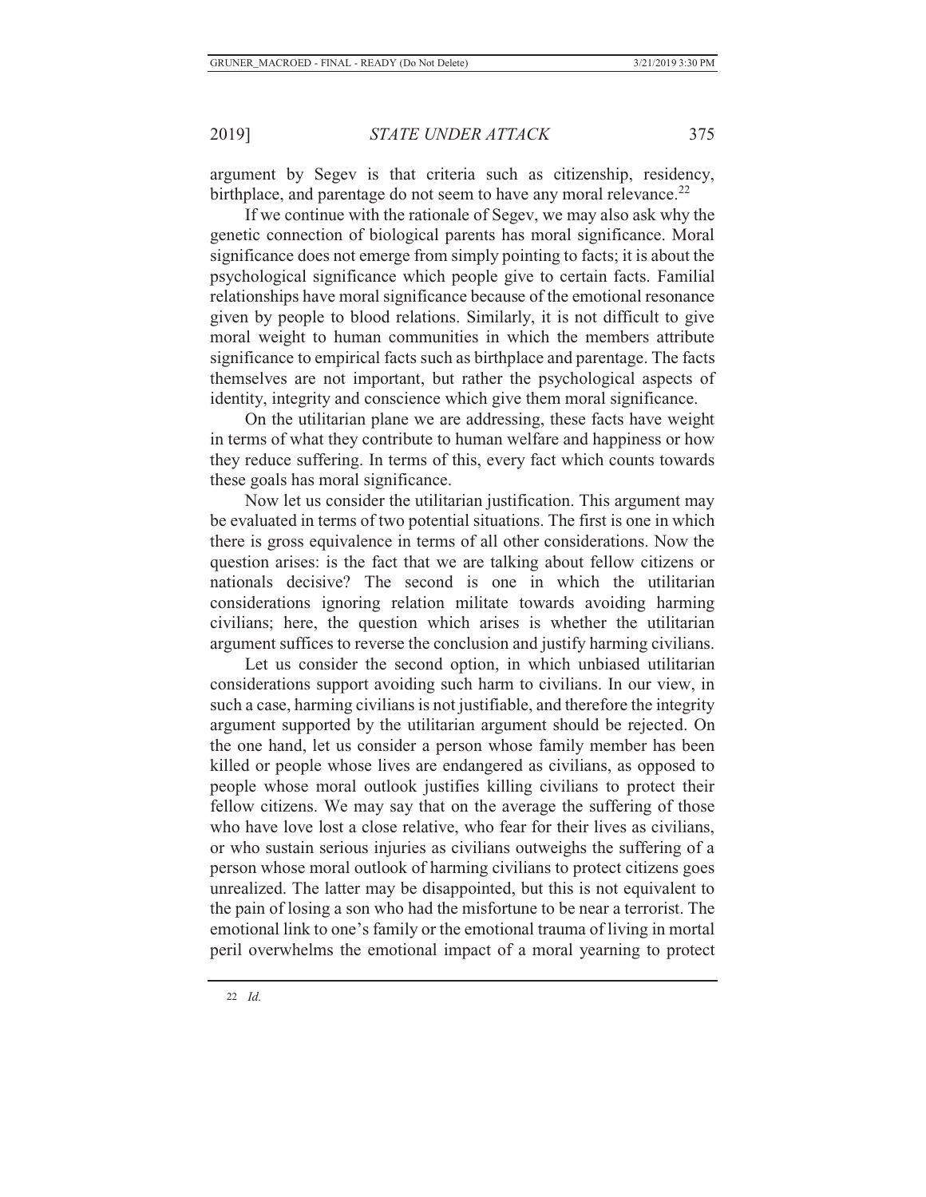argument by Segev is that criteria such as citizenship, residency, birthplace, and parentage do not seem to have any moral relevance.[22]

If we continue with the rationale of Segev, we may also ask why the genetic connection of biological parents has moral significance. Moral significance does not emerge from simply pointing to facts; it is about the psychological significance which people give to certain facts. Familial relationships have moral significance because of the emotional resonance given by people to blood relations. Similarly, it is not difficult to give moral weight to human communities in which the members attribute significance to empirical facts such as birthplace and parentage. The facts themselves are not important, but rather the psychological aspects of identity, integrity and conscience which give them moral significance.

On the utilitarian plane we are addressing, these facts have weight in terms of what they contribute to human welfare and happiness or how they reduce suffering. In terms of this, every fact which counts towards these goals has moral significance.

Now let us consider the utilitarian justification. This argument may be evaluated in terms of two potential situations. The first is one in which there is gross equivalence in terms of all other considerations. Now the question arises: is the fact that we are talking about fellow citizens or nationals decisive? The second is one in which the utilitarian considerations ignoring relation militate towards avoiding harming civilians; here, the question which arises is whether the utilitarian argument suffices to reverse the conclusion and justify harming civilians.

Let us consider the second option, in which unbiased utilitarian considerations support avoiding such harm to civilians. In our view, in such a case, harming civilians is not justifiable, and therefore the integrity argument supported by the utilitarian argument should be rejected. On the one hand, let us consider a person whose family member has been killed or people whose lives are endangered as civilians, as opposed to people whose moral outlook justifies killing civilians to protect their fellow citizens. We may say that on the average the suffering of those who have love lost a close relative, who fear for their lives as civilians, or who sustain serious injuries as civilians outweighs the suffering of a person whose moral outlook of harming civilians to protect citizens goes unrealized. The latter may be disappointed, but this is not equivalent to the pain of losing a son who had the misfortune to be near a terrorist. The emotional link to one's family or the emotional trauma of living in mortal peril overwhelms the emotional impact of a moral yearning to protect

22 *Id.*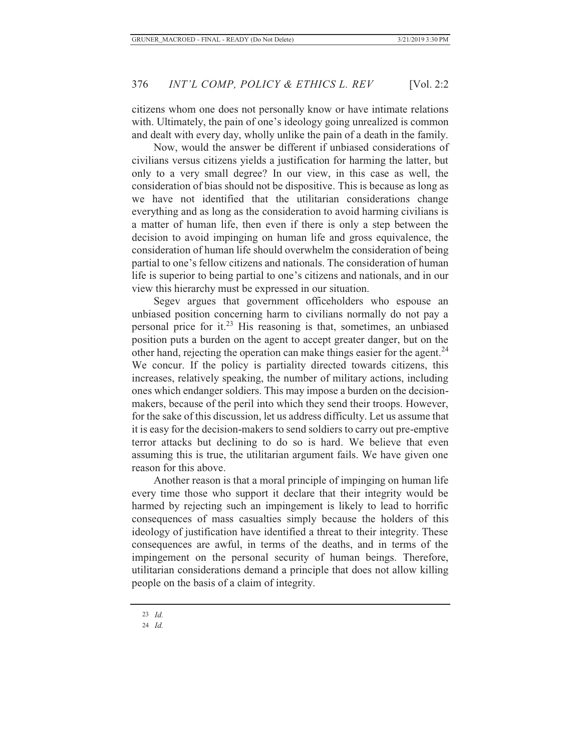citizens whom one does not personally know or have intimate relations with. Ultimately, the pain of one's ideology going unrealized is common and dealt with every day, wholly unlike the pain of a death in the family.

Now, would the answer be different if unbiased considerations of civilians versus citizens yields a justification for harming the latter, but only to a very small degree? In our view, in this case as well, the consideration of bias should not be dispositive. This is because as long as we have not identified that the utilitarian considerations change everything and as long as the consideration to avoid harming civilians is a matter of human life, then even if there is only a step between the decision to avoid impinging on human life and gross equivalence, the consideration of human life should overwhelm the consideration of being partial to one's fellow citizens and nationals. The consideration of human life is superior to being partial to one's citizens and nationals, and in our view this hierarchy must be expressed in our situation.

Segev argues that government officeholders who espouse an unbiased position concerning harm to civilians normally do not pay a personal price for it.[23] His reasoning is that, sometimes, an unbiased position puts a burden on the agent to accept greater danger, but on the other hand, rejecting the operation can make things easier for the agent.[24] We concur. If the policy is partiality directed towards citizens, this increases, relatively speaking, the number of military actions, including ones which endanger soldiers. This may impose a burden on the decision-makers, because of the peril into which they send their troops. However, for the sake of this discussion, let us address difficulty. Let us assume that it is easy for the decision-makers to send soldiers to carry out pre-emptive terror attacks but declining to do so is hard. We believe that even assuming this is true, the utilitarian argument fails. We have given one reason for this above.

Another reason is that a moral principle of impinging on human life every time those who support it declare that their integrity would be harmed by rejecting such an impingement is likely to lead to horrific consequences of mass casualties simply because the holders of this ideology of justification have identified a threat to their integrity. These consequences are awful, in terms of the deaths, and in terms of the impingement on the personal security of human beings. Therefore, utilitarian considerations demand a principle that does not allow killing people on the basis of a claim of integrity.

---

23 *Id.*

24 *Id.*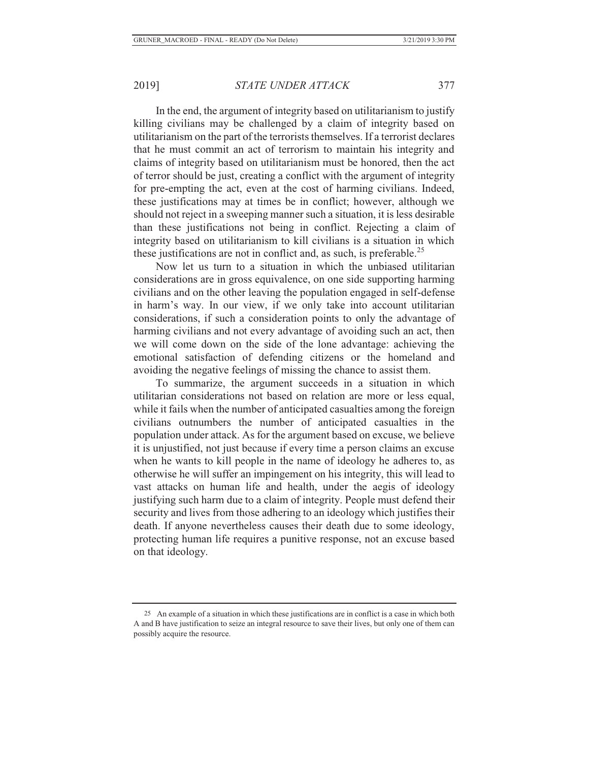In the end, the argument of integrity based on utilitarianism to justify killing civilians may be challenged by a claim of integrity based on utilitarianism on the part of the terrorists themselves. If a terrorist declares that he must commit an act of terrorism to maintain his integrity and claims of integrity based on utilitarianism must be honored, then the act of terror should be just, creating a conflict with the argument of integrity for pre-empting the act, even at the cost of harming civilians. Indeed, these justifications may at times be in conflict; however, although we should not reject in a sweeping manner such a situation, it is less desirable than these justifications not being in conflict. Rejecting a claim of integrity based on utilitarianism to kill civilians is a situation in which these justifications are not in conflict and, as such, is preferable.[25]

Now let us turn to a situation in which the unbiased utilitarian considerations are in gross equivalence, on one side supporting harming civilians and on the other leaving the population engaged in self-defense in harm's way. In our view, if we only take into account utilitarian considerations, if such a consideration points to only the advantage of harming civilians and not every advantage of avoiding such an act, then we will come down on the side of the lone advantage: achieving the emotional satisfaction of defending citizens or the homeland and avoiding the negative feelings of missing the chance to assist them.

To summarize, the argument succeeds in a situation in which utilitarian considerations not based on relation are more or less equal, while it fails when the number of anticipated casualties among the foreign civilians outnumbers the number of anticipated casualties in the population under attack. As for the argument based on excuse, we believe it is unjustified, not just because if every time a person claims an excuse when he wants to kill people in the name of ideology he adheres to, as otherwise he will suffer an impingement on his integrity, this will lead to vast attacks on human life and health, under the aegis of ideology justifying such harm due to a claim of integrity. People must defend their security and lives from those adhering to an ideology which justifies their death. If anyone nevertheless causes their death due to some ideology, protecting human life requires a punitive response, not an excuse based on that ideology.

---

25 An example of a situation in which these justifications are in conflict is a case in which both A and B have justification to seize an integral resource to save their lives, but only one of them can possibly acquire the resource.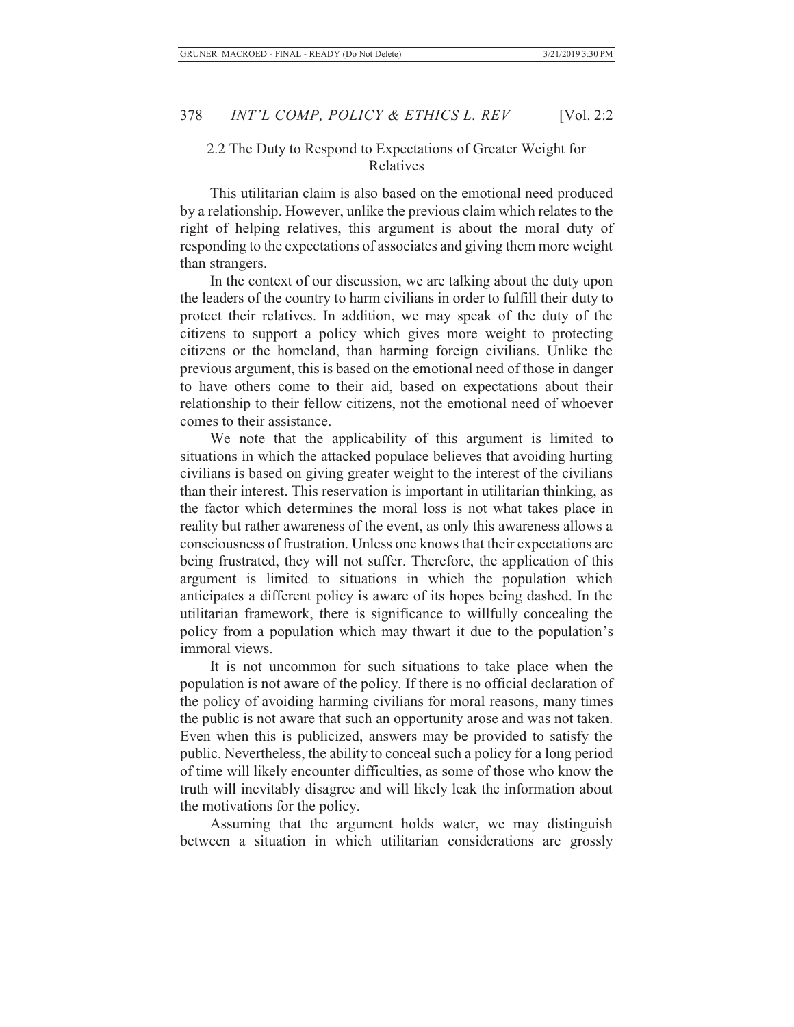### 2.2 The Duty to Respond to Expectations of Greater Weight for Relatives

This utilitarian claim is also based on the emotional need produced by a relationship. However, unlike the previous claim which relates to the right of helping relatives, this argument is about the moral duty of responding to the expectations of associates and giving them more weight than strangers.

In the context of our discussion, we are talking about the duty upon the leaders of the country to harm civilians in order to fulfill their duty to protect their relatives. In addition, we may speak of the duty of the citizens to support a policy which gives more weight to protecting citizens or the homeland, than harming foreign civilians. Unlike the previous argument, this is based on the emotional need of those in danger to have others come to their aid, based on expectations about their relationship to their fellow citizens, not the emotional need of whoever comes to their assistance.

We note that the applicability of this argument is limited to situations in which the attacked populace believes that avoiding hurting civilians is based on giving greater weight to the interest of the civilians than their interest. This reservation is important in utilitarian thinking, as the factor which determines the moral loss is not what takes place in reality but rather awareness of the event, as only this awareness allows a consciousness of frustration. Unless one knows that their expectations are being frustrated, they will not suffer. Therefore, the application of this argument is limited to situations in which the population which anticipates a different policy is aware of its hopes being dashed. In the utilitarian framework, there is significance to willfully concealing the policy from a population which may thwart it due to the population's immoral views.

It is not uncommon for such situations to take place when the population is not aware of the policy. If there is no official declaration of the policy of avoiding harming civilians for moral reasons, many times the public is not aware that such an opportunity arose and was not taken. Even when this is publicized, answers may be provided to satisfy the public. Nevertheless, the ability to conceal such a policy for a long period of time will likely encounter difficulties, as some of those who know the truth will inevitably disagree and will likely leak the information about the motivations for the policy.

Assuming that the argument holds water, we may distinguish between a situation in which utilitarian considerations are grossly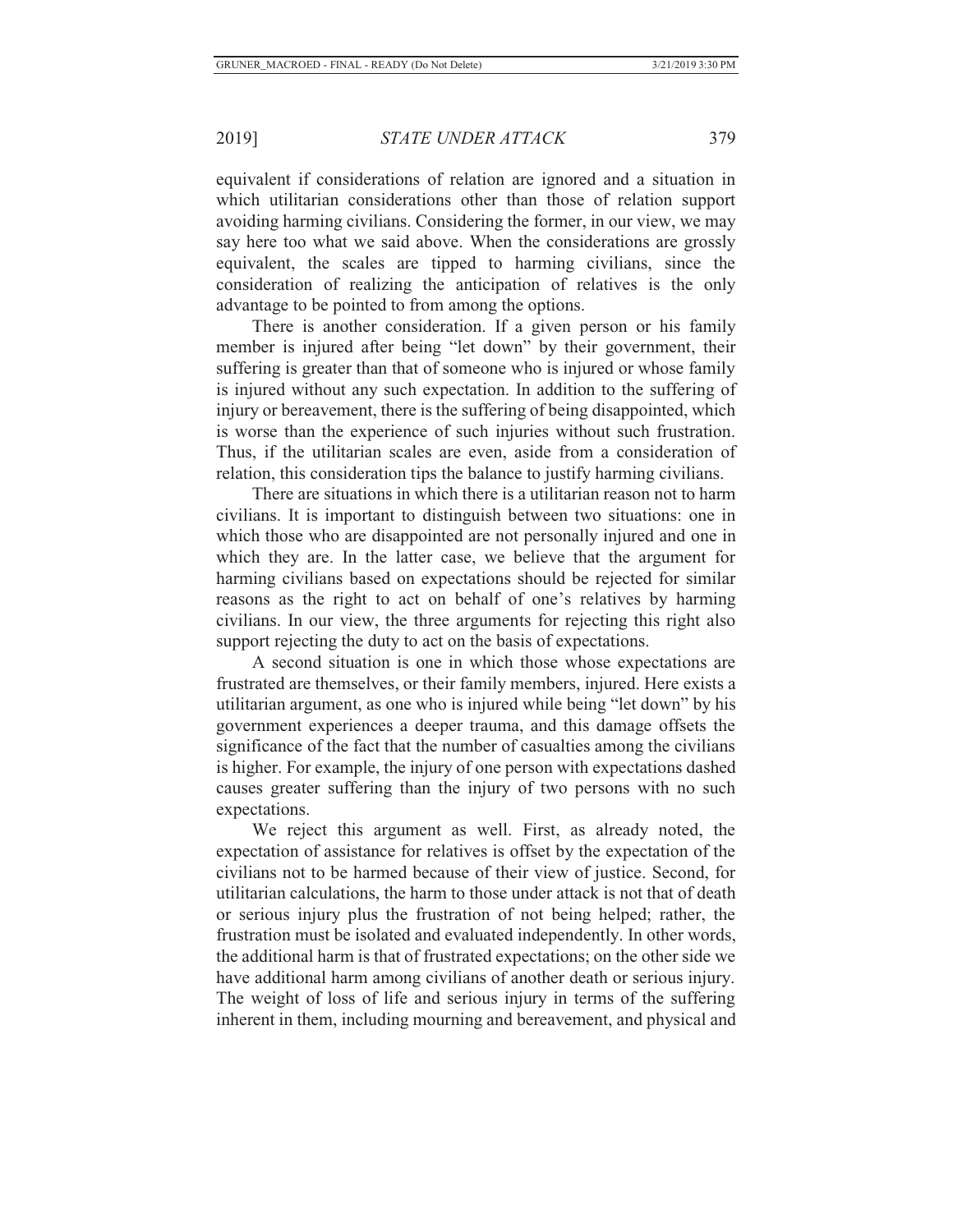equivalent if considerations of relation are ignored and a situation in which utilitarian considerations other than those of relation support avoiding harming civilians. Considering the former, in our view, we may say here too what we said above. When the considerations are grossly equivalent, the scales are tipped to harming civilians, since the consideration of realizing the anticipation of relatives is the only advantage to be pointed to from among the options.

There is another consideration. If a given person or his family member is injured after being "let down" by their government, their suffering is greater than that of someone who is injured or whose family is injured without any such expectation. In addition to the suffering of injury or bereavement, there is the suffering of being disappointed, which is worse than the experience of such injuries without such frustration. Thus, if the utilitarian scales are even, aside from a consideration of relation, this consideration tips the balance to justify harming civilians.

There are situations in which there is a utilitarian reason not to harm civilians. It is important to distinguish between two situations: one in which those who are disappointed are not personally injured and one in which they are. In the latter case, we believe that the argument for harming civilians based on expectations should be rejected for similar reasons as the right to act on behalf of one's relatives by harming civilians. In our view, the three arguments for rejecting this right also support rejecting the duty to act on the basis of expectations.

A second situation is one in which those whose expectations are frustrated are themselves, or their family members, injured. Here exists a utilitarian argument, as one who is injured while being "let down" by his government experiences a deeper trauma, and this damage offsets the significance of the fact that the number of casualties among the civilians is higher. For example, the injury of one person with expectations dashed causes greater suffering than the injury of two persons with no such expectations.

We reject this argument as well. First, as already noted, the expectation of assistance for relatives is offset by the expectation of the civilians not to be harmed because of their view of justice. Second, for utilitarian calculations, the harm to those under attack is not that of death or serious injury plus the frustration of not being helped; rather, the frustration must be isolated and evaluated independently. In other words, the additional harm is that of frustrated expectations; on the other side we have additional harm among civilians of another death or serious injury. The weight of loss of life and serious injury in terms of the suffering inherent in them, including mourning and bereavement, and physical and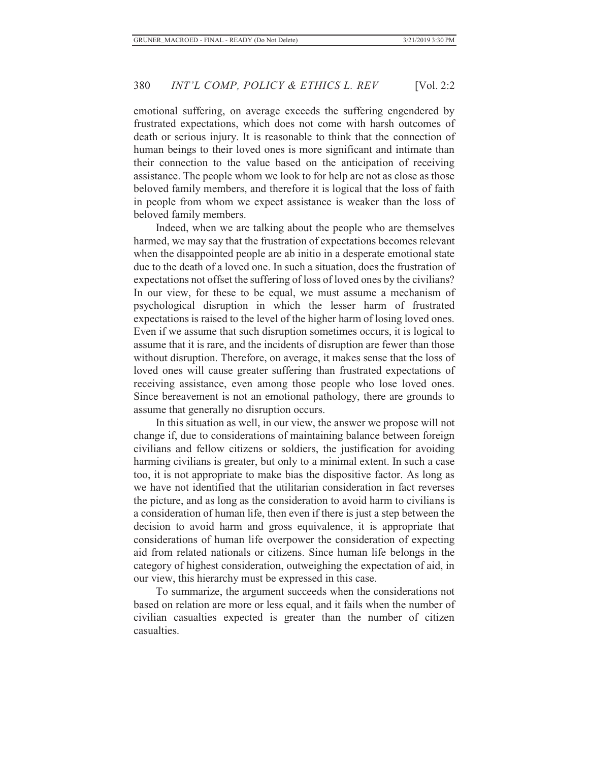emotional suffering, on average exceeds the suffering engendered by frustrated expectations, which does not come with harsh outcomes of death or serious injury. It is reasonable to think that the connection of human beings to their loved ones is more significant and intimate than their connection to the value based on the anticipation of receiving assistance. The people whom we look to for help are not as close as those beloved family members, and therefore it is logical that the loss of faith in people from whom we expect assistance is weaker than the loss of beloved family members.

Indeed, when we are talking about the people who are themselves harmed, we may say that the frustration of expectations becomes relevant when the disappointed people are ab initio in a desperate emotional state due to the death of a loved one. In such a situation, does the frustration of expectations not offset the suffering of loss of loved ones by the civilians? In our view, for these to be equal, we must assume a mechanism of psychological disruption in which the lesser harm of frustrated expectations is raised to the level of the higher harm of losing loved ones. Even if we assume that such disruption sometimes occurs, it is logical to assume that it is rare, and the incidents of disruption are fewer than those without disruption. Therefore, on average, it makes sense that the loss of loved ones will cause greater suffering than frustrated expectations of receiving assistance, even among those people who lose loved ones. Since bereavement is not an emotional pathology, there are grounds to assume that generally no disruption occurs.

In this situation as well, in our view, the answer we propose will not change if, due to considerations of maintaining balance between foreign civilians and fellow citizens or soldiers, the justification for avoiding harming civilians is greater, but only to a minimal extent. In such a case too, it is not appropriate to make bias the dispositive factor. As long as we have not identified that the utilitarian consideration in fact reverses the picture, and as long as the consideration to avoid harm to civilians is a consideration of human life, then even if there is just a step between the decision to avoid harm and gross equivalence, it is appropriate that considerations of human life overpower the consideration of expecting aid from related nationals or citizens. Since human life belongs in the category of highest consideration, outweighing the expectation of aid, in our view, this hierarchy must be expressed in this case.

To summarize, the argument succeeds when the considerations not based on relation are more or less equal, and it fails when the number of civilian casualties expected is greater than the number of citizen casualties.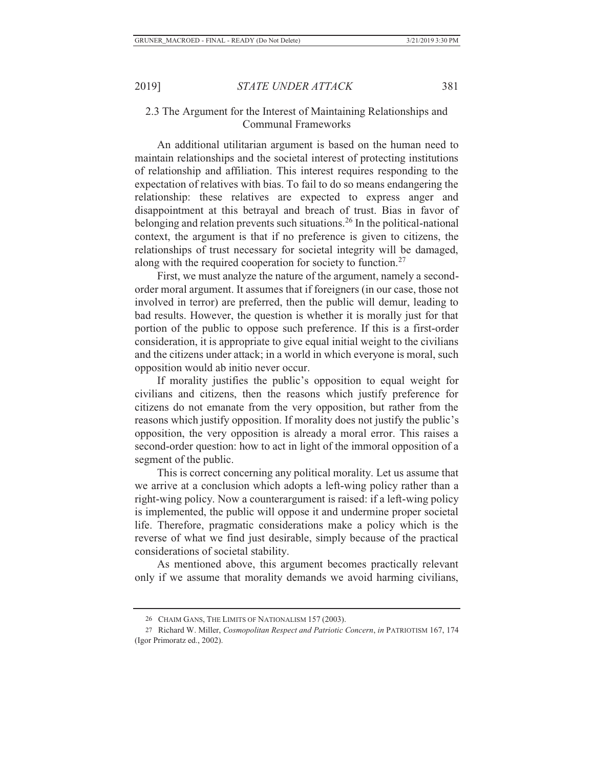## 2.3 The Argument for the Interest of Maintaining Relationships and Communal Frameworks

An additional utilitarian argument is based on the human need to maintain relationships and the societal interest of protecting institutions of relationship and affiliation. This interest requires responding to the expectation of relatives with bias. To fail to do so means endangering the relationship: these relatives are expected to express anger and disappointment at this betrayal and breach of trust. Bias in favor of belonging and relation prevents such situations.[26] In the political-national context, the argument is that if no preference is given to citizens, the relationships of trust necessary for societal integrity will be damaged, along with the required cooperation for society to function.[27]

First, we must analyze the nature of the argument, namely a second-order moral argument. It assumes that if foreigners (in our case, those not involved in terror) are preferred, then the public will demur, leading to bad results. However, the question is whether it is morally just for that portion of the public to oppose such preference. If this is a first-order consideration, it is appropriate to give equal initial weight to the civilians and the citizens under attack; in a world in which everyone is moral, such opposition would ab initio never occur.

If morality justifies the public's opposition to equal weight for civilians and citizens, then the reasons which justify preference for citizens do not emanate from the very opposition, but rather from the reasons which justify opposition. If morality does not justify the public's opposition, the very opposition is already a moral error. This raises a second-order question: how to act in light of the immoral opposition of a segment of the public.

This is correct concerning any political morality. Let us assume that we arrive at a conclusion which adopts a left-wing policy rather than a right-wing policy. Now a counterargument is raised: if a left-wing policy is implemented, the public will oppose it and undermine proper societal life. Therefore, pragmatic considerations make a policy which is the reverse of what we find just desirable, simply because of the practical considerations of societal stability.

As mentioned above, this argument becomes practically relevant only if we assume that morality demands we avoid harming civilians,

---

26 CHAIM GANS, THE LIMITS OF NATIONALISM 157 (2003).

27 Richard W. Miller, *Cosmopolitan Respect and Patriotic Concern*, *in* PATRIOTISM 167, 174 (Igor Primoratz ed., 2002).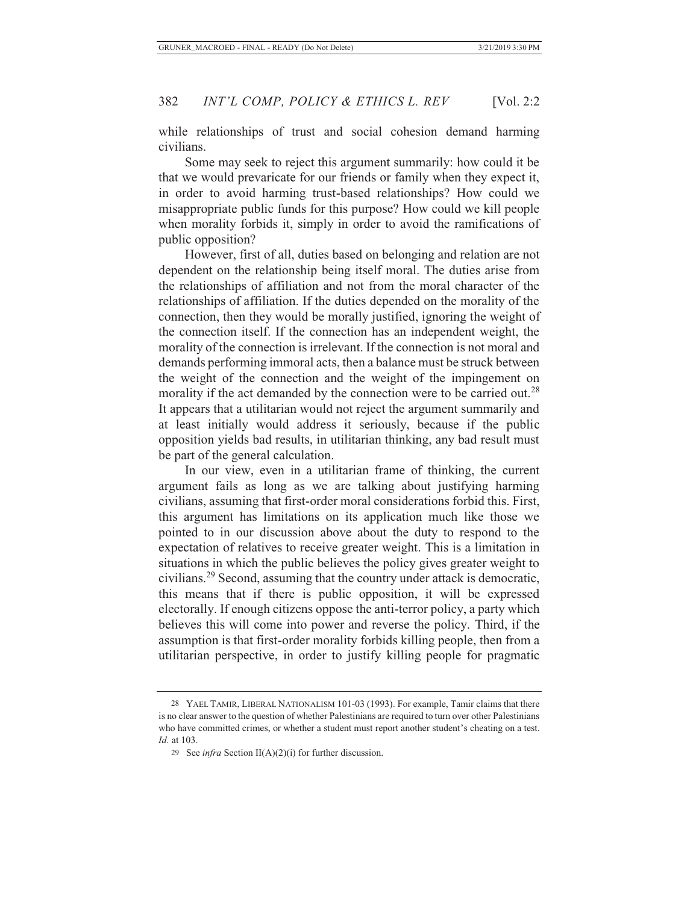while relationships of trust and social cohesion demand harming civilians.

Some may seek to reject this argument summarily: how could it be that we would prevaricate for our friends or family when they expect it, in order to avoid harming trust-based relationships? How could we misappropriate public funds for this purpose? How could we kill people when morality forbids it, simply in order to avoid the ramifications of public opposition?

However, first of all, duties based on belonging and relation are not dependent on the relationship being itself moral. The duties arise from the relationships of affiliation and not from the moral character of the relationships of affiliation. If the duties depended on the morality of the connection, then they would be morally justified, ignoring the weight of the connection itself. If the connection has an independent weight, the morality of the connection is irrelevant. If the connection is not moral and demands performing immoral acts, then a balance must be struck between the weight of the connection and the weight of the impingement on morality if the act demanded by the connection were to be carried out.[28] It appears that a utilitarian would not reject the argument summarily and at least initially would address it seriously, because if the public opposition yields bad results, in utilitarian thinking, any bad result must be part of the general calculation.

In our view, even in a utilitarian frame of thinking, the current argument fails as long as we are talking about justifying harming civilians, assuming that first-order moral considerations forbid this. First, this argument has limitations on its application much like those we pointed to in our discussion above about the duty to respond to the expectation of relatives to receive greater weight. This is a limitation in situations in which the public believes the policy gives greater weight to civilians.[29] Second, assuming that the country under attack is democratic, this means that if there is public opposition, it will be expressed electorally. If enough citizens oppose the anti-terror policy, a party which believes this will come into power and reverse the policy. Third, if the assumption is that first-order morality forbids killing people, then from a utilitarian perspective, in order to justify killing people for pragmatic

---

28 YAEL TAMIR, LIBERAL NATIONALISM 101-03 (1993). For example, Tamir claims that there is no clear answer to the question of whether Palestinians are required to turn over other Palestinians who have committed crimes, or whether a student must report another student's cheating on a test. *Id.* at 103.

29 See *infra* Section II(A)(2)(i) for further discussion.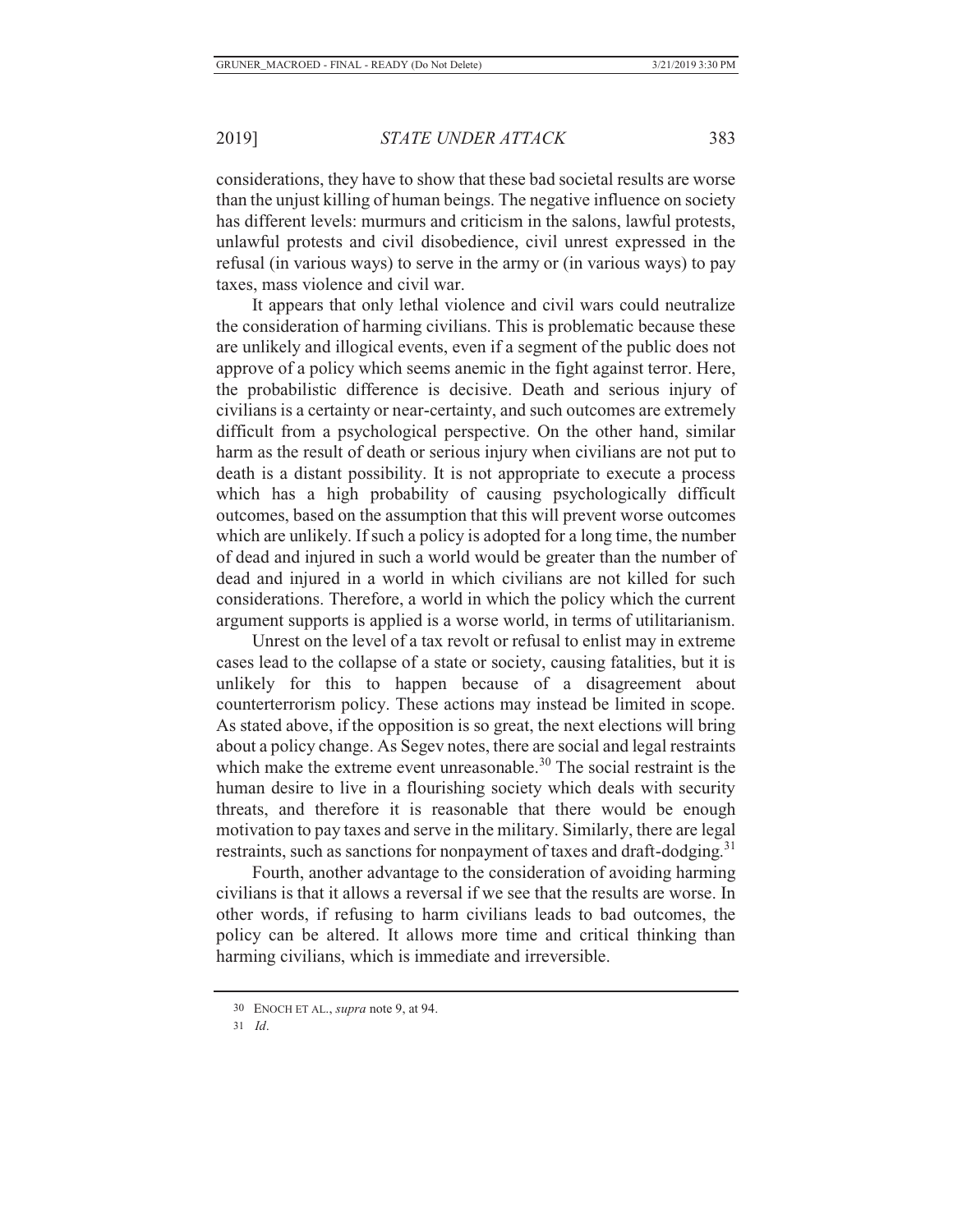considerations, they have to show that these bad societal results are worse than the unjust killing of human beings. The negative influence on society has different levels: murmurs and criticism in the salons, lawful protests, unlawful protests and civil disobedience, civil unrest expressed in the refusal (in various ways) to serve in the army or (in various ways) to pay taxes, mass violence and civil war.

It appears that only lethal violence and civil wars could neutralize the consideration of harming civilians. This is problematic because these are unlikely and illogical events, even if a segment of the public does not approve of a policy which seems anemic in the fight against terror. Here, the probabilistic difference is decisive. Death and serious injury of civilians is a certainty or near-certainty, and such outcomes are extremely difficult from a psychological perspective. On the other hand, similar harm as the result of death or serious injury when civilians are not put to death is a distant possibility. It is not appropriate to execute a process which has a high probability of causing psychologically difficult outcomes, based on the assumption that this will prevent worse outcomes which are unlikely. If such a policy is adopted for a long time, the number of dead and injured in such a world would be greater than the number of dead and injured in a world in which civilians are not killed for such considerations. Therefore, a world in which the policy which the current argument supports is applied is a worse world, in terms of utilitarianism.

Unrest on the level of a tax revolt or refusal to enlist may in extreme cases lead to the collapse of a state or society, causing fatalities, but it is unlikely for this to happen because of a disagreement about counterterrorism policy. These actions may instead be limited in scope. As stated above, if the opposition is so great, the next elections will bring about a policy change. As Segev notes, there are social and legal restraints which make the extreme event unreasonable.[30] The social restraint is the human desire to live in a flourishing society which deals with security threats, and therefore it is reasonable that there would be enough motivation to pay taxes and serve in the military. Similarly, there are legal restraints, such as sanctions for nonpayment of taxes and draft-dodging.[31]

Fourth, another advantage to the consideration of avoiding harming civilians is that it allows a reversal if we see that the results are worse. In other words, if refusing to harm civilians leads to bad outcomes, the policy can be altered. It allows more time and critical thinking than harming civilians, which is immediate and irreversible.

---

30 ENOCH ET AL., *supra* note 9, at 94.

31 *Id*.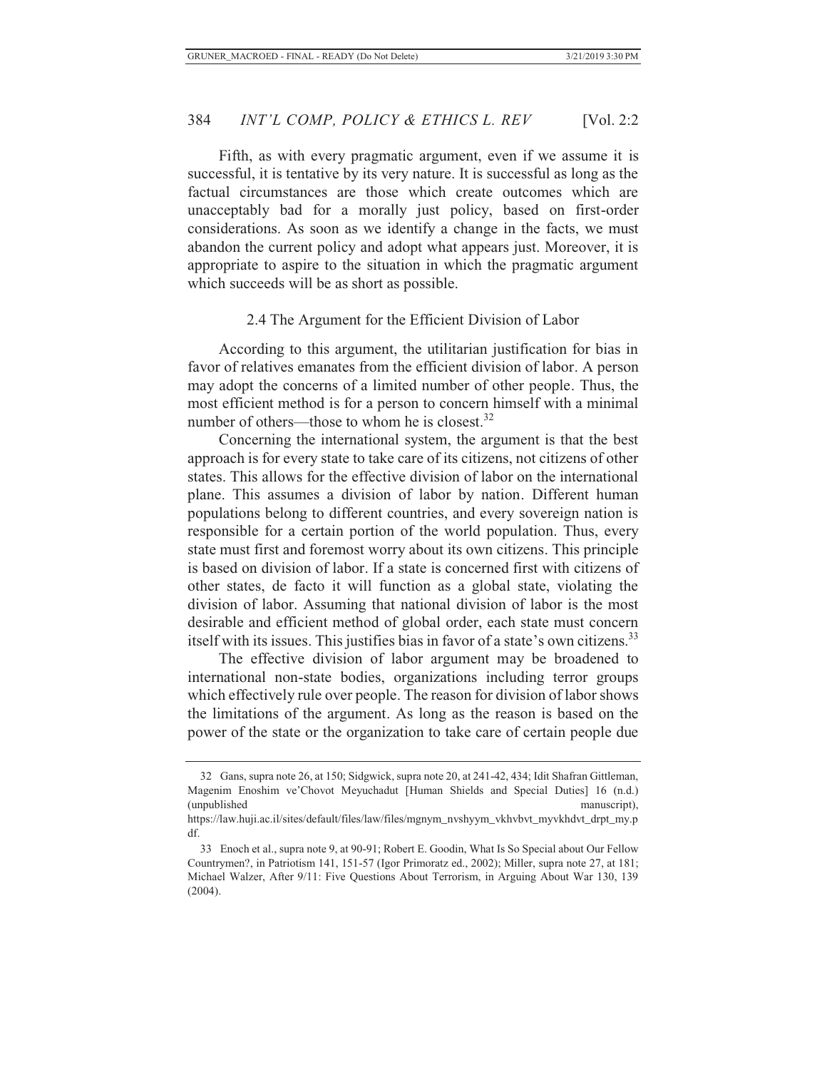Fifth, as with every pragmatic argument, even if we assume it is successful, it is tentative by its very nature. It is successful as long as the factual circumstances are those which create outcomes which are unacceptably bad for a morally just policy, based on first-order considerations. As soon as we identify a change in the facts, we must abandon the current policy and adopt what appears just. Moreover, it is appropriate to aspire to the situation in which the pragmatic argument which succeeds will be as short as possible.

### 2.4 The Argument for the Efficient Division of Labor

According to this argument, the utilitarian justification for bias in favor of relatives emanates from the efficient division of labor. A person may adopt the concerns of a limited number of other people. Thus, the most efficient method is for a person to concern himself with a minimal number of others—those to whom he is closest.[32]

Concerning the international system, the argument is that the best approach is for every state to take care of its citizens, not citizens of other states. This allows for the effective division of labor on the international plane. This assumes a division of labor by nation. Different human populations belong to different countries, and every sovereign nation is responsible for a certain portion of the world population. Thus, every state must first and foremost worry about its own citizens. This principle is based on division of labor. If a state is concerned first with citizens of other states, de facto it will function as a global state, violating the division of labor. Assuming that national division of labor is the most desirable and efficient method of global order, each state must concern itself with its issues. This justifies bias in favor of a state's own citizens.[33]

The effective division of labor argument may be broadened to international non-state bodies, organizations including terror groups which effectively rule over people. The reason for division of labor shows the limitations of the argument. As long as the reason is based on the power of the state or the organization to take care of certain people due

---

32 Gans, supra note 26, at 150; Sidgwick, supra note 20, at 241-42, 434; Idit Shafran Gittleman, Magenim Enoshim ve'Chovot Meyuchadut [Human Shields and Special Duties] 16 (n.d.) (unpublished manuscript), https://law.huji.ac.il/sites/default/files/law/files/mgnym_nvshyym_vkhvbvt_myvkhdvt_drpt_my.pdf.

33 Enoch et al., supra note 9, at 90-91; Robert E. Goodin, What Is So Special about Our Fellow Countrymen?, in Patriotism 141, 151-57 (Igor Primoratz ed., 2002); Miller, supra note 27, at 181; Michael Walzer, After 9/11: Five Questions About Terrorism, in Arguing About War 130, 139 (2004).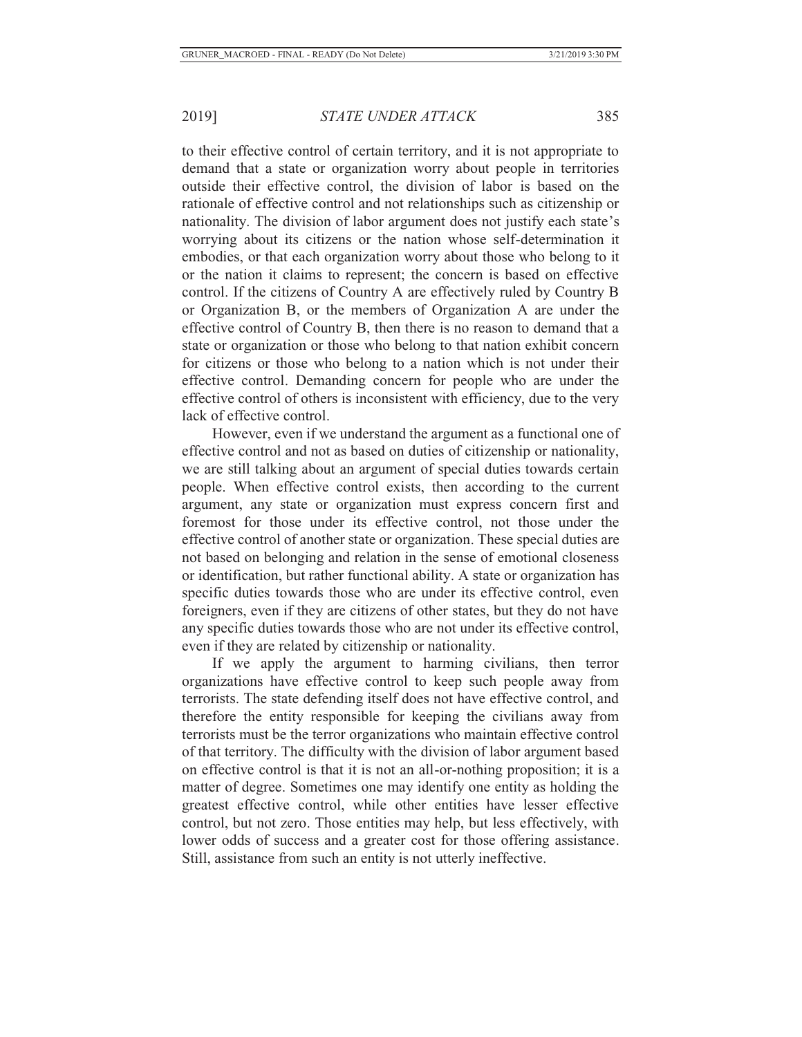to their effective control of certain territory, and it is not appropriate to demand that a state or organization worry about people in territories outside their effective control, the division of labor is based on the rationale of effective control and not relationships such as citizenship or nationality. The division of labor argument does not justify each state's worrying about its citizens or the nation whose self-determination it embodies, or that each organization worry about those who belong to it or the nation it claims to represent; the concern is based on effective control. If the citizens of Country A are effectively ruled by Country B or Organization B, or the members of Organization A are under the effective control of Country B, then there is no reason to demand that a state or organization or those who belong to that nation exhibit concern for citizens or those who belong to a nation which is not under their effective control. Demanding concern for people who are under the effective control of others is inconsistent with efficiency, due to the very lack of effective control.

However, even if we understand the argument as a functional one of effective control and not as based on duties of citizenship or nationality, we are still talking about an argument of special duties towards certain people. When effective control exists, then according to the current argument, any state or organization must express concern first and foremost for those under its effective control, not those under the effective control of another state or organization. These special duties are not based on belonging and relation in the sense of emotional closeness or identification, but rather functional ability. A state or organization has specific duties towards those who are under its effective control, even foreigners, even if they are citizens of other states, but they do not have any specific duties towards those who are not under its effective control, even if they are related by citizenship or nationality.

If we apply the argument to harming civilians, then terror organizations have effective control to keep such people away from terrorists. The state defending itself does not have effective control, and therefore the entity responsible for keeping the civilians away from terrorists must be the terror organizations who maintain effective control of that territory. The difficulty with the division of labor argument based on effective control is that it is not an all-or-nothing proposition; it is a matter of degree. Sometimes one may identify one entity as holding the greatest effective control, while other entities have lesser effective control, but not zero. Those entities may help, but less effectively, with lower odds of success and a greater cost for those offering assistance. Still, assistance from such an entity is not utterly ineffective.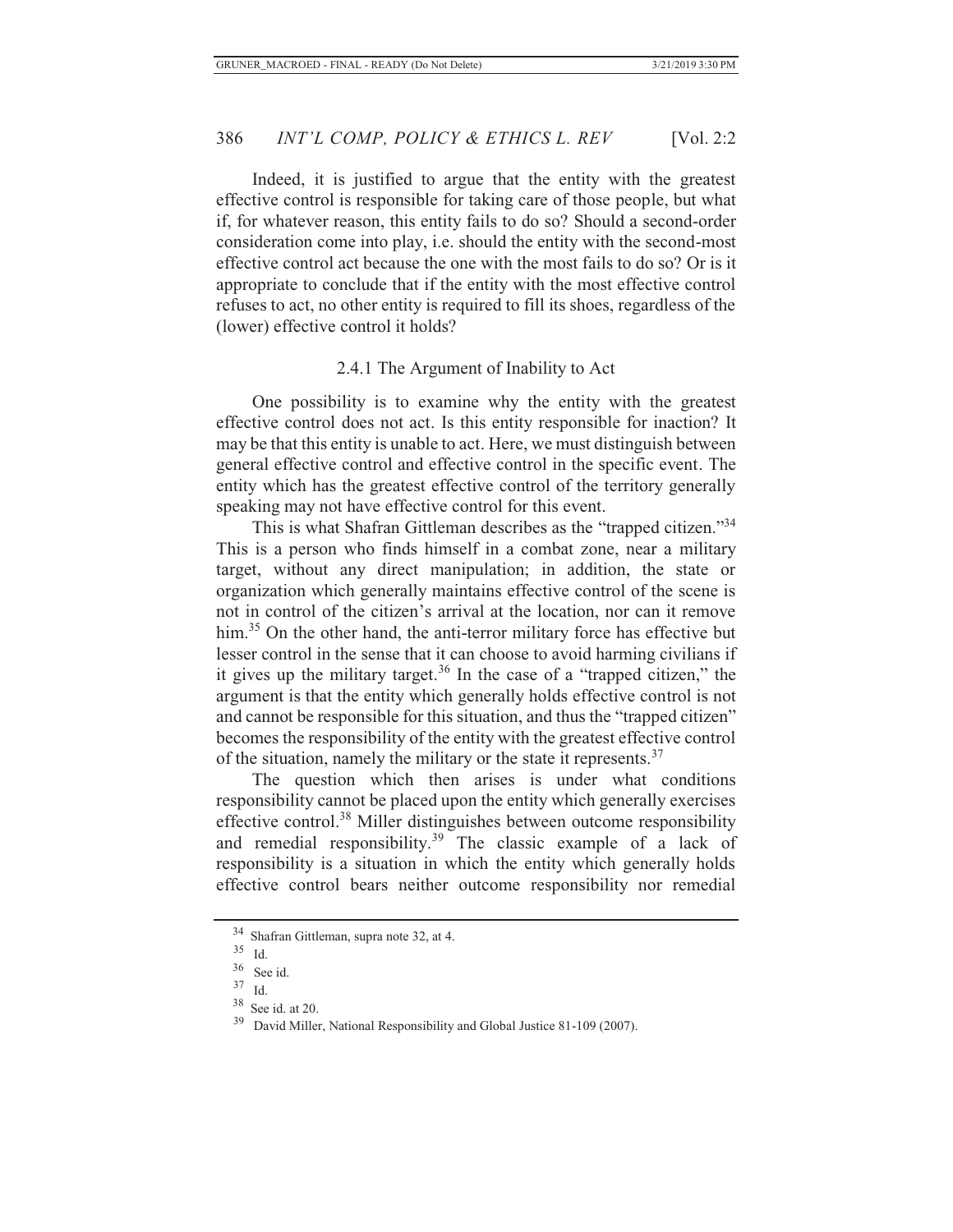Indeed, it is justified to argue that the entity with the greatest effective control is responsible for taking care of those people, but what if, for whatever reason, this entity fails to do so? Should a second-order consideration come into play, i.e. should the entity with the second-most effective control act because the one with the most fails to do so? Or is it appropriate to conclude that if the entity with the most effective control refuses to act, no other entity is required to fill its shoes, regardless of the (lower) effective control it holds?

### 2.4.1 The Argument of Inability to Act

One possibility is to examine why the entity with the greatest effective control does not act. Is this entity responsible for inaction? It may be that this entity is unable to act. Here, we must distinguish between general effective control and effective control in the specific event. The entity which has the greatest effective control of the territory generally speaking may not have effective control for this event.

This is what Shafran Gittleman describes as the "trapped citizen."[34] This is a person who finds himself in a combat zone, near a military target, without any direct manipulation; in addition, the state or organization which generally maintains effective control of the scene is not in control of the citizen's arrival at the location, nor can it remove him.[35] On the other hand, the anti-terror military force has effective but lesser control in the sense that it can choose to avoid harming civilians if it gives up the military target.[36] In the case of a "trapped citizen," the argument is that the entity which generally holds effective control is not and cannot be responsible for this situation, and thus the "trapped citizen" becomes the responsibility of the entity with the greatest effective control of the situation, namely the military or the state it represents.[37]

The question which then arises is under what conditions responsibility cannot be placed upon the entity which generally exercises effective control.[38] Miller distinguishes between outcome responsibility and remedial responsibility.[39] The classic example of a lack of responsibility is a situation in which the entity which generally holds effective control bears neither outcome responsibility nor remedial

---

[34] Shafran Gittleman, supra note 32, at 4.

[35] Id.

[36] See id.

[37] Id.

[38] See id. at 20.

[39] David Miller, National Responsibility and Global Justice 81-109 (2007).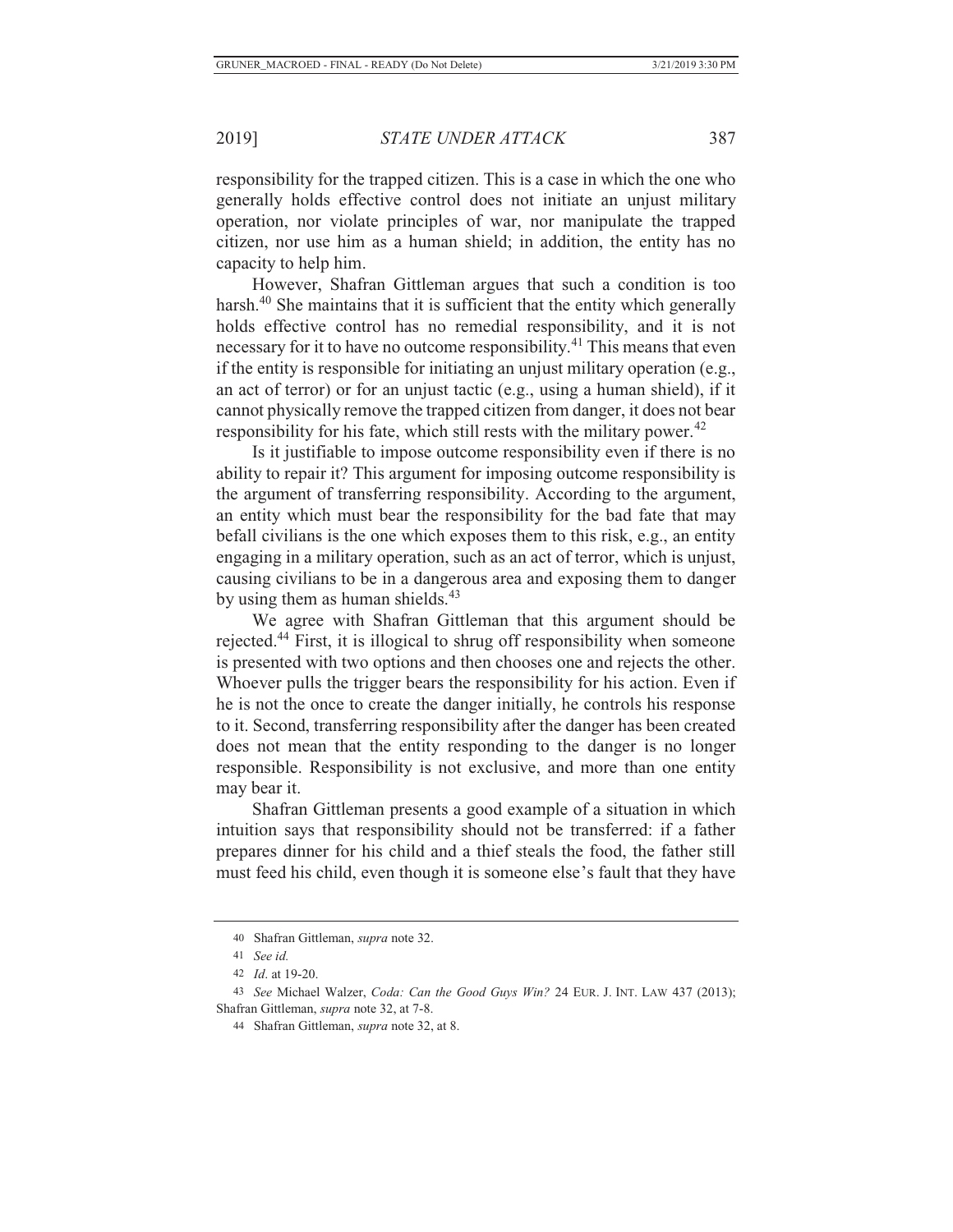responsibility for the trapped citizen. This is a case in which the one who generally holds effective control does not initiate an unjust military operation, nor violate principles of war, nor manipulate the trapped citizen, nor use him as a human shield; in addition, the entity has no capacity to help him.

However, Shafran Gittleman argues that such a condition is too harsh.[40] She maintains that it is sufficient that the entity which generally holds effective control has no remedial responsibility, and it is not necessary for it to have no outcome responsibility.[41] This means that even if the entity is responsible for initiating an unjust military operation (e.g., an act of terror) or for an unjust tactic (e.g., using a human shield), if it cannot physically remove the trapped citizen from danger, it does not bear responsibility for his fate, which still rests with the military power.[42]

Is it justifiable to impose outcome responsibility even if there is no ability to repair it? This argument for imposing outcome responsibility is the argument of transferring responsibility. According to the argument, an entity which must bear the responsibility for the bad fate that may befall civilians is the one which exposes them to this risk, e.g., an entity engaging in a military operation, such as an act of terror, which is unjust, causing civilians to be in a dangerous area and exposing them to danger by using them as human shields.[43]

We agree with Shafran Gittleman that this argument should be rejected.[44] First, it is illogical to shrug off responsibility when someone is presented with two options and then chooses one and rejects the other. Whoever pulls the trigger bears the responsibility for his action. Even if he is not the once to create the danger initially, he controls his response to it. Second, transferring responsibility after the danger has been created does not mean that the entity responding to the danger is no longer responsible. Responsibility is not exclusive, and more than one entity may bear it.

Shafran Gittleman presents a good example of a situation in which intuition says that responsibility should not be transferred: if a father prepares dinner for his child and a thief steals the food, the father still must feed his child, even though it is someone else's fault that they have

---

40 Shafran Gittleman, *supra* note 32.

41 *See id.*

42 *Id*. at 19-20.

43 *See* Michael Walzer, *Coda: Can the Good Guys Win?* 24 EUR. J. INT. LAW 437 (2013); Shafran Gittleman, *supra* note 32, at 7-8.

44 Shafran Gittleman, *supra* note 32, at 8.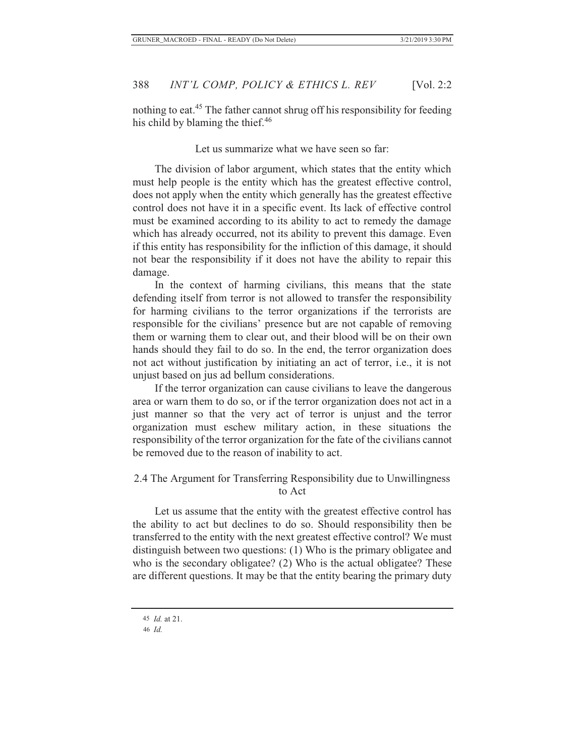nothing to eat.[45] The father cannot shrug off his responsibility for feeding his child by blaming the thief.[46]

Let us summarize what we have seen so far:

The division of labor argument, which states that the entity which must help people is the entity which has the greatest effective control, does not apply when the entity which generally has the greatest effective control does not have it in a specific event. Its lack of effective control must be examined according to its ability to act to remedy the damage which has already occurred, not its ability to prevent this damage. Even if this entity has responsibility for the infliction of this damage, it should not bear the responsibility if it does not have the ability to repair this damage.

In the context of harming civilians, this means that the state defending itself from terror is not allowed to transfer the responsibility for harming civilians to the terror organizations if the terrorists are responsible for the civilians' presence but are not capable of removing them or warning them to clear out, and their blood will be on their own hands should they fail to do so. In the end, the terror organization does not act without justification by initiating an act of terror, i.e., it is not unjust based on jus ad bellum considerations.

If the terror organization can cause civilians to leave the dangerous area or warn them to do so, or if the terror organization does not act in a just manner so that the very act of terror is unjust and the terror organization must eschew military action, in these situations the responsibility of the terror organization for the fate of the civilians cannot be removed due to the reason of inability to act.

### 2.4 The Argument for Transferring Responsibility due to Unwillingness to Act

Let us assume that the entity with the greatest effective control has the ability to act but declines to do so. Should responsibility then be transferred to the entity with the next greatest effective control? We must distinguish between two questions: (1) Who is the primary obligatee and who is the secondary obligatee? (2) Who is the actual obligatee? These are different questions. It may be that the entity bearing the primary duty

---

45 *Id.* at 21.

46 *Id.*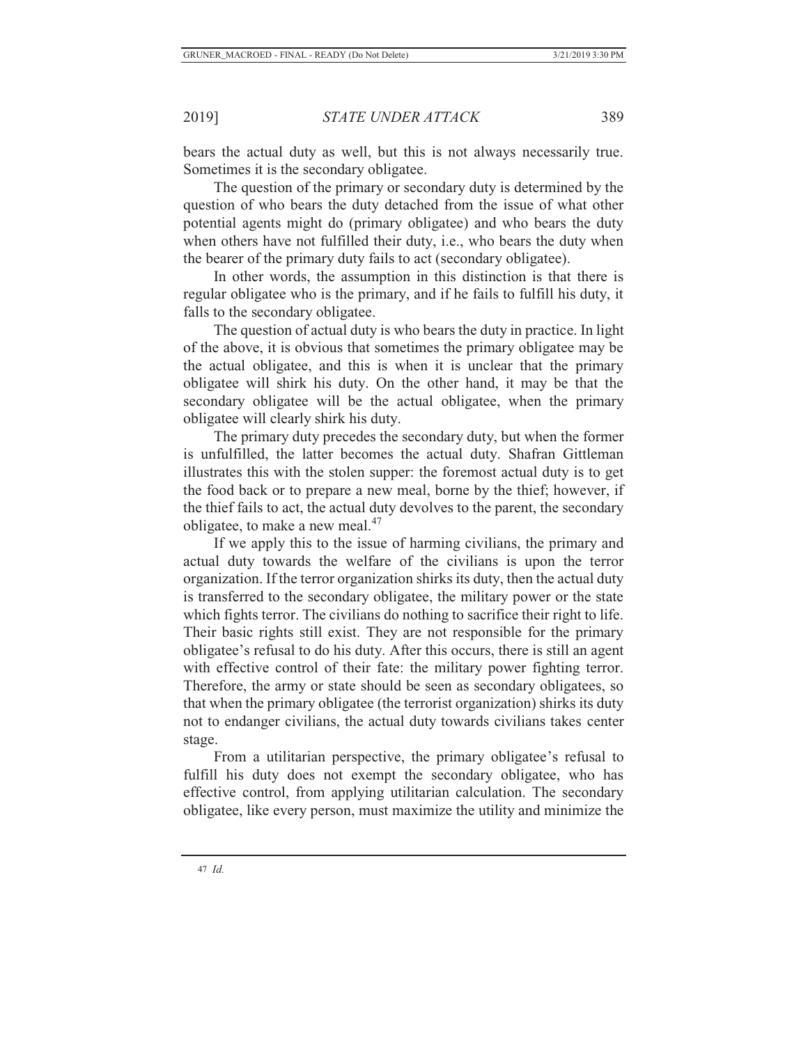bears the actual duty as well, but this is not always necessarily true. Sometimes it is the secondary obligatee.

The question of the primary or secondary duty is determined by the question of who bears the duty detached from the issue of what other potential agents might do (primary obligatee) and who bears the duty when others have not fulfilled their duty, i.e., who bears the duty when the bearer of the primary duty fails to act (secondary obligatee).

In other words, the assumption in this distinction is that there is regular obligatee who is the primary, and if he fails to fulfill his duty, it falls to the secondary obligatee.

The question of actual duty is who bears the duty in practice. In light of the above, it is obvious that sometimes the primary obligatee may be the actual obligatee, and this is when it is unclear that the primary obligatee will shirk his duty. On the other hand, it may be that the secondary obligatee will be the actual obligatee, when the primary obligatee will clearly shirk his duty.

The primary duty precedes the secondary duty, but when the former is unfulfilled, the latter becomes the actual duty. Shafran Gittleman illustrates this with the stolen supper: the foremost actual duty is to get the food back or to prepare a new meal, borne by the thief; however, if the thief fails to act, the actual duty devolves to the parent, the secondary obligatee, to make a new meal.[47]

If we apply this to the issue of harming civilians, the primary and actual duty towards the welfare of the civilians is upon the terror organization. If the terror organization shirks its duty, then the actual duty is transferred to the secondary obligatee, the military power or the state which fights terror. The civilians do nothing to sacrifice their right to life. Their basic rights still exist. They are not responsible for the primary obligatee's refusal to do his duty. After this occurs, there is still an agent with effective control of their fate: the military power fighting terror. Therefore, the army or state should be seen as secondary obligatees, so that when the primary obligatee (the terrorist organization) shirks its duty not to endanger civilians, the actual duty towards civilians takes center stage.

From a utilitarian perspective, the primary obligatee's refusal to fulfill his duty does not exempt the secondary obligatee, who has effective control, from applying utilitarian calculation. The secondary obligatee, like every person, must maximize the utility and minimize the

47 *Id.*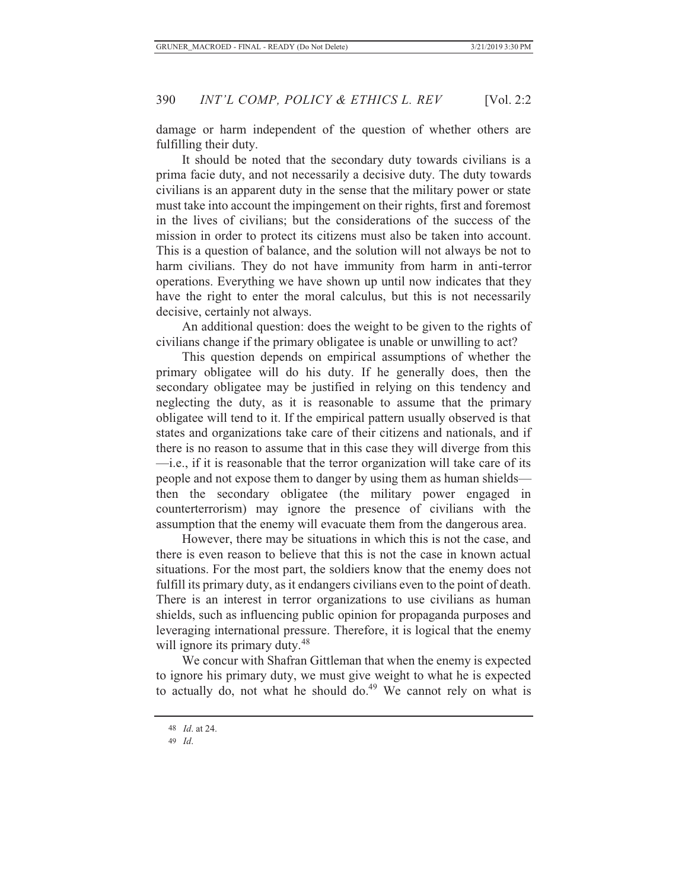damage or harm independent of the question of whether others are fulfilling their duty.

It should be noted that the secondary duty towards civilians is a prima facie duty, and not necessarily a decisive duty. The duty towards civilians is an apparent duty in the sense that the military power or state must take into account the impingement on their rights, first and foremost in the lives of civilians; but the considerations of the success of the mission in order to protect its citizens must also be taken into account. This is a question of balance, and the solution will not always be not to harm civilians. They do not have immunity from harm in anti-terror operations. Everything we have shown up until now indicates that they have the right to enter the moral calculus, but this is not necessarily decisive, certainly not always.

An additional question: does the weight to be given to the rights of civilians change if the primary obligatee is unable or unwilling to act?

This question depends on empirical assumptions of whether the primary obligatee will do his duty. If he generally does, then the secondary obligatee may be justified in relying on this tendency and neglecting the duty, as it is reasonable to assume that the primary obligatee will tend to it. If the empirical pattern usually observed is that states and organizations take care of their citizens and nationals, and if there is no reason to assume that in this case they will diverge from this —i.e., if it is reasonable that the terror organization will take care of its people and not expose them to danger by using them as human shields— then the secondary obligatee (the military power engaged in counterterrorism) may ignore the presence of civilians with the assumption that the enemy will evacuate them from the dangerous area.

However, there may be situations in which this is not the case, and there is even reason to believe that this is not the case in known actual situations. For the most part, the soldiers know that the enemy does not fulfill its primary duty, as it endangers civilians even to the point of death. There is an interest in terror organizations to use civilians as human shields, such as influencing public opinion for propaganda purposes and leveraging international pressure. Therefore, it is logical that the enemy will ignore its primary duty.[48]

We concur with Shafran Gittleman that when the enemy is expected to ignore his primary duty, we must give weight to what he is expected to actually do, not what he should do.[49] We cannot rely on what is

---

[48] *Id*. at 24.

[49] *Id*.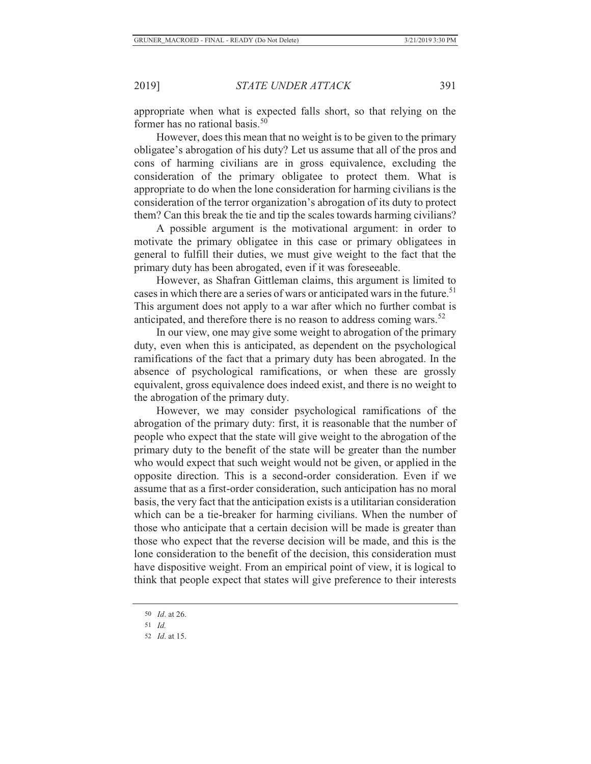appropriate when what is expected falls short, so that relying on the former has no rational basis.[50]

However, does this mean that no weight is to be given to the primary obligatee's abrogation of his duty? Let us assume that all of the pros and cons of harming civilians are in gross equivalence, excluding the consideration of the primary obligatee to protect them. What is appropriate to do when the lone consideration for harming civilians is the consideration of the terror organization's abrogation of its duty to protect them? Can this break the tie and tip the scales towards harming civilians?

A possible argument is the motivational argument: in order to motivate the primary obligatee in this case or primary obligatees in general to fulfill their duties, we must give weight to the fact that the primary duty has been abrogated, even if it was foreseeable.

However, as Shafran Gittleman claims, this argument is limited to cases in which there are a series of wars or anticipated wars in the future.[51] This argument does not apply to a war after which no further combat is anticipated, and therefore there is no reason to address coming wars.[52]

In our view, one may give some weight to abrogation of the primary duty, even when this is anticipated, as dependent on the psychological ramifications of the fact that a primary duty has been abrogated. In the absence of psychological ramifications, or when these are grossly equivalent, gross equivalence does indeed exist, and there is no weight to the abrogation of the primary duty.

However, we may consider psychological ramifications of the abrogation of the primary duty: first, it is reasonable that the number of people who expect that the state will give weight to the abrogation of the primary duty to the benefit of the state will be greater than the number who would expect that such weight would not be given, or applied in the opposite direction. This is a second-order consideration. Even if we assume that as a first-order consideration, such anticipation has no moral basis, the very fact that the anticipation exists is a utilitarian consideration which can be a tie-breaker for harming civilians. When the number of those who anticipate that a certain decision will be made is greater than those who expect that the reverse decision will be made, and this is the lone consideration to the benefit of the decision, this consideration must have dispositive weight. From an empirical point of view, it is logical to think that people expect that states will give preference to their interests

50 *Id*. at 26.

51 *Id.*

52 *Id*. at 15.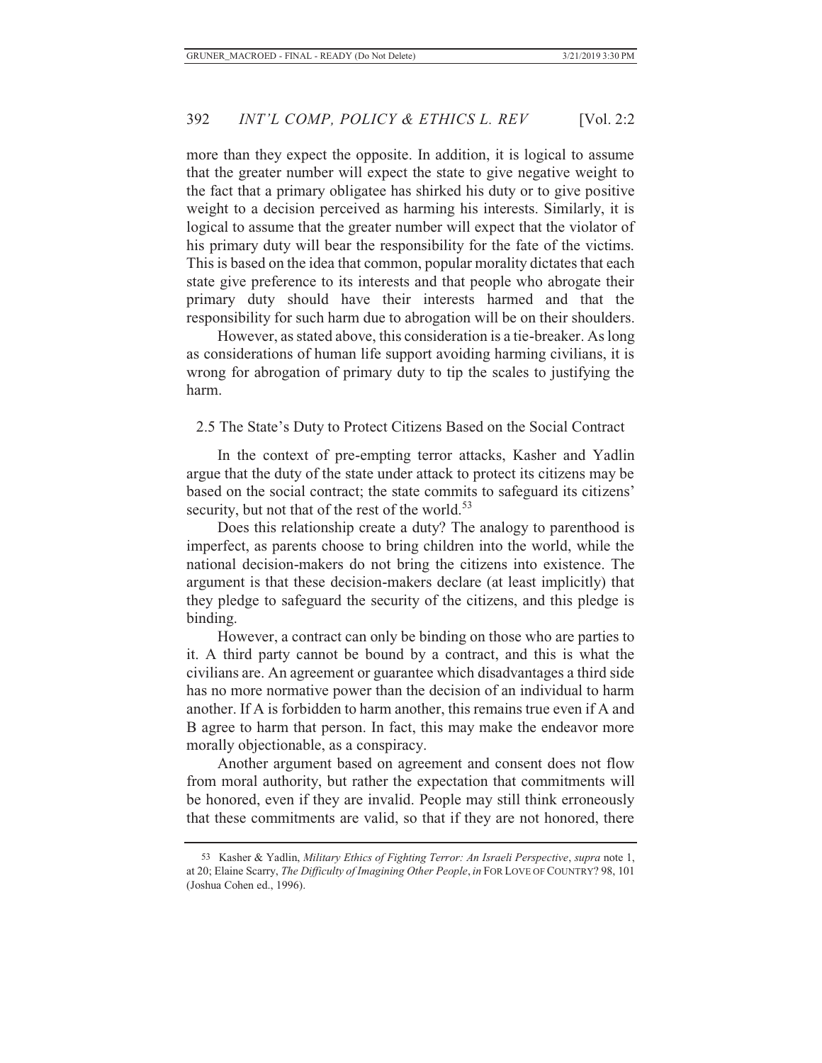more than they expect the opposite. In addition, it is logical to assume that the greater number will expect the state to give negative weight to the fact that a primary obligatee has shirked his duty or to give positive weight to a decision perceived as harming his interests. Similarly, it is logical to assume that the greater number will expect that the violator of his primary duty will bear the responsibility for the fate of the victims. This is based on the idea that common, popular morality dictates that each state give preference to its interests and that people who abrogate their primary duty should have their interests harmed and that the responsibility for such harm due to abrogation will be on their shoulders.

However, as stated above, this consideration is a tie-breaker. As long as considerations of human life support avoiding harming civilians, it is wrong for abrogation of primary duty to tip the scales to justifying the harm.

### 2.5 The State's Duty to Protect Citizens Based on the Social Contract

In the context of pre-empting terror attacks, Kasher and Yadlin argue that the duty of the state under attack to protect its citizens may be based on the social contract; the state commits to safeguard its citizens' security, but not that of the rest of the world.[53]

Does this relationship create a duty? The analogy to parenthood is imperfect, as parents choose to bring children into the world, while the national decision-makers do not bring the citizens into existence. The argument is that these decision-makers declare (at least implicitly) that they pledge to safeguard the security of the citizens, and this pledge is binding.

However, a contract can only be binding on those who are parties to it. A third party cannot be bound by a contract, and this is what the civilians are. An agreement or guarantee which disadvantages a third side has no more normative power than the decision of an individual to harm another. If A is forbidden to harm another, this remains true even if A and B agree to harm that person. In fact, this may make the endeavor more morally objectionable, as a conspiracy.

Another argument based on agreement and consent does not flow from moral authority, but rather the expectation that commitments will be honored, even if they are invalid. People may still think erroneously that these commitments are valid, so that if they are not honored, there

---

53 Kasher & Yadlin, *Military Ethics of Fighting Terror: An Israeli Perspective*, *supra* note 1, at 20; Elaine Scarry, *The Difficulty of Imagining Other People*, *in* FOR LOVE OF COUNTRY? 98, 101 (Joshua Cohen ed., 1996).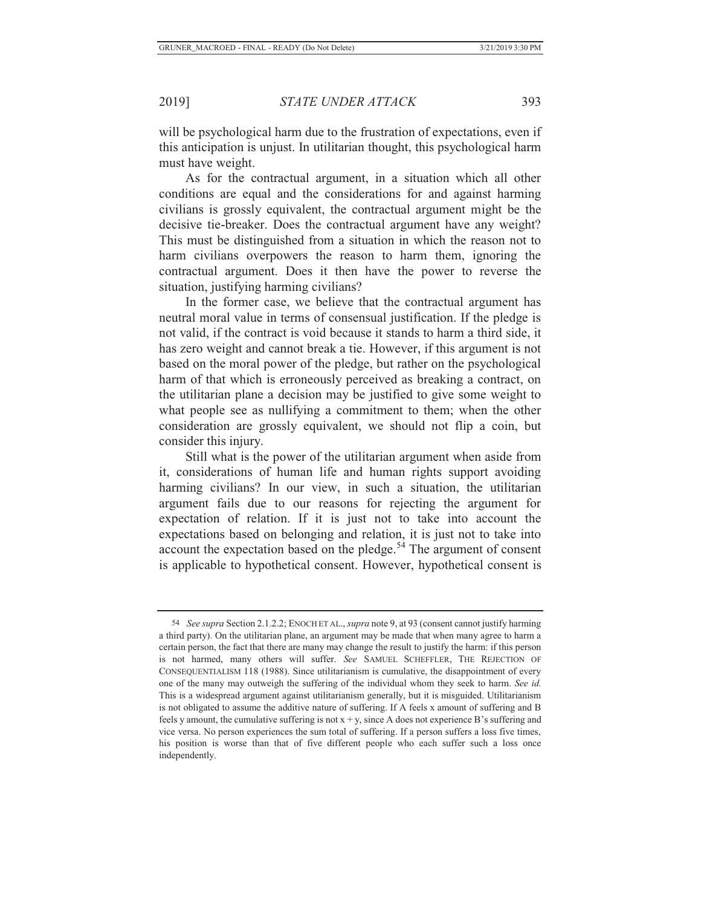will be psychological harm due to the frustration of expectations, even if this anticipation is unjust. In utilitarian thought, this psychological harm must have weight.

As for the contractual argument, in a situation which all other conditions are equal and the considerations for and against harming civilians is grossly equivalent, the contractual argument might be the decisive tie-breaker. Does the contractual argument have any weight? This must be distinguished from a situation in which the reason not to harm civilians overpowers the reason to harm them, ignoring the contractual argument. Does it then have the power to reverse the situation, justifying harming civilians?

In the former case, we believe that the contractual argument has neutral moral value in terms of consensual justification. If the pledge is not valid, if the contract is void because it stands to harm a third side, it has zero weight and cannot break a tie. However, if this argument is not based on the moral power of the pledge, but rather on the psychological harm of that which is erroneously perceived as breaking a contract, on the utilitarian plane a decision may be justified to give some weight to what people see as nullifying a commitment to them; when the other consideration are grossly equivalent, we should not flip a coin, but consider this injury.

Still what is the power of the utilitarian argument when aside from it, considerations of human life and human rights support avoiding harming civilians? In our view, in such a situation, the utilitarian argument fails due to our reasons for rejecting the argument for expectation of relation. If it is just not to take into account the expectations based on belonging and relation, it is just not to take into account the expectation based on the pledge.[54] The argument of consent is applicable to hypothetical consent. However, hypothetical consent is

---

54 *See supra* Section 2.1.2.2; ENOCH ET AL., *supra* note 9, at 93 (consent cannot justify harming a third party). On the utilitarian plane, an argument may be made that when many agree to harm a certain person, the fact that there are many may change the result to justify the harm: if this person is not harmed, many others will suffer. *See* SAMUEL SCHEFFLER, THE REJECTION OF CONSEQUENTIALISM 118 (1988). Since utilitarianism is cumulative, the disappointment of every one of the many may outweigh the suffering of the individual whom they seek to harm. *See id.* This is a widespread argument against utilitarianism generally, but it is misguided. Utilitarianism is not obligated to assume the additive nature of suffering. If A feels x amount of suffering and B feels y amount, the cumulative suffering is not $x + y$, since A does not experience B's suffering and vice versa. No person experiences the sum total of suffering. If a person suffers a loss five times, his position is worse than that of five different people who each suffer such a loss once independently.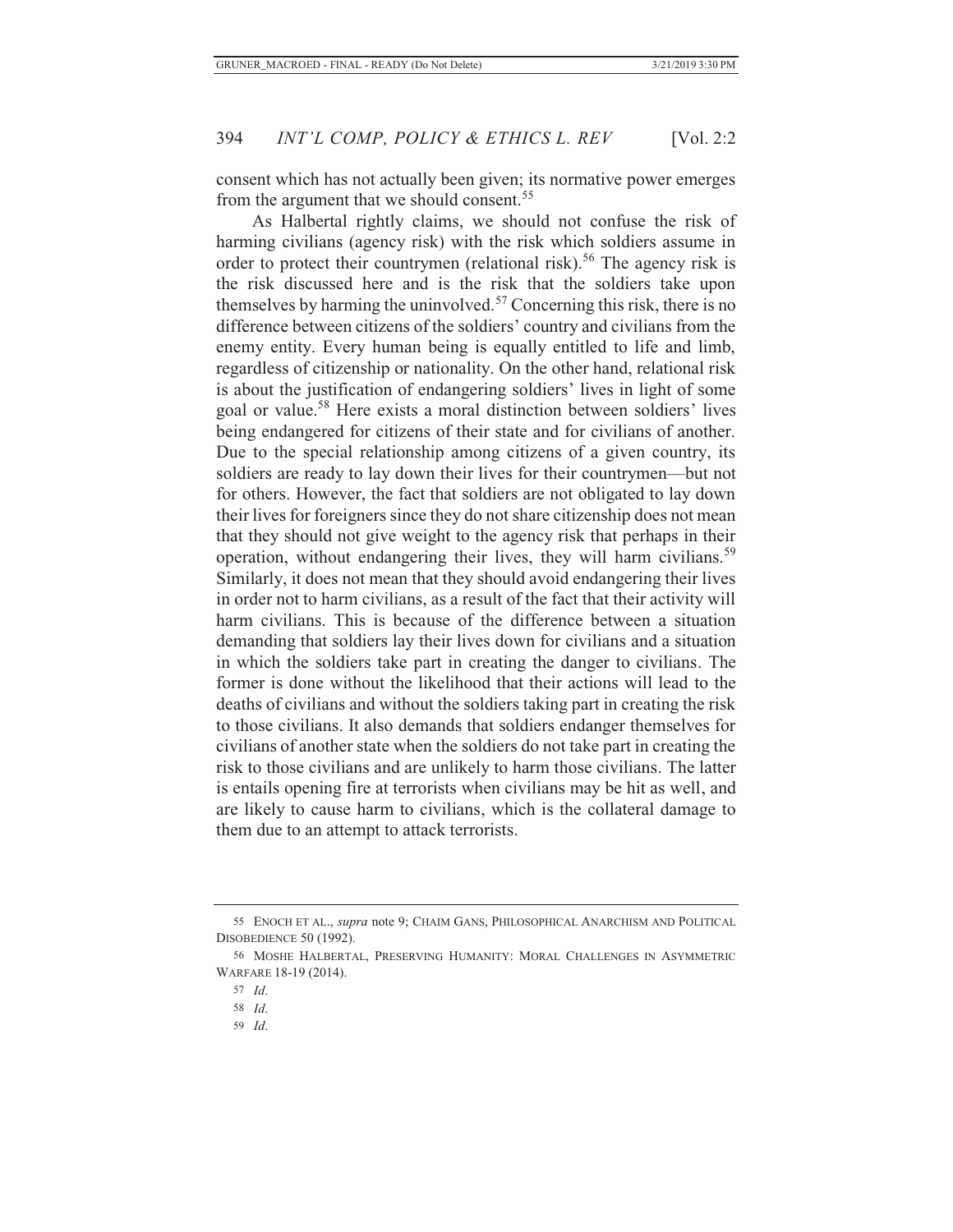consent which has not actually been given; its normative power emerges from the argument that we should consent.[55]

As Halbertal rightly claims, we should not confuse the risk of harming civilians (agency risk) with the risk which soldiers assume in order to protect their countrymen (relational risk).[56] The agency risk is the risk discussed here and is the risk that the soldiers take upon themselves by harming the uninvolved.[57] Concerning this risk, there is no difference between citizens of the soldiers' country and civilians from the enemy entity. Every human being is equally entitled to life and limb, regardless of citizenship or nationality. On the other hand, relational risk is about the justification of endangering soldiers' lives in light of some goal or value.[58] Here exists a moral distinction between soldiers' lives being endangered for citizens of their state and for civilians of another. Due to the special relationship among citizens of a given country, its soldiers are ready to lay down their lives for their countrymen—but not for others. However, the fact that soldiers are not obligated to lay down their lives for foreigners since they do not share citizenship does not mean that they should not give weight to the agency risk that perhaps in their operation, without endangering their lives, they will harm civilians.[59] Similarly, it does not mean that they should avoid endangering their lives in order not to harm civilians, as a result of the fact that their activity will harm civilians. This is because of the difference between a situation demanding that soldiers lay their lives down for civilians and a situation in which the soldiers take part in creating the danger to civilians. The former is done without the likelihood that their actions will lead to the deaths of civilians and without the soldiers taking part in creating the risk to those civilians. It also demands that soldiers endanger themselves for civilians of another state when the soldiers do not take part in creating the risk to those civilians and are unlikely to harm those civilians. The latter is entails opening fire at terrorists when civilians may be hit as well, and are likely to cause harm to civilians, which is the collateral damage to them due to an attempt to attack terrorists.

55 ENOCH ET AL., *supra* note 9; CHAIM GANS, PHILOSOPHICAL ANARCHISM AND POLITICAL DISOBEDIENCE 50 (1992).

56 MOSHE HALBERTAL, PRESERVING HUMANITY: MORAL CHALLENGES IN ASYMMETRIC WARFARE 18-19 (2014).

57 *Id*.

58 *Id*.

59 *Id*.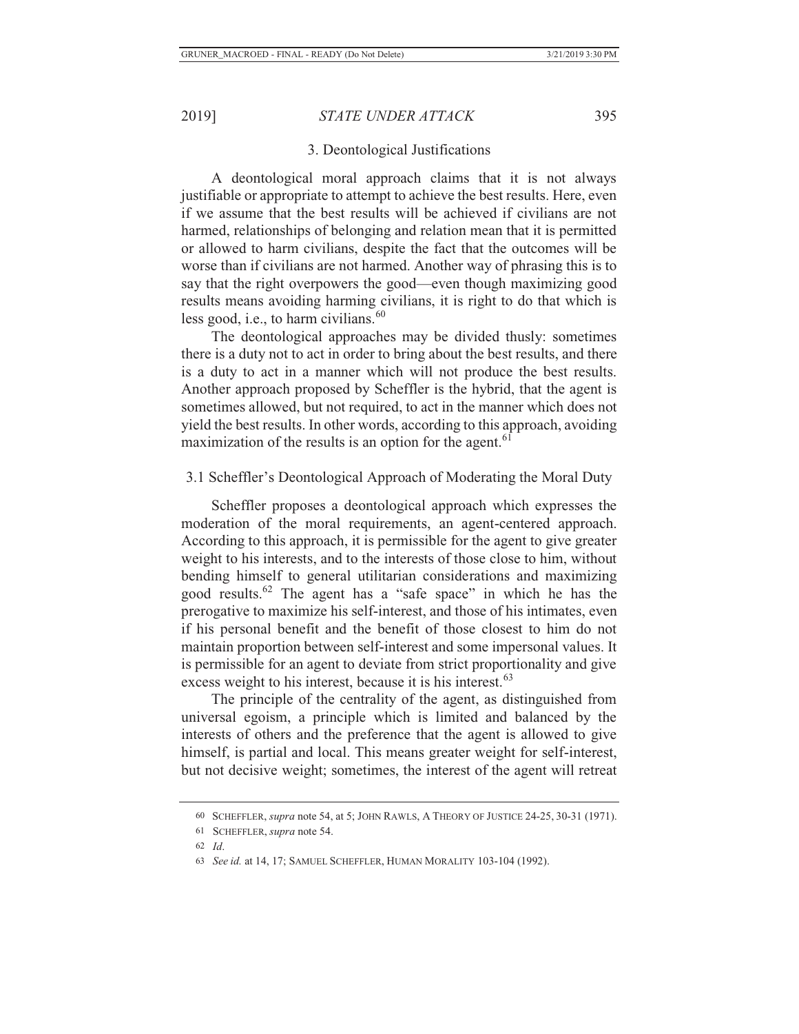### 3. Deontological Justifications

A deontological moral approach claims that it is not always justifiable or appropriate to attempt to achieve the best results. Here, even if we assume that the best results will be achieved if civilians are not harmed, relationships of belonging and relation mean that it is permitted or allowed to harm civilians, despite the fact that the outcomes will be worse than if civilians are not harmed. Another way of phrasing this is to say that the right overpowers the good—even though maximizing good results means avoiding harming civilians, it is right to do that which is less good, i.e., to harm civilians.[60]

The deontological approaches may be divided thusly: sometimes there is a duty not to act in order to bring about the best results, and there is a duty to act in a manner which will not produce the best results. Another approach proposed by Scheffler is the hybrid, that the agent is sometimes allowed, but not required, to act in the manner which does not yield the best results. In other words, according to this approach, avoiding maximization of the results is an option for the agent.[61]

#### 3.1 Scheffler's Deontological Approach of Moderating the Moral Duty

Scheffler proposes a deontological approach which expresses the moderation of the moral requirements, an agent-centered approach. According to this approach, it is permissible for the agent to give greater weight to his interests, and to the interests of those close to him, without bending himself to general utilitarian considerations and maximizing good results.[62] The agent has a "safe space" in which he has the prerogative to maximize his self-interest, and those of his intimates, even if his personal benefit and the benefit of those closest to him do not maintain proportion between self-interest and some impersonal values. It is permissible for an agent to deviate from strict proportionality and give excess weight to his interest, because it is his interest.[63]

The principle of the centrality of the agent, as distinguished from universal egoism, a principle which is limited and balanced by the interests of others and the preference that the agent is allowed to give himself, is partial and local. This means greater weight for self-interest, but not decisive weight; sometimes, the interest of the agent will retreat

---

60 SCHEFFLER, *supra* note 54, at 5; JOHN RAWLS, A THEORY OF JUSTICE 24-25, 30-31 (1971).

61 SCHEFFLER, *supra* note 54.

62 *Id*.

63 *See id.* at 14, 17; SAMUEL SCHEFFLER, HUMAN MORALITY 103-104 (1992).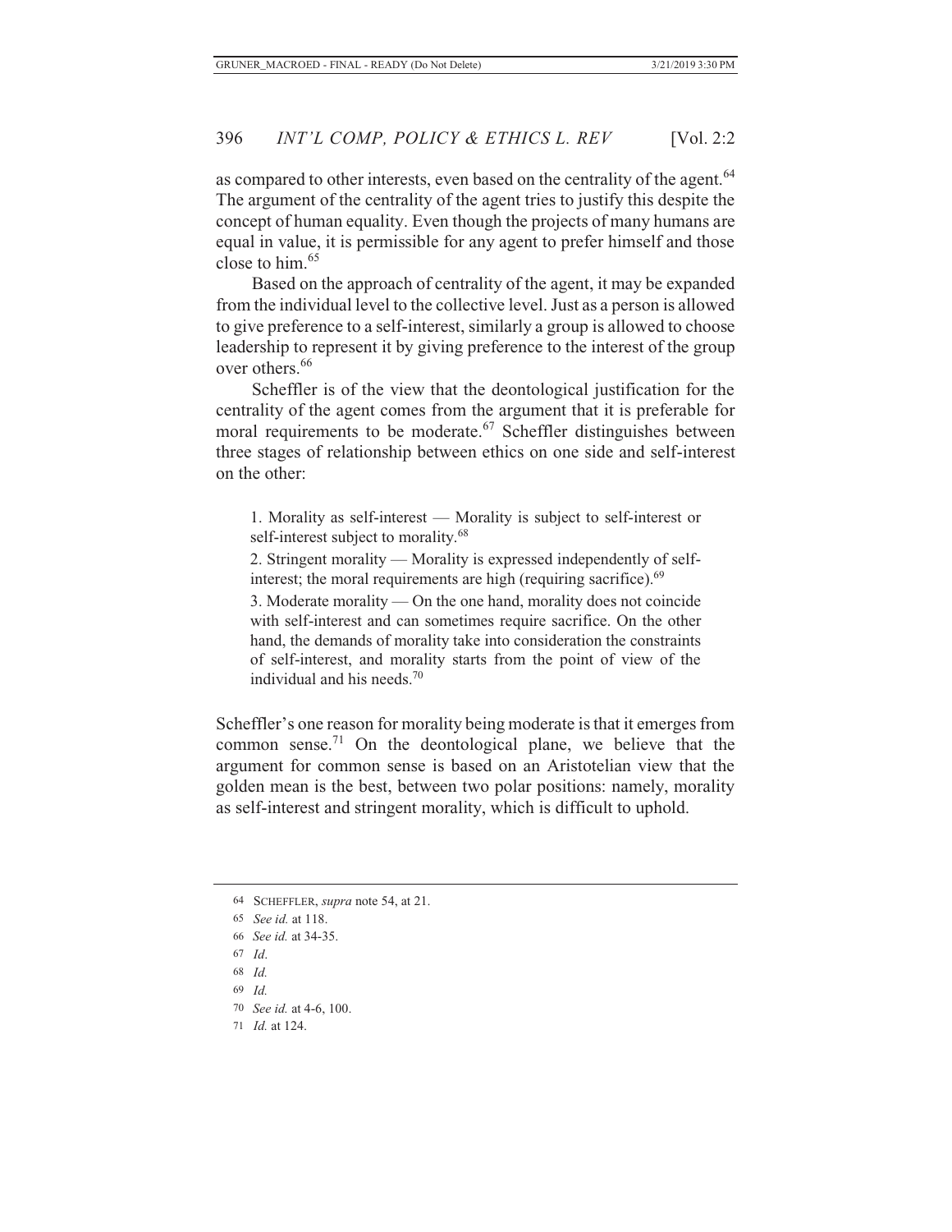as compared to other interests, even based on the centrality of the agent.[64] The argument of the centrality of the agent tries to justify this despite the concept of human equality. Even though the projects of many humans are equal in value, it is permissible for any agent to prefer himself and those close to him.[65]

Based on the approach of centrality of the agent, it may be expanded from the individual level to the collective level. Just as a person is allowed to give preference to a self-interest, similarly a group is allowed to choose leadership to represent it by giving preference to the interest of the group over others.[66]

Scheffler is of the view that the deontological justification for the centrality of the agent comes from the argument that it is preferable for moral requirements to be moderate.[67] Scheffler distinguishes between three stages of relationship between ethics on one side and self-interest on the other:

> 1. Morality as self-interest — Morality is subject to self-interest or self-interest subject to morality.[68]
>
> 2. Stringent morality — Morality is expressed independently of self-interest; the moral requirements are high (requiring sacrifice).[69]
>
> 3. Moderate morality — On the one hand, morality does not coincide with self-interest and can sometimes require sacrifice. On the other hand, the demands of morality take into consideration the constraints of self-interest, and morality starts from the point of view of the individual and his needs.[70]

Scheffler's one reason for morality being moderate is that it emerges from common sense.[71] On the deontological plane, we believe that the argument for common sense is based on an Aristotelian view that the golden mean is the best, between two polar positions: namely, morality as self-interest and stringent morality, which is difficult to uphold.

---

64 SCHEFFLER, *supra* note 54, at 21.

65 *See id.* at 118.

66 *See id.* at 34-35.

67 *Id.*

68 *Id.*

69 *Id.*

70 *See id.* at 4-6, 100.

71 *Id.* at 124.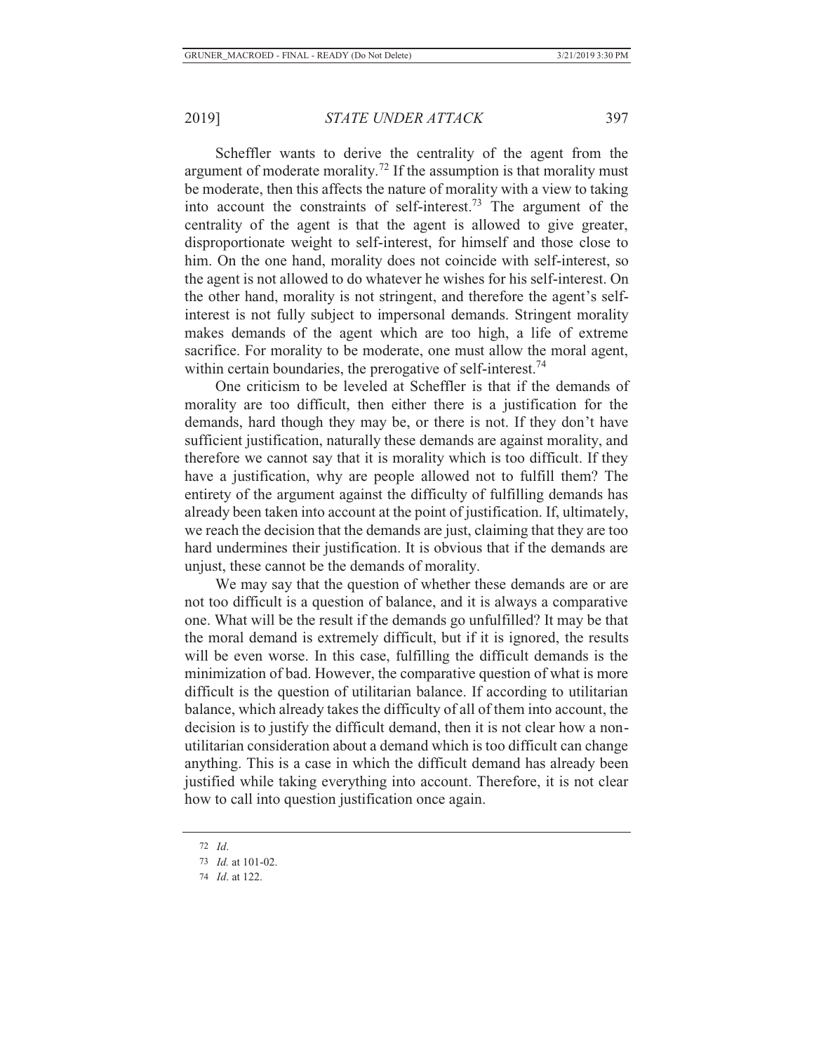Scheffler wants to derive the centrality of the agent from the argument of moderate morality.[72] If the assumption is that morality must be moderate, then this affects the nature of morality with a view to taking into account the constraints of self-interest.[73] The argument of the centrality of the agent is that the agent is allowed to give greater, disproportionate weight to self-interest, for himself and those close to him. On the one hand, morality does not coincide with self-interest, so the agent is not allowed to do whatever he wishes for his self-interest. On the other hand, morality is not stringent, and therefore the agent's self-interest is not fully subject to impersonal demands. Stringent morality makes demands of the agent which are too high, a life of extreme sacrifice. For morality to be moderate, one must allow the moral agent, within certain boundaries, the prerogative of self-interest.[74]

One criticism to be leveled at Scheffler is that if the demands of morality are too difficult, then either there is a justification for the demands, hard though they may be, or there is not. If they don't have sufficient justification, naturally these demands are against morality, and therefore we cannot say that it is morality which is too difficult. If they have a justification, why are people allowed not to fulfill them? The entirety of the argument against the difficulty of fulfilling demands has already been taken into account at the point of justification. If, ultimately, we reach the decision that the demands are just, claiming that they are too hard undermines their justification. It is obvious that if the demands are unjust, these cannot be the demands of morality.

We may say that the question of whether these demands are or are not too difficult is a question of balance, and it is always a comparative one. What will be the result if the demands go unfulfilled? It may be that the moral demand is extremely difficult, but if it is ignored, the results will be even worse. In this case, fulfilling the difficult demands is the minimization of bad. However, the comparative question of what is more difficult is the question of utilitarian balance. If according to utilitarian balance, which already takes the difficulty of all of them into account, the decision is to justify the difficult demand, then it is not clear how a non-utilitarian consideration about a demand which is too difficult can change anything. This is a case in which the difficult demand has already been justified while taking everything into account. Therefore, it is not clear how to call into question justification once again.

72 *Id*.

73 *Id.* at 101-02.

74 *Id*. at 122.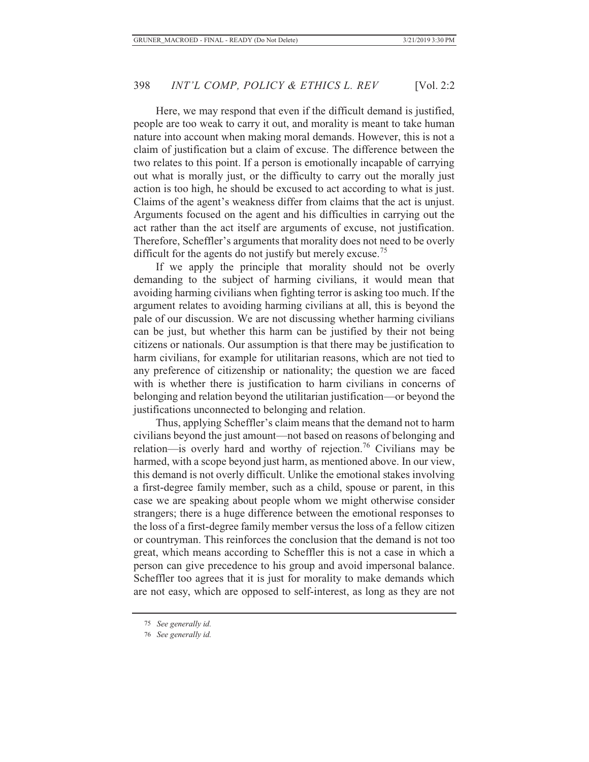Here, we may respond that even if the difficult demand is justified, people are too weak to carry it out, and morality is meant to take human nature into account when making moral demands. However, this is not a claim of justification but a claim of excuse. The difference between the two relates to this point. If a person is emotionally incapable of carrying out what is morally just, or the difficulty to carry out the morally just action is too high, he should be excused to act according to what is just. Claims of the agent's weakness differ from claims that the act is unjust. Arguments focused on the agent and his difficulties in carrying out the act rather than the act itself are arguments of excuse, not justification. Therefore, Scheffler's arguments that morality does not need to be overly difficult for the agents do not justify but merely excuse.[75]

If we apply the principle that morality should not be overly demanding to the subject of harming civilians, it would mean that avoiding harming civilians when fighting terror is asking too much. If the argument relates to avoiding harming civilians at all, this is beyond the pale of our discussion. We are not discussing whether harming civilians can be just, but whether this harm can be justified by their not being citizens or nationals. Our assumption is that there may be justification to harm civilians, for example for utilitarian reasons, which are not tied to any preference of citizenship or nationality; the question we are faced with is whether there is justification to harm civilians in concerns of belonging and relation beyond the utilitarian justification—or beyond the justifications unconnected to belonging and relation.

Thus, applying Scheffler's claim means that the demand not to harm civilians beyond the just amount—not based on reasons of belonging and relation—is overly hard and worthy of rejection.[76] Civilians may be harmed, with a scope beyond just harm, as mentioned above. In our view, this demand is not overly difficult. Unlike the emotional stakes involving a first-degree family member, such as a child, spouse or parent, in this case we are speaking about people whom we might otherwise consider strangers; there is a huge difference between the emotional responses to the loss of a first-degree family member versus the loss of a fellow citizen or countryman. This reinforces the conclusion that the demand is not too great, which means according to Scheffler this is not a case in which a person can give precedence to his group and avoid impersonal balance. Scheffler too agrees that it is just for morality to make demands which are not easy, which are opposed to self-interest, as long as they are not

---

75 *See generally id.*

76 *See generally id.*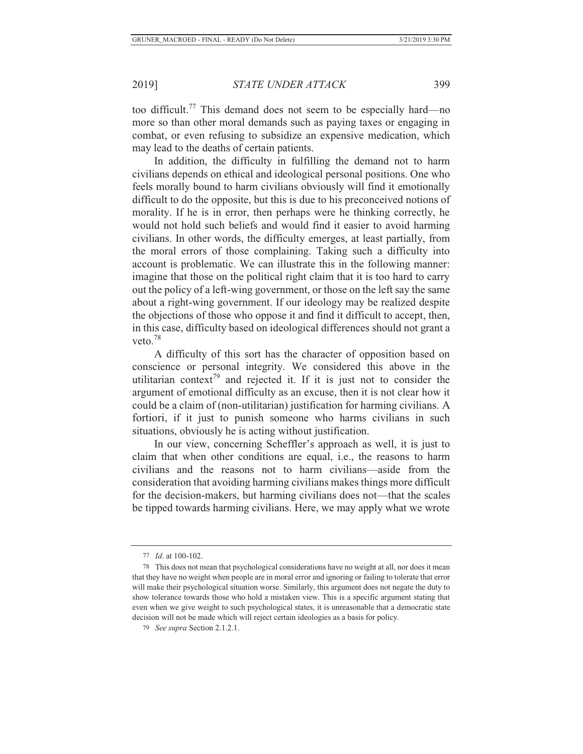too difficult.[77] This demand does not seem to be especially hard—no more so than other moral demands such as paying taxes or engaging in combat, or even refusing to subsidize an expensive medication, which may lead to the deaths of certain patients.

In addition, the difficulty in fulfilling the demand not to harm civilians depends on ethical and ideological personal positions. One who feels morally bound to harm civilians obviously will find it emotionally difficult to do the opposite, but this is due to his preconceived notions of morality. If he is in error, then perhaps were he thinking correctly, he would not hold such beliefs and would find it easier to avoid harming civilians. In other words, the difficulty emerges, at least partially, from the moral errors of those complaining. Taking such a difficulty into account is problematic. We can illustrate this in the following manner: imagine that those on the political right claim that it is too hard to carry out the policy of a left-wing government, or those on the left say the same about a right-wing government. If our ideology may be realized despite the objections of those who oppose it and find it difficult to accept, then, in this case, difficulty based on ideological differences should not grant a veto.[78]

A difficulty of this sort has the character of opposition based on conscience or personal integrity. We considered this above in the utilitarian context[79] and rejected it. If it is just not to consider the argument of emotional difficulty as an excuse, then it is not clear how it could be a claim of (non-utilitarian) justification for harming civilians. A fortiori, if it just to punish someone who harms civilians in such situations, obviously he is acting without justification.

In our view, concerning Scheffler's approach as well, it is just to claim that when other conditions are equal, i.e., the reasons to harm civilians and the reasons not to harm civilians—aside from the consideration that avoiding harming civilians makes things more difficult for the decision-makers, but harming civilians does not—that the scales be tipped towards harming civilians. Here, we may apply what we wrote

---

77 *Id*. at 100-102.

78 This does not mean that psychological considerations have no weight at all, nor does it mean that they have no weight when people are in moral error and ignoring or failing to tolerate that error will make their psychological situation worse. Similarly, this argument does not negate the duty to show tolerance towards those who hold a mistaken view. This is a specific argument stating that even when we give weight to such psychological states, it is unreasonable that a democratic state decision will not be made which will reject certain ideologies as a basis for policy.

79 *See supra* Section 2.1.2.1.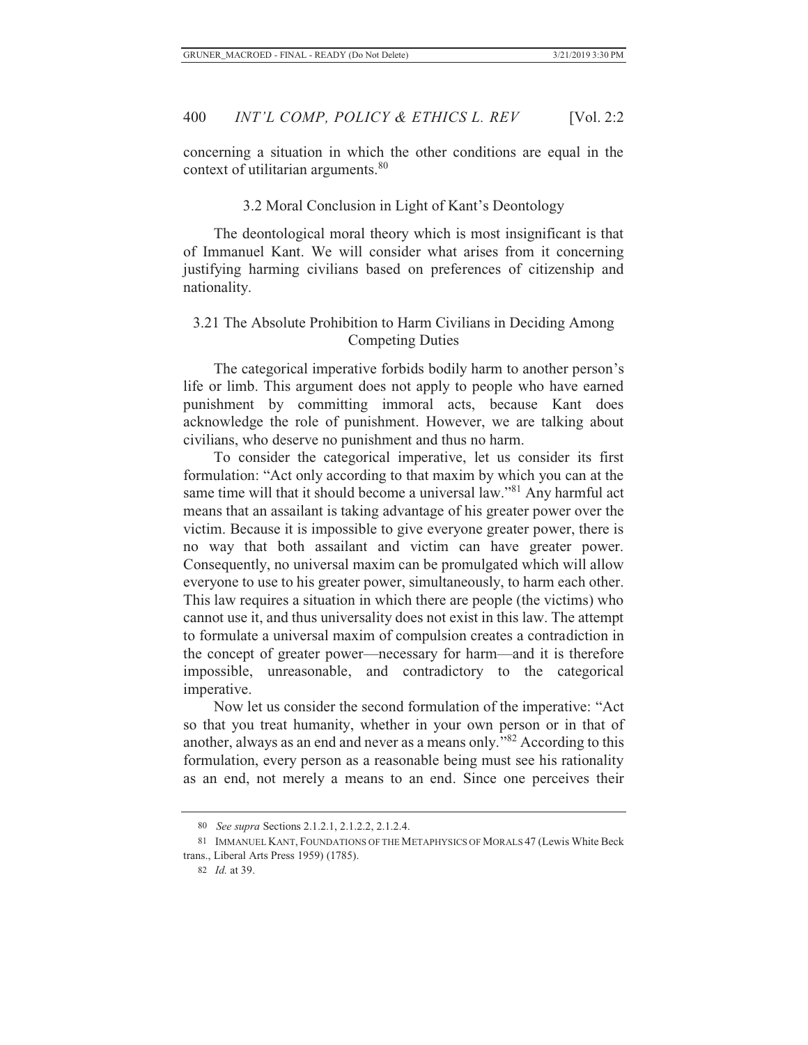concerning a situation in which the other conditions are equal in the context of utilitarian arguments.[80]

### 3.2 Moral Conclusion in Light of Kant's Deontology

The deontological moral theory which is most insignificant is that of Immanuel Kant. We will consider what arises from it concerning justifying harming civilians based on preferences of citizenship and nationality.

#### 3.21 The Absolute Prohibition to Harm Civilians in Deciding Among Competing Duties

The categorical imperative forbids bodily harm to another person's life or limb. This argument does not apply to people who have earned punishment by committing immoral acts, because Kant does acknowledge the role of punishment. However, we are talking about civilians, who deserve no punishment and thus no harm.

To consider the categorical imperative, let us consider its first formulation: "Act only according to that maxim by which you can at the same time will that it should become a universal law."[81] Any harmful act means that an assailant is taking advantage of his greater power over the victim. Because it is impossible to give everyone greater power, there is no way that both assailant and victim can have greater power. Consequently, no universal maxim can be promulgated which will allow everyone to use to his greater power, simultaneously, to harm each other. This law requires a situation in which there are people (the victims) who cannot use it, and thus universality does not exist in this law. The attempt to formulate a universal maxim of compulsion creates a contradiction in the concept of greater power—necessary for harm—and it is therefore impossible, unreasonable, and contradictory to the categorical imperative.

Now let us consider the second formulation of the imperative: "Act so that you treat humanity, whether in your own person or in that of another, always as an end and never as a means only."[82] According to this formulation, every person as a reasonable being must see his rationality as an end, not merely a means to an end. Since one perceives their

---

80 *See supra* Sections 2.1.2.1, 2.1.2.2, 2.1.2.4.

81 IMMANUEL KANT, FOUNDATIONS OF THE METAPHYSICS OF MORALS 47 (Lewis White Beck trans., Liberal Arts Press 1959) (1785).

82 *Id.* at 39.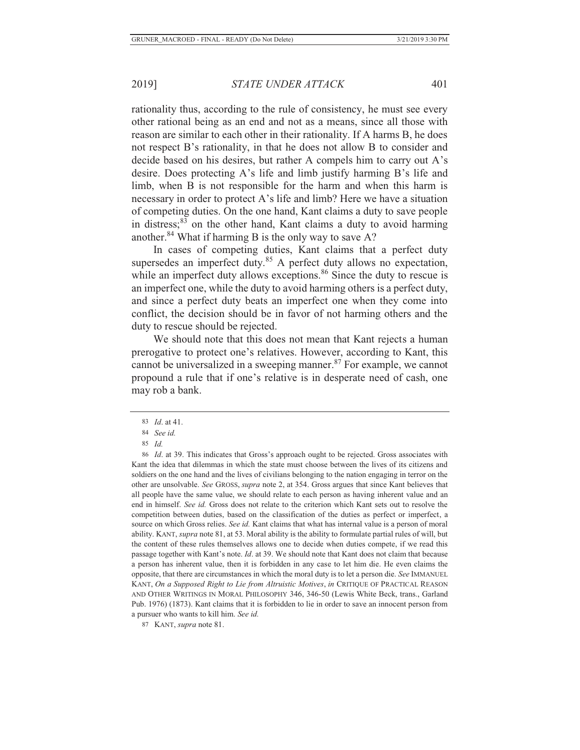rationality thus, according to the rule of consistency, he must see every other rational being as an end and not as a means, since all those with reason are similar to each other in their rationality. If A harms B, he does not respect B's rationality, in that he does not allow B to consider and decide based on his desires, but rather A compels him to carry out A's desire. Does protecting A's life and limb justify harming B's life and limb, when B is not responsible for the harm and when this harm is necessary in order to protect A's life and limb? Here we have a situation of competing duties. On the one hand, Kant claims a duty to save people in distress;[83] on the other hand, Kant claims a duty to avoid harming another.[84] What if harming B is the only way to save A?

In cases of competing duties, Kant claims that a perfect duty supersedes an imperfect duty.[85] A perfect duty allows no expectation, while an imperfect duty allows exceptions.[86] Since the duty to rescue is an imperfect one, while the duty to avoid harming others is a perfect duty, and since a perfect duty beats an imperfect one when they come into conflict, the decision should be in favor of not harming others and the duty to rescue should be rejected.

We should note that this does not mean that Kant rejects a human prerogative to protect one's relatives. However, according to Kant, this cannot be universalized in a sweeping manner.[87] For example, we cannot propound a rule that if one's relative is in desperate need of cash, one may rob a bank.

---

83 *Id*. at 41.

84 *See id.*

85 *Id.*

86 *Id*. at 39. This indicates that Gross's approach ought to be rejected. Gross associates with Kant the idea that dilemmas in which the state must choose between the lives of its citizens and soldiers on the one hand and the lives of civilians belonging to the nation engaging in terror on the other are unsolvable. *See* GROSS, *supra* note 2, at 354. Gross argues that since Kant believes that all people have the same value, we should relate to each person as having inherent value and an end in himself. *See id.* Gross does not relate to the criterion which Kant sets out to resolve the competition between duties, based on the classification of the duties as perfect or imperfect, a source on which Gross relies. *See id.* Kant claims that what has internal value is a person of moral ability. KANT, *supra* note 81, at 53. Moral ability is the ability to formulate partial rules of will, but the content of these rules themselves allows one to decide when duties compete, if we read this passage together with Kant's note. *Id*. at 39. We should note that Kant does not claim that because a person has inherent value, then it is forbidden in any case to let him die. He even claims the opposite, that there are circumstances in which the moral duty is to let a person die. *See* IMMANUEL KANT, *On a Supposed Right to Lie from Altruistic Motives*, *in* CRITIQUE OF PRACTICAL REASON AND OTHER WRITINGS IN MORAL PHILOSOPHY 346, 346-50 (Lewis White Beck, trans., Garland Pub. 1976) (1873). Kant claims that it is forbidden to lie in order to save an innocent person from a pursuer who wants to kill him. *See id.*

87 KANT, *supra* note 81.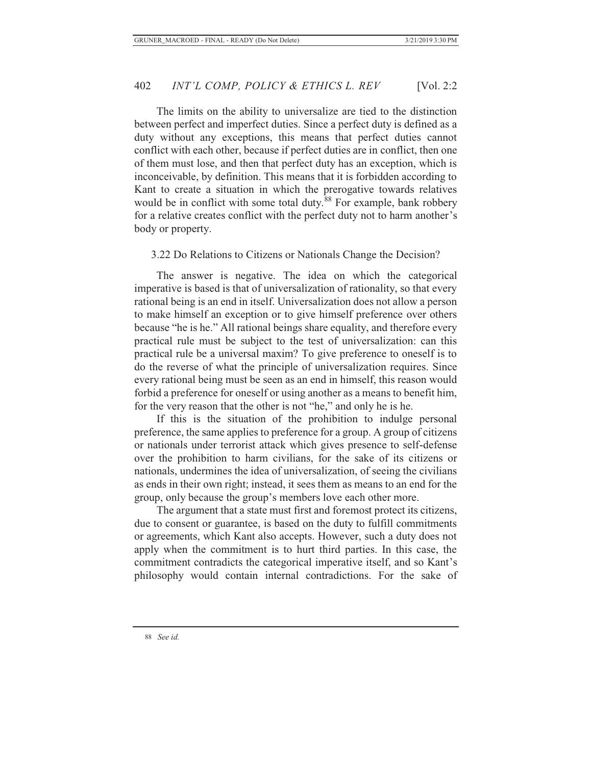The limits on the ability to universalize are tied to the distinction between perfect and imperfect duties. Since a perfect duty is defined as a duty without any exceptions, this means that perfect duties cannot conflict with each other, because if perfect duties are in conflict, then one of them must lose, and then that perfect duty has an exception, which is inconceivable, by definition. This means that it is forbidden according to Kant to create a situation in which the prerogative towards relatives would be in conflict with some total duty.[88] For example, bank robbery for a relative creates conflict with the perfect duty not to harm another's body or property.

### 3.22 Do Relations to Citizens or Nationals Change the Decision?

The answer is negative. The idea on which the categorical imperative is based is that of universalization of rationality, so that every rational being is an end in itself. Universalization does not allow a person to make himself an exception or to give himself preference over others because "he is he." All rational beings share equality, and therefore every practical rule must be subject to the test of universalization: can this practical rule be a universal maxim? To give preference to oneself is to do the reverse of what the principle of universalization requires. Since every rational being must be seen as an end in himself, this reason would forbid a preference for oneself or using another as a means to benefit him, for the very reason that the other is not "he," and only he is he.

If this is the situation of the prohibition to indulge personal preference, the same applies to preference for a group. A group of citizens or nationals under terrorist attack which gives presence to self-defense over the prohibition to harm civilians, for the sake of its citizens or nationals, undermines the idea of universalization, of seeing the civilians as ends in their own right; instead, it sees them as means to an end for the group, only because the group's members love each other more.

The argument that a state must first and foremost protect its citizens, due to consent or guarantee, is based on the duty to fulfill commitments or agreements, which Kant also accepts. However, such a duty does not apply when the commitment is to hurt third parties. In this case, the commitment contradicts the categorical imperative itself, and so Kant's philosophy would contain internal contradictions. For the sake of

---

88 *See id.*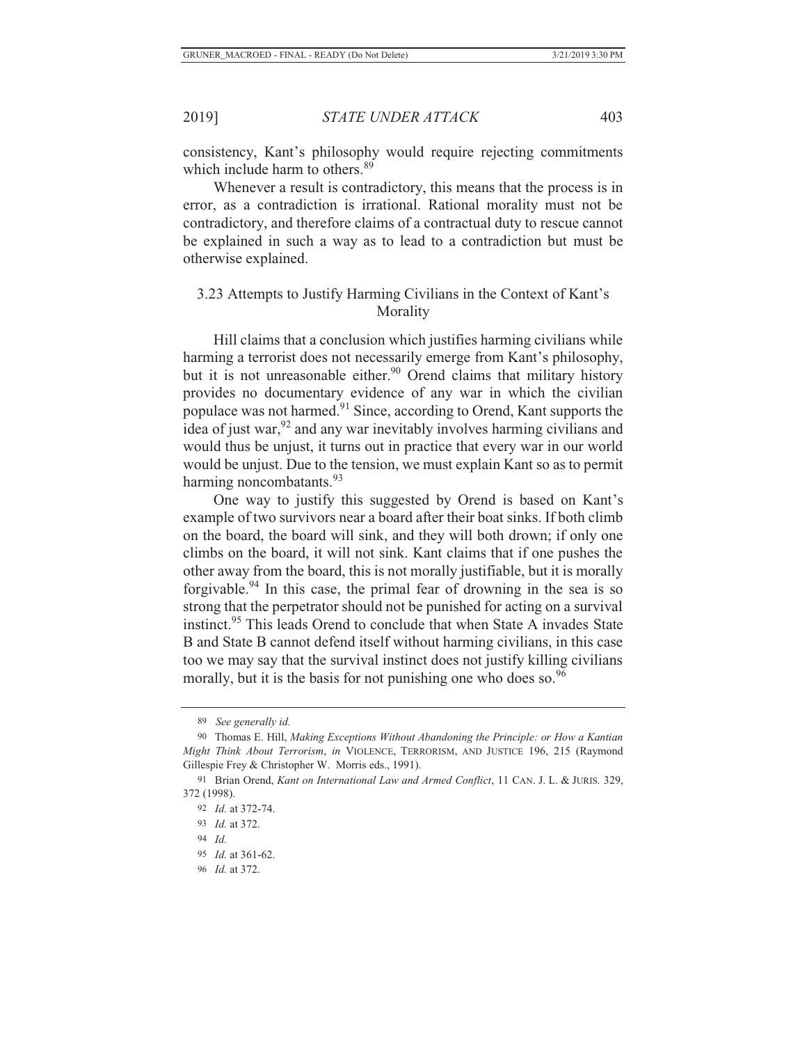consistency, Kant's philosophy would require rejecting commitments which include harm to others.[89]

Whenever a result is contradictory, this means that the process is in error, as a contradiction is irrational. Rational morality must not be contradictory, and therefore claims of a contractual duty to rescue cannot be explained in such a way as to lead to a contradiction but must be otherwise explained.

### 3.23 Attempts to Justify Harming Civilians in the Context of Kant's Morality

Hill claims that a conclusion which justifies harming civilians while harming a terrorist does not necessarily emerge from Kant's philosophy, but it is not unreasonable either.[90] Orend claims that military history provides no documentary evidence of any war in which the civilian populace was not harmed.[91] Since, according to Orend, Kant supports the idea of just war,[92] and any war inevitably involves harming civilians and would thus be unjust, it turns out in practice that every war in our world would be unjust. Due to the tension, we must explain Kant so as to permit harming noncombatants.[93]

One way to justify this suggested by Orend is based on Kant's example of two survivors near a board after their boat sinks. If both climb on the board, the board will sink, and they will both drown; if only one climbs on the board, it will not sink. Kant claims that if one pushes the other away from the board, this is not morally justifiable, but it is morally forgivable.[94] In this case, the primal fear of drowning in the sea is so strong that the perpetrator should not be punished for acting on a survival instinct.[95] This leads Orend to conclude that when State A invades State B and State B cannot defend itself without harming civilians, in this case too we may say that the survival instinct does not justify killing civilians morally, but it is the basis for not punishing one who does so.[96]

---

89 *See generally id.*

90 Thomas E. Hill, *Making Exceptions Without Abandoning the Principle: or How a Kantian Might Think About Terrorism*, *in* VIOLENCE, TERRORISM, AND JUSTICE 196, 215 (Raymond Gillespie Frey & Christopher W. Morris eds., 1991).

91 Brian Orend, *Kant on International Law and Armed Conflict*, 11 CAN. J. L. & JURIS. 329, 372 (1998).

92 *Id.* at 372-74.

93 *Id.* at 372.

94 *Id.*

95 *Id.* at 361-62.

96 *Id.* at 372.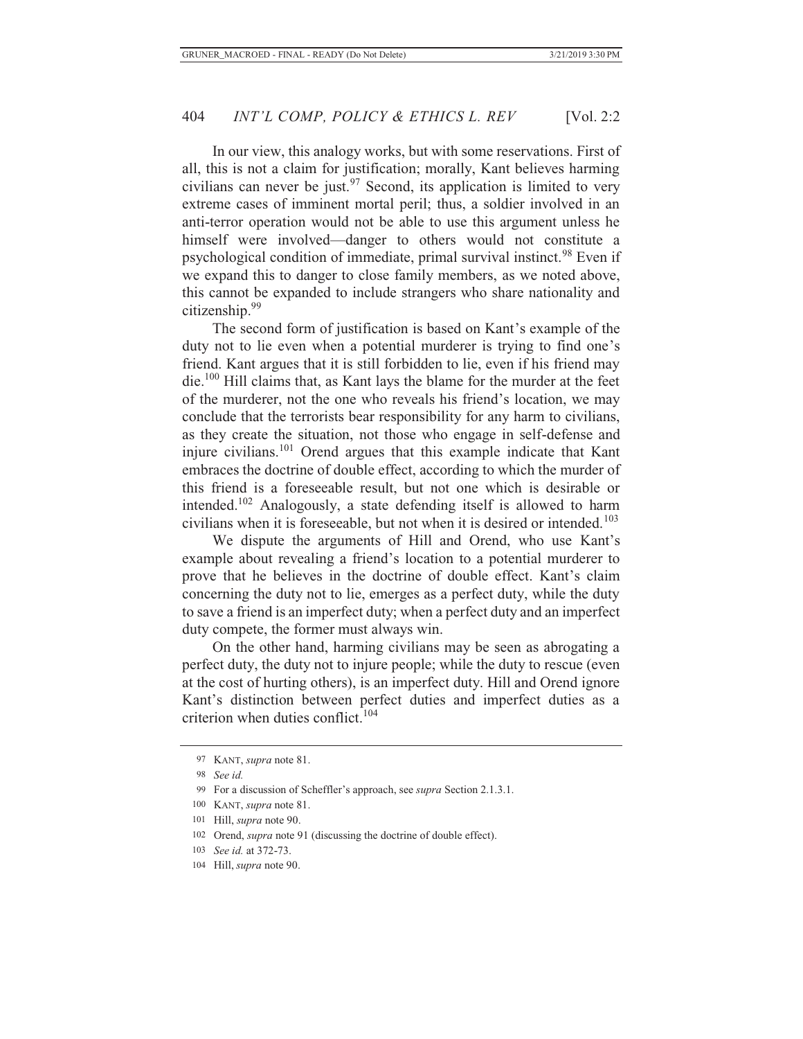In our view, this analogy works, but with some reservations. First of all, this is not a claim for justification; morally, Kant believes harming civilians can never be just.[97] Second, its application is limited to very extreme cases of imminent mortal peril; thus, a soldier involved in an anti-terror operation would not be able to use this argument unless he himself were involved—danger to others would not constitute a psychological condition of immediate, primal survival instinct.[98] Even if we expand this to danger to close family members, as we noted above, this cannot be expanded to include strangers who share nationality and citizenship.[99]

The second form of justification is based on Kant's example of the duty not to lie even when a potential murderer is trying to find one's friend. Kant argues that it is still forbidden to lie, even if his friend may die.[100] Hill claims that, as Kant lays the blame for the murder at the feet of the murderer, not the one who reveals his friend's location, we may conclude that the terrorists bear responsibility for any harm to civilians, as they create the situation, not those who engage in self-defense and injure civilians.[101] Orend argues that this example indicate that Kant embraces the doctrine of double effect, according to which the murder of this friend is a foreseeable result, but not one which is desirable or intended.[102] Analogously, a state defending itself is allowed to harm civilians when it is foreseeable, but not when it is desired or intended.[103]

We dispute the arguments of Hill and Orend, who use Kant's example about revealing a friend's location to a potential murderer to prove that he believes in the doctrine of double effect. Kant's claim concerning the duty not to lie, emerges as a perfect duty, while the duty to save a friend is an imperfect duty; when a perfect duty and an imperfect duty compete, the former must always win.

On the other hand, harming civilians may be seen as abrogating a perfect duty, the duty not to injure people; while the duty to rescue (even at the cost of hurting others), is an imperfect duty. Hill and Orend ignore Kant's distinction between perfect duties and imperfect duties as a criterion when duties conflict.[104]

---

97 KANT, *supra* note 81.

98 *See id.*

99 For a discussion of Scheffler's approach, see *supra* Section 2.1.3.1.

100 KANT, *supra* note 81.

101 Hill, *supra* note 90.

102 Orend, *supra* note 91 (discussing the doctrine of double effect).

103 *See id.* at 372-73.

104 Hill, *supra* note 90.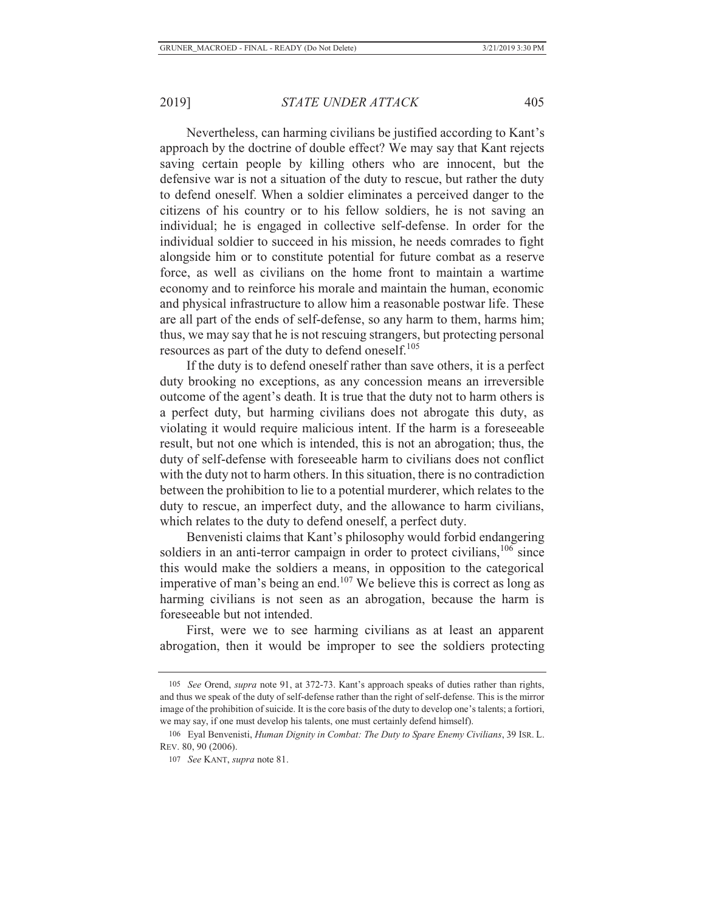Nevertheless, can harming civilians be justified according to Kant's approach by the doctrine of double effect? We may say that Kant rejects saving certain people by killing others who are innocent, but the defensive war is not a situation of the duty to rescue, but rather the duty to defend oneself. When a soldier eliminates a perceived danger to the citizens of his country or to his fellow soldiers, he is not saving an individual; he is engaged in collective self-defense. In order for the individual soldier to succeed in his mission, he needs comrades to fight alongside him or to constitute potential for future combat as a reserve force, as well as civilians on the home front to maintain a wartime economy and to reinforce his morale and maintain the human, economic and physical infrastructure to allow him a reasonable postwar life. These are all part of the ends of self-defense, so any harm to them, harms him; thus, we may say that he is not rescuing strangers, but protecting personal resources as part of the duty to defend oneself.[105]

If the duty is to defend oneself rather than save others, it is a perfect duty brooking no exceptions, as any concession means an irreversible outcome of the agent's death. It is true that the duty not to harm others is a perfect duty, but harming civilians does not abrogate this duty, as violating it would require malicious intent. If the harm is a foreseeable result, but not one which is intended, this is not an abrogation; thus, the duty of self-defense with foreseeable harm to civilians does not conflict with the duty not to harm others. In this situation, there is no contradiction between the prohibition to lie to a potential murderer, which relates to the duty to rescue, an imperfect duty, and the allowance to harm civilians, which relates to the duty to defend oneself, a perfect duty.

Benvenisti claims that Kant's philosophy would forbid endangering soldiers in an anti-terror campaign in order to protect civilians,[106] since this would make the soldiers a means, in opposition to the categorical imperative of man's being an end.[107] We believe this is correct as long as harming civilians is not seen as an abrogation, because the harm is foreseeable but not intended.

First, were we to see harming civilians as at least an apparent abrogation, then it would be improper to see the soldiers protecting

---

105 *See* Orend, *supra* note 91, at 372-73. Kant's approach speaks of duties rather than rights, and thus we speak of the duty of self-defense rather than the right of self-defense. This is the mirror image of the prohibition of suicide. It is the core basis of the duty to develop one's talents; a fortiori, we may say, if one must develop his talents, one must certainly defend himself).

106 Eyal Benvenisti, *Human Dignity in Combat: The Duty to Spare Enemy Civilians*, 39 ISR. L. REV. 80, 90 (2006).

107 *See* KANT, *supra* note 81.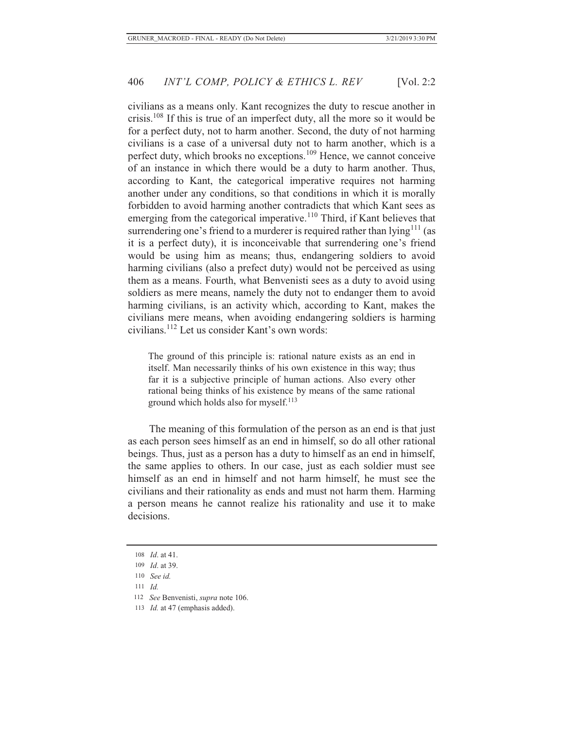civilians as a means only. Kant recognizes the duty to rescue another in crisis.[108] If this is true of an imperfect duty, all the more so it would be for a perfect duty, not to harm another. Second, the duty of not harming civilians is a case of a universal duty not to harm another, which is a perfect duty, which brooks no exceptions.[109] Hence, we cannot conceive of an instance in which there would be a duty to harm another. Thus, according to Kant, the categorical imperative requires not harming another under any conditions, so that conditions in which it is morally forbidden to avoid harming another contradicts that which Kant sees as emerging from the categorical imperative.[110] Third, if Kant believes that surrendering one's friend to a murderer is required rather than lying[111] (as it is a perfect duty), it is inconceivable that surrendering one's friend would be using him as means; thus, endangering soldiers to avoid harming civilians (also a prefect duty) would not be perceived as using them as a means. Fourth, what Benvenisti sees as a duty to avoid using soldiers as mere means, namely the duty not to endanger them to avoid harming civilians, is an activity which, according to Kant, makes the civilians mere means, when avoiding endangering soldiers is harming civilians.[112] Let us consider Kant's own words:

> The ground of this principle is: rational nature exists as an end in itself. Man necessarily thinks of his own existence in this way; thus far it is a subjective principle of human actions. Also every other rational being thinks of his existence by means of the same rational ground which holds also for myself.[113]

The meaning of this formulation of the person as an end is that just as each person sees himself as an end in himself, so do all other rational beings. Thus, just as a person has a duty to himself as an end in himself, the same applies to others. In our case, just as each soldier must see himself as an end in himself and not harm himself, he must see the civilians and their rationality as ends and must not harm them. Harming a person means he cannot realize his rationality and use it to make decisions.

---

108 *Id*. at 41.

109 *Id*. at 39.

110 *See id.*

111 *Id.*

112 *See* Benvenisti, *supra* note 106.

113 *Id.* at 47 (emphasis added).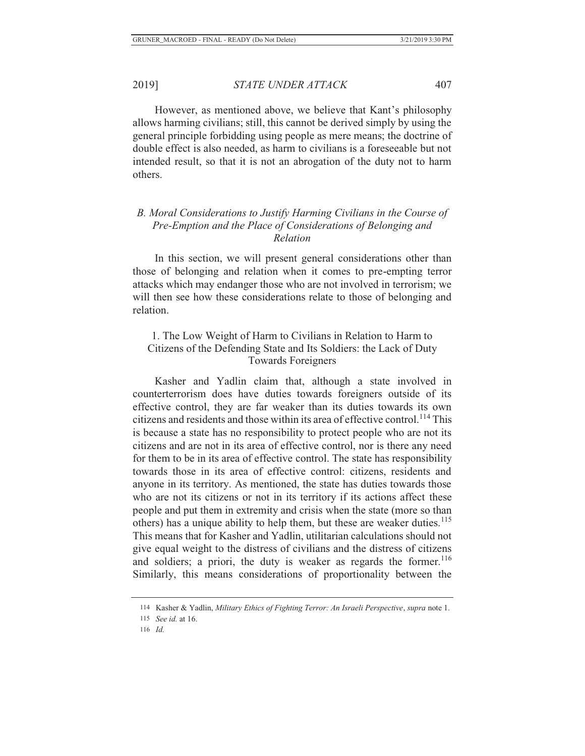However, as mentioned above, we believe that Kant's philosophy allows harming civilians; still, this cannot be derived simply by using the general principle forbidding using people as mere means; the doctrine of double effect is also needed, as harm to civilians is a foreseeable but not intended result, so that it is not an abrogation of the duty not to harm others.

### *B. Moral Considerations to Justify Harming Civilians in the Course of Pre-Emption and the Place of Considerations of Belonging and Relation*

In this section, we will present general considerations other than those of belonging and relation when it comes to pre-empting terror attacks which may endanger those who are not involved in terrorism; we will then see how these considerations relate to those of belonging and relation.

#### 1. The Low Weight of Harm to Civilians in Relation to Harm to Citizens of the Defending State and Its Soldiers: the Lack of Duty Towards Foreigners

Kasher and Yadlin claim that, although a state involved in counterterrorism does have duties towards foreigners outside of its effective control, they are far weaker than its duties towards its own citizens and residents and those within its area of effective control.[114] This is because a state has no responsibility to protect people who are not its citizens and are not in its area of effective control, nor is there any need for them to be in its area of effective control. The state has responsibility towards those in its area of effective control: citizens, residents and anyone in its territory. As mentioned, the state has duties towards those who are not its citizens or not in its territory if its actions affect these people and put them in extremity and crisis when the state (more so than others) has a unique ability to help them, but these are weaker duties.[115] This means that for Kasher and Yadlin, utilitarian calculations should not give equal weight to the distress of civilians and the distress of citizens and soldiers; a priori, the duty is weaker as regards the former.[116] Similarly, this means considerations of proportionality between the

114 Kasher & Yadlin, *Military Ethics of Fighting Terror: An Israeli Perspective*, *supra* note 1.

115 *See id.* at 16.

116 *Id.*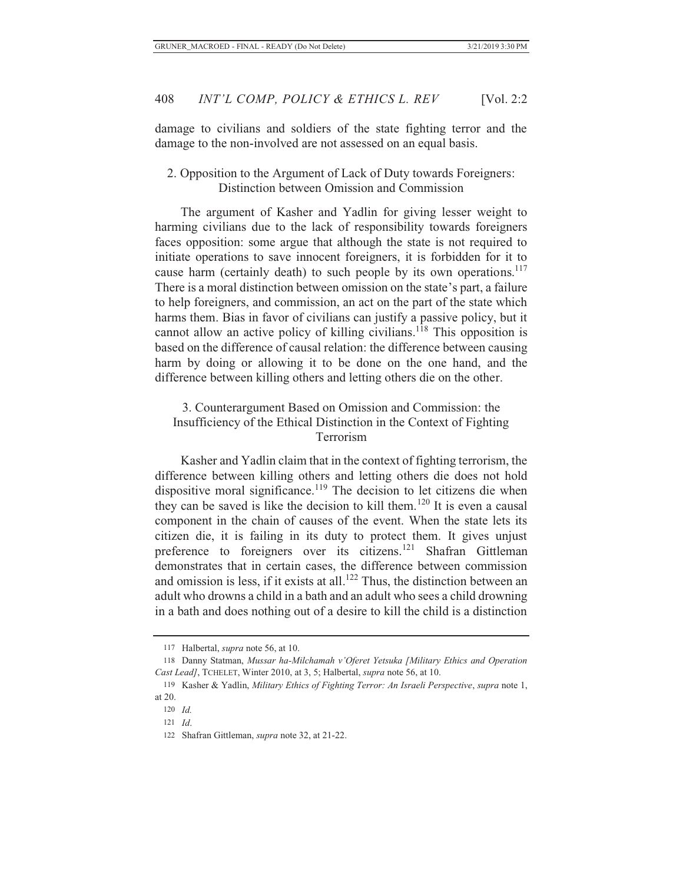damage to civilians and soldiers of the state fighting terror and the damage to the non-involved are not assessed on an equal basis.

### 2. Opposition to the Argument of Lack of Duty towards Foreigners: Distinction between Omission and Commission

The argument of Kasher and Yadlin for giving lesser weight to harming civilians due to the lack of responsibility towards foreigners faces opposition: some argue that although the state is not required to initiate operations to save innocent foreigners, it is forbidden for it to cause harm (certainly death) to such people by its own operations.[117] There is a moral distinction between omission on the state's part, a failure to help foreigners, and commission, an act on the part of the state which harms them. Bias in favor of civilians can justify a passive policy, but it cannot allow an active policy of killing civilians.[118] This opposition is based on the difference of causal relation: the difference between causing harm by doing or allowing it to be done on the one hand, and the difference between killing others and letting others die on the other.

### 3. Counterargument Based on Omission and Commission: the Insufficiency of the Ethical Distinction in the Context of Fighting Terrorism

Kasher and Yadlin claim that in the context of fighting terrorism, the difference between killing others and letting others die does not hold dispositive moral significance.[119] The decision to let citizens die when they can be saved is like the decision to kill them.[120] It is even a causal component in the chain of causes of the event. When the state lets its citizen die, it is failing in its duty to protect them. It gives unjust preference to foreigners over its citizens.[121] Shafran Gittleman demonstrates that in certain cases, the difference between commission and omission is less, if it exists at all.[122] Thus, the distinction between an adult who drowns a child in a bath and an adult who sees a child drowning in a bath and does nothing out of a desire to kill the child is a distinction

117 Halbertal, *supra* note 56, at 10.

118 Danny Statman, *Mussar ha-Milchamah v'Oferet Yetsuka [Military Ethics and Operation Cast Lead]*, TCHELET, Winter 2010, at 3, 5; Halbertal, *supra* note 56, at 10.

119 Kasher & Yadlin, *Military Ethics of Fighting Terror: An Israeli Perspective*, *supra* note 1, at 20.

120 *Id.*

121 *Id*.

122 Shafran Gittleman, *supra* note 32, at 21-22.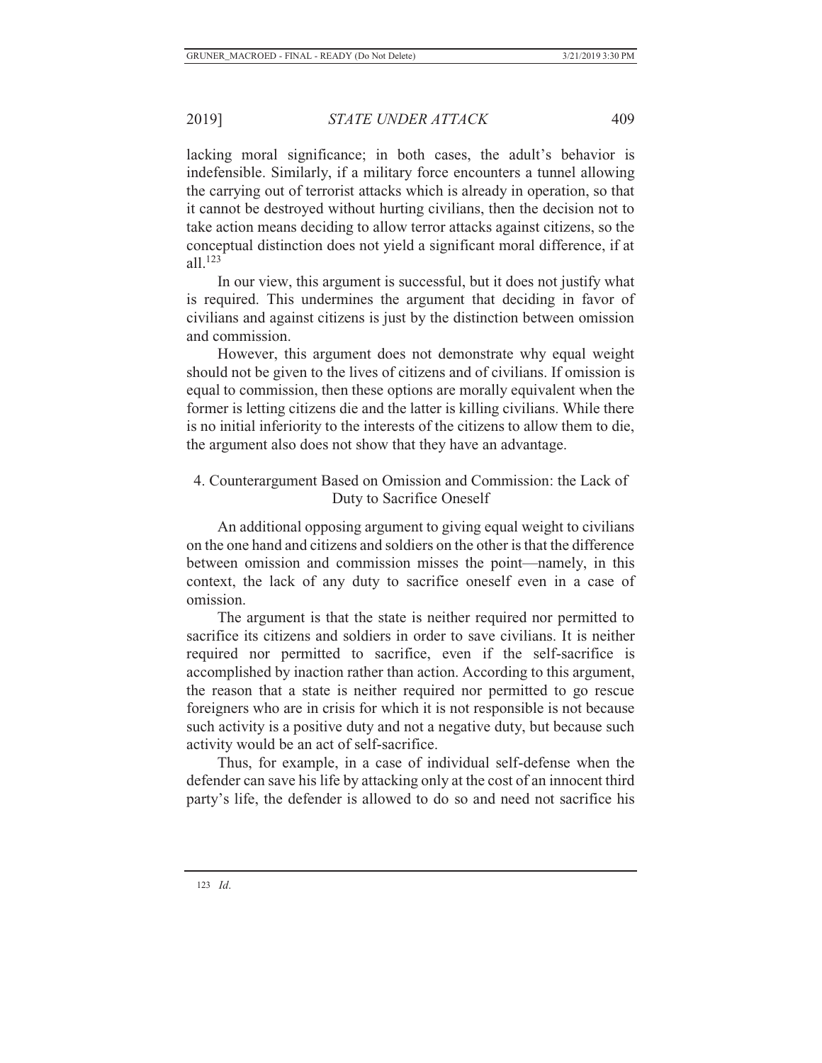lacking moral significance; in both cases, the adult's behavior is indefensible. Similarly, if a military force encounters a tunnel allowing the carrying out of terrorist attacks which is already in operation, so that it cannot be destroyed without hurting civilians, then the decision not to take action means deciding to allow terror attacks against citizens, so the conceptual distinction does not yield a significant moral difference, if at all.[123]

In our view, this argument is successful, but it does not justify what is required. This undermines the argument that deciding in favor of civilians and against citizens is just by the distinction between omission and commission.

However, this argument does not demonstrate why equal weight should not be given to the lives of citizens and of civilians. If omission is equal to commission, then these options are morally equivalent when the former is letting citizens die and the latter is killing civilians. While there is no initial inferiority to the interests of the citizens to allow them to die, the argument also does not show that they have an advantage.

#### 4. Counterargument Based on Omission and Commission: the Lack of Duty to Sacrifice Oneself

An additional opposing argument to giving equal weight to civilians on the one hand and citizens and soldiers on the other is that the difference between omission and commission misses the point—namely, in this context, the lack of any duty to sacrifice oneself even in a case of omission.

The argument is that the state is neither required nor permitted to sacrifice its citizens and soldiers in order to save civilians. It is neither required nor permitted to sacrifice, even if the self-sacrifice is accomplished by inaction rather than action. According to this argument, the reason that a state is neither required nor permitted to go rescue foreigners who are in crisis for which it is not responsible is not because such activity is a positive duty and not a negative duty, but because such activity would be an act of self-sacrifice.

Thus, for example, in a case of individual self-defense when the defender can save his life by attacking only at the cost of an innocent third party's life, the defender is allowed to do so and need not sacrifice his

---

123 *Id*.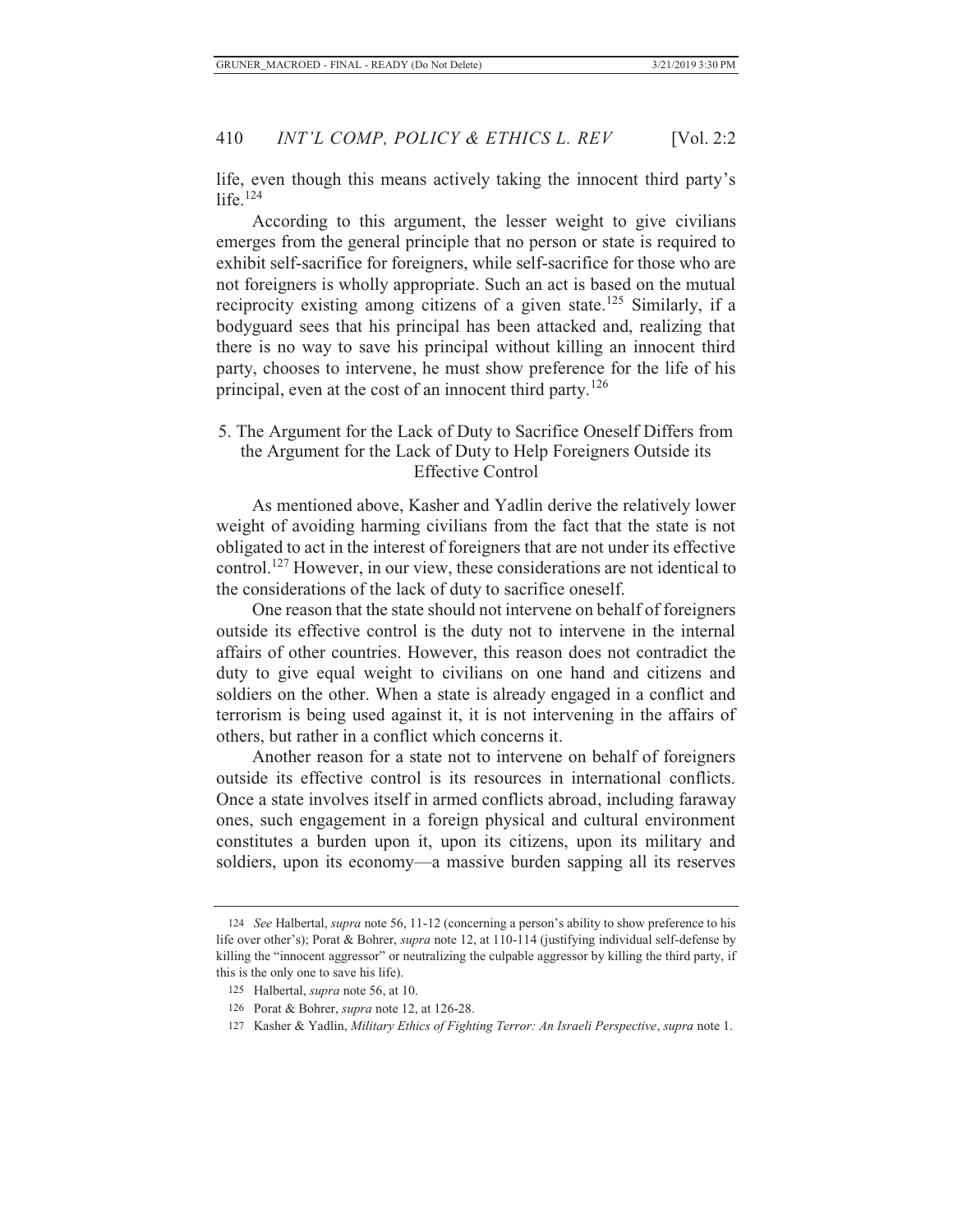life, even though this means actively taking the innocent third party's life.[124]

According to this argument, the lesser weight to give civilians emerges from the general principle that no person or state is required to exhibit self-sacrifice for foreigners, while self-sacrifice for those who are not foreigners is wholly appropriate. Such an act is based on the mutual reciprocity existing among citizens of a given state.[125] Similarly, if a bodyguard sees that his principal has been attacked and, realizing that there is no way to save his principal without killing an innocent third party, chooses to intervene, he must show preference for the life of his principal, even at the cost of an innocent third party.[126]

### 5. The Argument for the Lack of Duty to Sacrifice Oneself Differs from the Argument for the Lack of Duty to Help Foreigners Outside its Effective Control

As mentioned above, Kasher and Yadlin derive the relatively lower weight of avoiding harming civilians from the fact that the state is not obligated to act in the interest of foreigners that are not under its effective control.[127] However, in our view, these considerations are not identical to the considerations of the lack of duty to sacrifice oneself.

One reason that the state should not intervene on behalf of foreigners outside its effective control is the duty not to intervene in the internal affairs of other countries. However, this reason does not contradict the duty to give equal weight to civilians on one hand and citizens and soldiers on the other. When a state is already engaged in a conflict and terrorism is being used against it, it is not intervening in the affairs of others, but rather in a conflict which concerns it.

Another reason for a state not to intervene on behalf of foreigners outside its effective control is its resources in international conflicts. Once a state involves itself in armed conflicts abroad, including faraway ones, such engagement in a foreign physical and cultural environment constitutes a burden upon it, upon its citizens, upon its military and soldiers, upon its economy—a massive burden sapping all its reserves

---

124 *See* Halbertal, *supra* note 56, 11-12 (concerning a person's ability to show preference to his life over other's); Porat & Bohrer, *supra* note 12, at 110-114 (justifying individual self-defense by killing the "innocent aggressor" or neutralizing the culpable aggressor by killing the third party, if this is the only one to save his life).

125 Halbertal, *supra* note 56, at 10.

126 Porat & Bohrer, *supra* note 12, at 126-28.

127 Kasher & Yadlin, *Military Ethics of Fighting Terror: An Israeli Perspective*, *supra* note 1.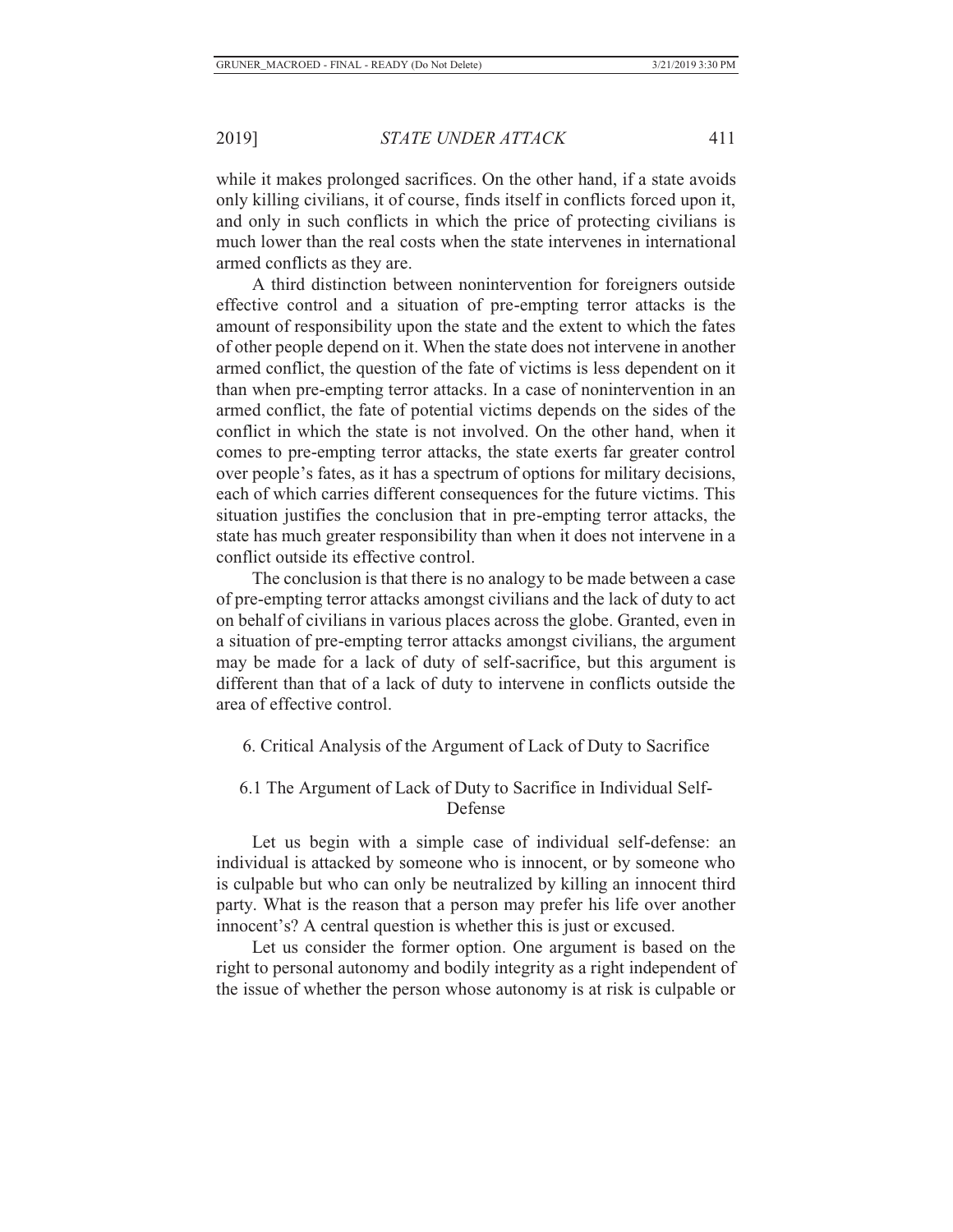while it makes prolonged sacrifices. On the other hand, if a state avoids only killing civilians, it of course, finds itself in conflicts forced upon it, and only in such conflicts in which the price of protecting civilians is much lower than the real costs when the state intervenes in international armed conflicts as they are.

A third distinction between nonintervention for foreigners outside effective control and a situation of pre-empting terror attacks is the amount of responsibility upon the state and the extent to which the fates of other people depend on it. When the state does not intervene in another armed conflict, the question of the fate of victims is less dependent on it than when pre-empting terror attacks. In a case of nonintervention in an armed conflict, the fate of potential victims depends on the sides of the conflict in which the state is not involved. On the other hand, when it comes to pre-empting terror attacks, the state exerts far greater control over people's fates, as it has a spectrum of options for military decisions, each of which carries different consequences for the future victims. This situation justifies the conclusion that in pre-empting terror attacks, the state has much greater responsibility than when it does not intervene in a conflict outside its effective control.

The conclusion is that there is no analogy to be made between a case of pre-empting terror attacks amongst civilians and the lack of duty to act on behalf of civilians in various places across the globe. Granted, even in a situation of pre-empting terror attacks amongst civilians, the argument may be made for a lack of duty of self-sacrifice, but this argument is different than that of a lack of duty to intervene in conflicts outside the area of effective control.

## 6. Critical Analysis of the Argument of Lack of Duty to Sacrifice

### 6.1 The Argument of Lack of Duty to Sacrifice in Individual Self-Defense

Let us begin with a simple case of individual self-defense: an individual is attacked by someone who is innocent, or by someone who is culpable but who can only be neutralized by killing an innocent third party. What is the reason that a person may prefer his life over another innocent's? A central question is whether this is just or excused.

Let us consider the former option. One argument is based on the right to personal autonomy and bodily integrity as a right independent of the issue of whether the person whose autonomy is at risk is culpable or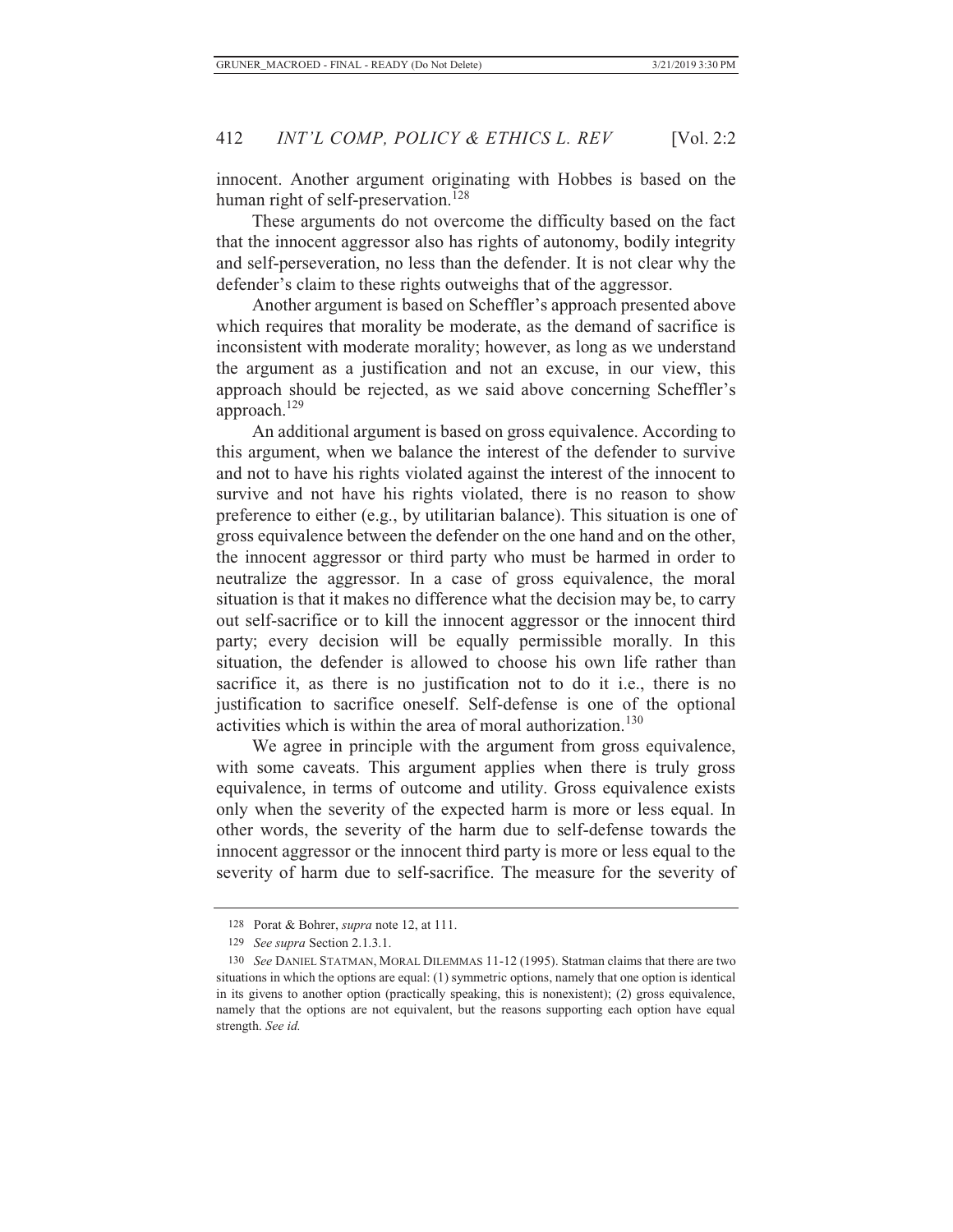innocent. Another argument originating with Hobbes is based on the human right of self-preservation.[128]

These arguments do not overcome the difficulty based on the fact that the innocent aggressor also has rights of autonomy, bodily integrity and self-perseveration, no less than the defender. It is not clear why the defender's claim to these rights outweighs that of the aggressor.

Another argument is based on Scheffler's approach presented above which requires that morality be moderate, as the demand of sacrifice is inconsistent with moderate morality; however, as long as we understand the argument as a justification and not an excuse, in our view, this approach should be rejected, as we said above concerning Scheffler's approach.[129]

An additional argument is based on gross equivalence. According to this argument, when we balance the interest of the defender to survive and not to have his rights violated against the interest of the innocent to survive and not have his rights violated, there is no reason to show preference to either (e.g., by utilitarian balance). This situation is one of gross equivalence between the defender on the one hand and on the other, the innocent aggressor or third party who must be harmed in order to neutralize the aggressor. In a case of gross equivalence, the moral situation is that it makes no difference what the decision may be, to carry out self-sacrifice or to kill the innocent aggressor or the innocent third party; every decision will be equally permissible morally. In this situation, the defender is allowed to choose his own life rather than sacrifice it, as there is no justification not to do it i.e., there is no justification to sacrifice oneself. Self-defense is one of the optional activities which is within the area of moral authorization.[130]

We agree in principle with the argument from gross equivalence, with some caveats. This argument applies when there is truly gross equivalence, in terms of outcome and utility. Gross equivalence exists only when the severity of the expected harm is more or less equal. In other words, the severity of the harm due to self-defense towards the innocent aggressor or the innocent third party is more or less equal to the severity of harm due to self-sacrifice. The measure for the severity of

---

128 Porat & Bohrer, *supra* note 12, at 111.

129 *See supra* Section 2.1.3.1.

130 *See* DANIEL STATMAN, MORAL DILEMMAS 11-12 (1995). Statman claims that there are two situations in which the options are equal: (1) symmetric options, namely that one option is identical in its givens to another option (practically speaking, this is nonexistent); (2) gross equivalence, namely that the options are not equivalent, but the reasons supporting each option have equal strength. *See id.*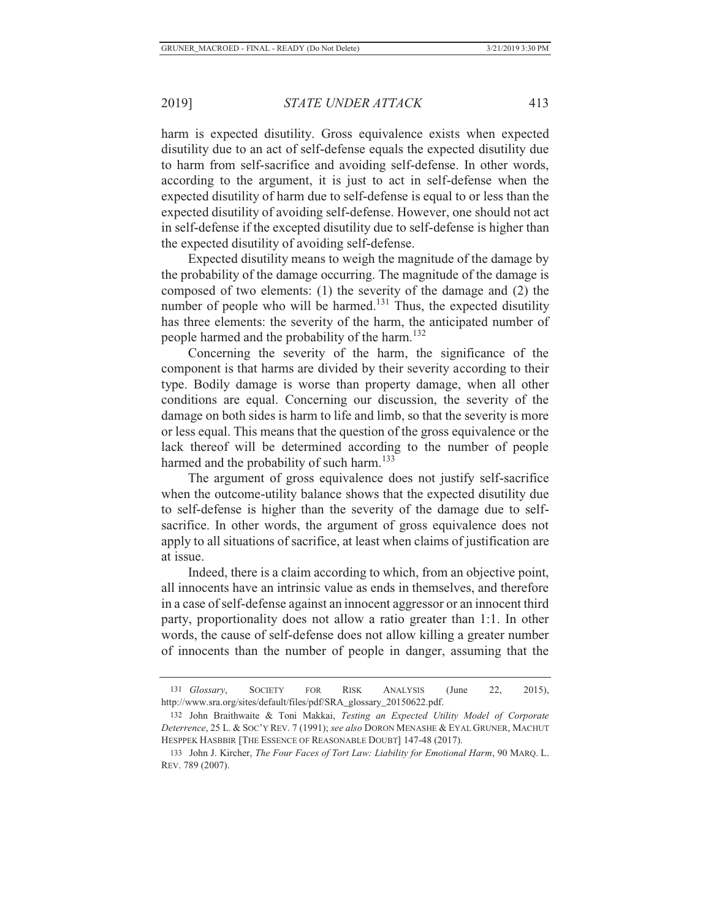harm is expected disutility. Gross equivalence exists when expected disutility due to an act of self-defense equals the expected disutility due to harm from self-sacrifice and avoiding self-defense. In other words, according to the argument, it is just to act in self-defense when the expected disutility of harm due to self-defense is equal to or less than the expected disutility of avoiding self-defense. However, one should not act in self-defense if the excepted disutility due to self-defense is higher than the expected disutility of avoiding self-defense.

Expected disutility means to weigh the magnitude of the damage by the probability of the damage occurring. The magnitude of the damage is composed of two elements: (1) the severity of the damage and (2) the number of people who will be harmed.[131] Thus, the expected disutility has three elements: the severity of the harm, the anticipated number of people harmed and the probability of the harm.[132]

Concerning the severity of the harm, the significance of the component is that harms are divided by their severity according to their type. Bodily damage is worse than property damage, when all other conditions are equal. Concerning our discussion, the severity of the damage on both sides is harm to life and limb, so that the severity is more or less equal. This means that the question of the gross equivalence or the lack thereof will be determined according to the number of people harmed and the probability of such harm.[133]

The argument of gross equivalence does not justify self-sacrifice when the outcome-utility balance shows that the expected disutility due to self-defense is higher than the severity of the damage due to self-sacrifice. In other words, the argument of gross equivalence does not apply to all situations of sacrifice, at least when claims of justification are at issue.

Indeed, there is a claim according to which, from an objective point, all innocents have an intrinsic value as ends in themselves, and therefore in a case of self-defense against an innocent aggressor or an innocent third party, proportionality does not allow a ratio greater than 1:1. In other words, the cause of self-defense does not allow killing a greater number of innocents than the number of people in danger, assuming that the

---

131 *Glossary*, SOCIETY FOR RISK ANALYSIS (June 22, 2015), http://www.sra.org/sites/default/files/pdf/SRA_glossary_20150622.pdf.

132 John Braithwaite & Toni Makkai, *Testing an Expected Utility Model of Corporate Deterrence*, 25 L. & SOC'Y REV. 7 (1991); *see also* DORON MENASHE & EYAL GRUNER, MACHUT HESPPEK HASBBIR [THE ESSENCE OF REASONABLE DOUBT] 147-48 (2017).

133 John J. Kircher, *The Four Faces of Tort Law: Liability for Emotional Harm*, 90 MARQ. L. REV. 789 (2007).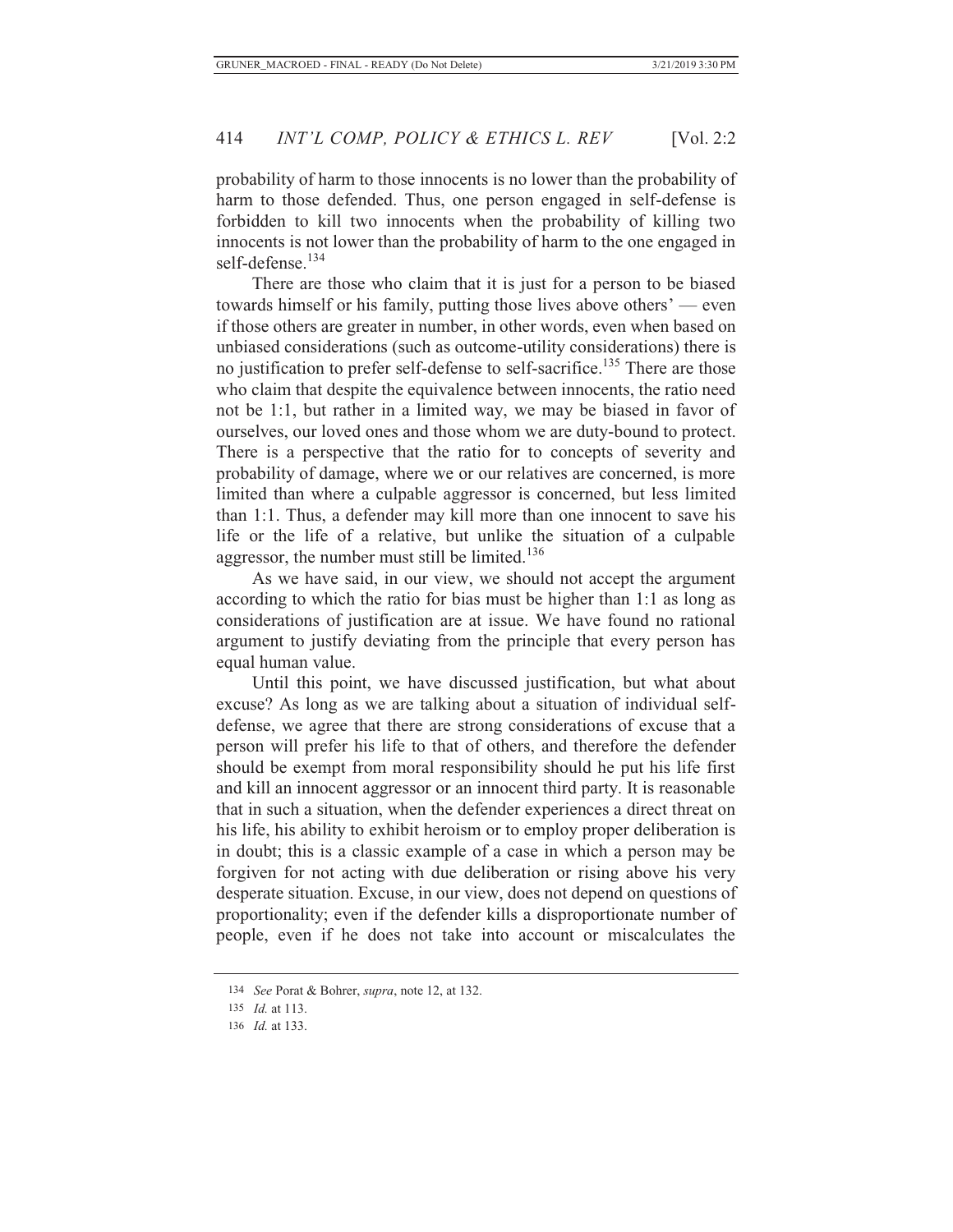probability of harm to those innocents is no lower than the probability of harm to those defended. Thus, one person engaged in self-defense is forbidden to kill two innocents when the probability of killing two innocents is not lower than the probability of harm to the one engaged in self-defense.[134]

There are those who claim that it is just for a person to be biased towards himself or his family, putting those lives above others' — even if those others are greater in number, in other words, even when based on unbiased considerations (such as outcome-utility considerations) there is no justification to prefer self-defense to self-sacrifice.[135] There are those who claim that despite the equivalence between innocents, the ratio need not be 1:1, but rather in a limited way, we may be biased in favor of ourselves, our loved ones and those whom we are duty-bound to protect. There is a perspective that the ratio for to concepts of severity and probability of damage, where we or our relatives are concerned, is more limited than where a culpable aggressor is concerned, but less limited than 1:1. Thus, a defender may kill more than one innocent to save his life or the life of a relative, but unlike the situation of a culpable aggressor, the number must still be limited.[136]

As we have said, in our view, we should not accept the argument according to which the ratio for bias must be higher than 1:1 as long as considerations of justification are at issue. We have found no rational argument to justify deviating from the principle that every person has equal human value.

Until this point, we have discussed justification, but what about excuse? As long as we are talking about a situation of individual self-defense, we agree that there are strong considerations of excuse that a person will prefer his life to that of others, and therefore the defender should be exempt from moral responsibility should he put his life first and kill an innocent aggressor or an innocent third party. It is reasonable that in such a situation, when the defender experiences a direct threat on his life, his ability to exhibit heroism or to employ proper deliberation is in doubt; this is a classic example of a case in which a person may be forgiven for not acting with due deliberation or rising above his very desperate situation. Excuse, in our view, does not depend on questions of proportionality; even if the defender kills a disproportionate number of people, even if he does not take into account or miscalculates the

134 *See* Porat & Bohrer, *supra*, note 12, at 132.

135 *Id.* at 113.

136 *Id.* at 133.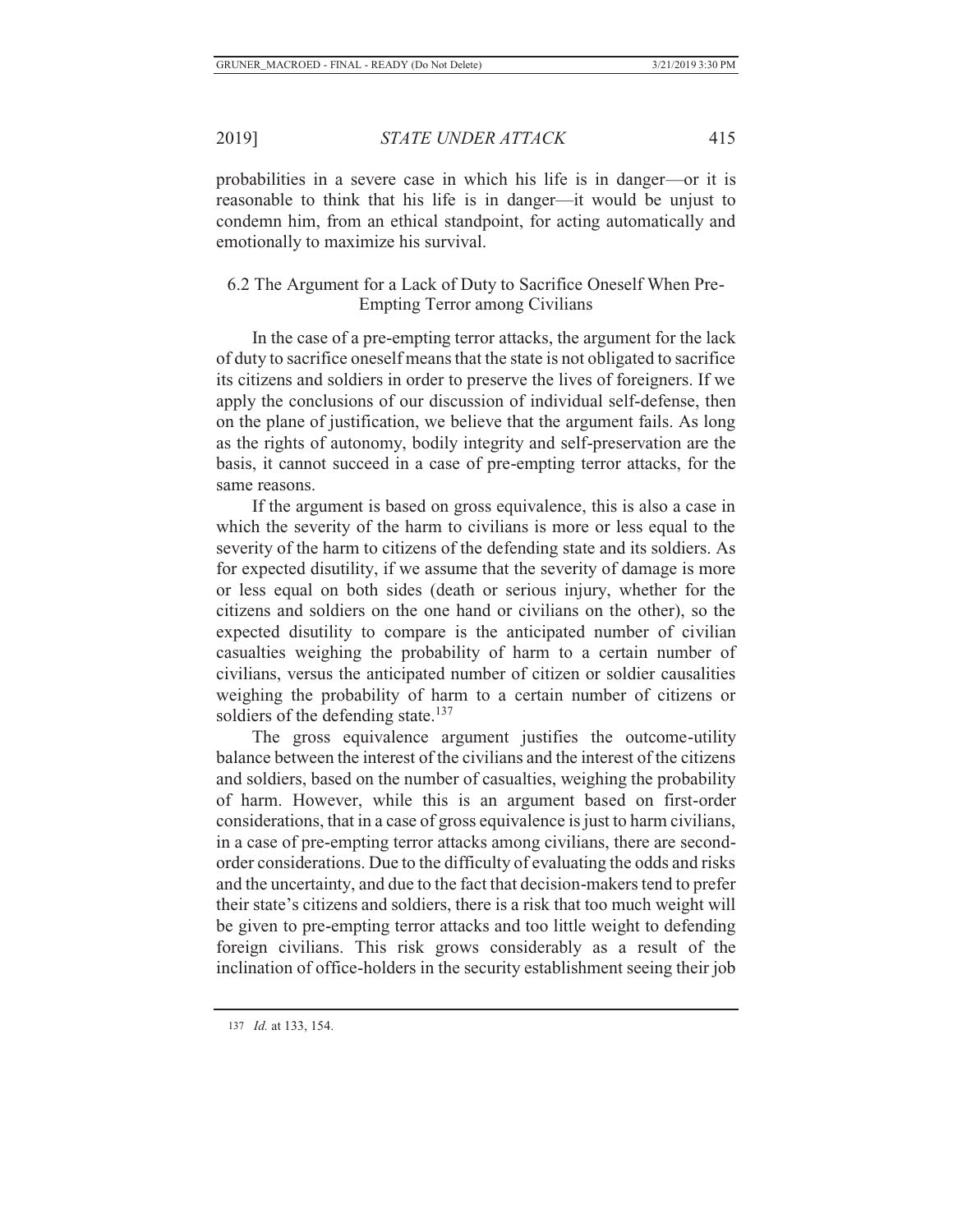probabilities in a severe case in which his life is in danger—or it is reasonable to think that his life is in danger—it would be unjust to condemn him, from an ethical standpoint, for acting automatically and emotionally to maximize his survival.

### 6.2 The Argument for a Lack of Duty to Sacrifice Oneself When Pre-Empting Terror among Civilians

In the case of a pre-empting terror attacks, the argument for the lack of duty to sacrifice oneself means that the state is not obligated to sacrifice its citizens and soldiers in order to preserve the lives of foreigners. If we apply the conclusions of our discussion of individual self-defense, then on the plane of justification, we believe that the argument fails. As long as the rights of autonomy, bodily integrity and self-preservation are the basis, it cannot succeed in a case of pre-empting terror attacks, for the same reasons.

If the argument is based on gross equivalence, this is also a case in which the severity of the harm to civilians is more or less equal to the severity of the harm to citizens of the defending state and its soldiers. As for expected disutility, if we assume that the severity of damage is more or less equal on both sides (death or serious injury, whether for the citizens and soldiers on the one hand or civilians on the other), so the expected disutility to compare is the anticipated number of civilian casualties weighing the probability of harm to a certain number of civilians, versus the anticipated number of citizen or soldier causalities weighing the probability of harm to a certain number of citizens or soldiers of the defending state.[137]

The gross equivalence argument justifies the outcome-utility balance between the interest of the civilians and the interest of the citizens and soldiers, based on the number of casualties, weighing the probability of harm. However, while this is an argument based on first-order considerations, that in a case of gross equivalence is just to harm civilians, in a case of pre-empting terror attacks among civilians, there are second-order considerations. Due to the difficulty of evaluating the odds and risks and the uncertainty, and due to the fact that decision-makers tend to prefer their state's citizens and soldiers, there is a risk that too much weight will be given to pre-empting terror attacks and too little weight to defending foreign civilians. This risk grows considerably as a result of the inclination of office-holders in the security establishment seeing their job

---

137 *Id.* at 133, 154.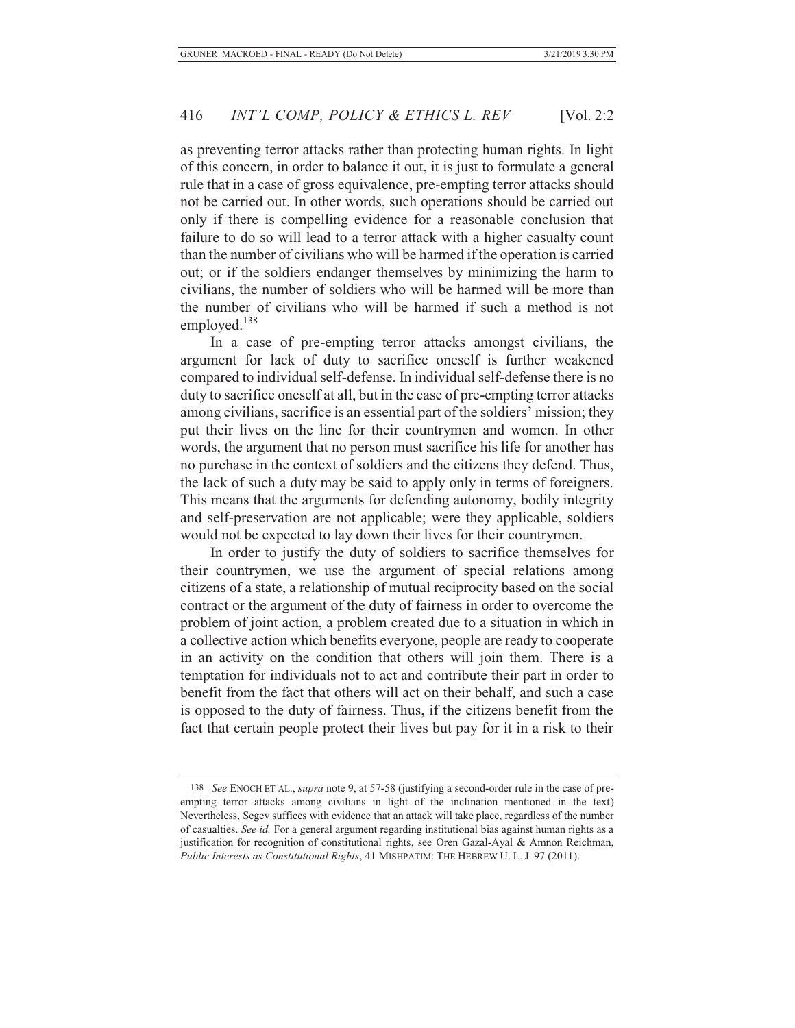as preventing terror attacks rather than protecting human rights. In light of this concern, in order to balance it out, it is just to formulate a general rule that in a case of gross equivalence, pre-empting terror attacks should not be carried out. In other words, such operations should be carried out only if there is compelling evidence for a reasonable conclusion that failure to do so will lead to a terror attack with a higher casualty count than the number of civilians who will be harmed if the operation is carried out; or if the soldiers endanger themselves by minimizing the harm to civilians, the number of soldiers who will be harmed will be more than the number of civilians who will be harmed if such a method is not employed.[138]

In a case of pre-empting terror attacks amongst civilians, the argument for lack of duty to sacrifice oneself is further weakened compared to individual self-defense. In individual self-defense there is no duty to sacrifice oneself at all, but in the case of pre-empting terror attacks among civilians, sacrifice is an essential part of the soldiers' mission; they put their lives on the line for their countrymen and women. In other words, the argument that no person must sacrifice his life for another has no purchase in the context of soldiers and the citizens they defend. Thus, the lack of such a duty may be said to apply only in terms of foreigners. This means that the arguments for defending autonomy, bodily integrity and self-preservation are not applicable; were they applicable, soldiers would not be expected to lay down their lives for their countrymen.

In order to justify the duty of soldiers to sacrifice themselves for their countrymen, we use the argument of special relations among citizens of a state, a relationship of mutual reciprocity based on the social contract or the argument of the duty of fairness in order to overcome the problem of joint action, a problem created due to a situation in which in a collective action which benefits everyone, people are ready to cooperate in an activity on the condition that others will join them. There is a temptation for individuals not to act and contribute their part in order to benefit from the fact that others will act on their behalf, and such a case is opposed to the duty of fairness. Thus, if the citizens benefit from the fact that certain people protect their lives but pay for it in a risk to their

---

138 *See* ENOCH ET AL., *supra* note 9, at 57-58 (justifying a second-order rule in the case of pre-empting terror attacks among civilians in light of the inclination mentioned in the text) Nevertheless, Segev suffices with evidence that an attack will take place, regardless of the number of casualties. *See id.* For a general argument regarding institutional bias against human rights as a justification for recognition of constitutional rights, see Oren Gazal-Ayal & Amnon Reichman, *Public Interests as Constitutional Rights*, 41 MISHPATIM: THE HEBREW U. L. J. 97 (2011).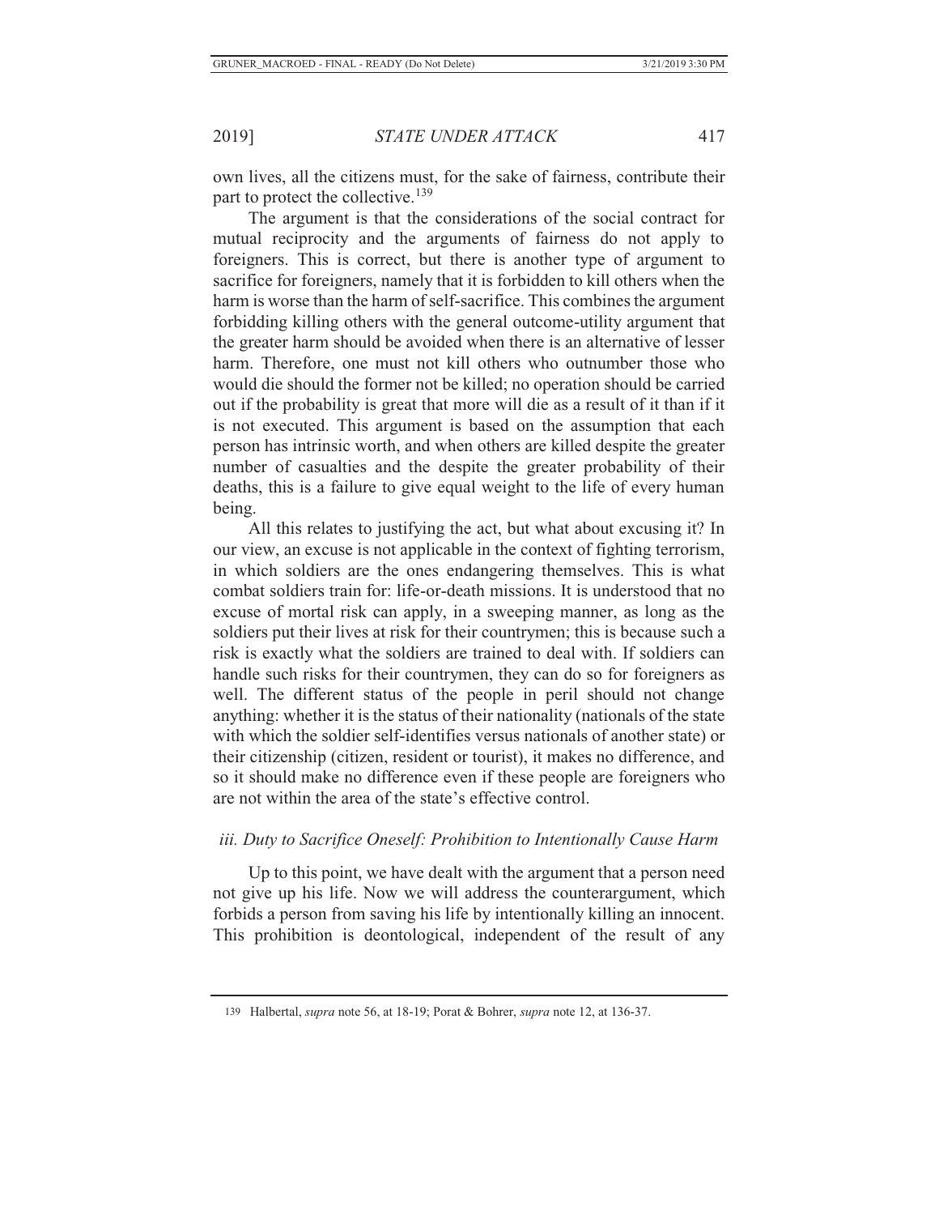own lives, all the citizens must, for the sake of fairness, contribute their part to protect the collective.[139]

The argument is that the considerations of the social contract for mutual reciprocity and the arguments of fairness do not apply to foreigners. This is correct, but there is another type of argument to sacrifice for foreigners, namely that it is forbidden to kill others when the harm is worse than the harm of self-sacrifice. This combines the argument forbidding killing others with the general outcome-utility argument that the greater harm should be avoided when there is an alternative of lesser harm. Therefore, one must not kill others who outnumber those who would die should the former not be killed; no operation should be carried out if the probability is great that more will die as a result of it than if it is not executed. This argument is based on the assumption that each person has intrinsic worth, and when others are killed despite the greater number of casualties and the despite the greater probability of their deaths, this is a failure to give equal weight to the life of every human being.

All this relates to justifying the act, but what about excusing it? In our view, an excuse is not applicable in the context of fighting terrorism, in which soldiers are the ones endangering themselves. This is what combat soldiers train for: life-or-death missions. It is understood that no excuse of mortal risk can apply, in a sweeping manner, as long as the soldiers put their lives at risk for their countrymen; this is because such a risk is exactly what the soldiers are trained to deal with. If soldiers can handle such risks for their countrymen, they can do so for foreigners as well. The different status of the people in peril should not change anything: whether it is the status of their nationality (nationals of the state with which the soldier self-identifies versus nationals of another state) or their citizenship (citizen, resident or tourist), it makes no difference, and so it should make no difference even if these people are foreigners who are not within the area of the state's effective control.

### *iii. Duty to Sacrifice Oneself: Prohibition to Intentionally Cause Harm*

Up to this point, we have dealt with the argument that a person need not give up his life. Now we will address the counterargument, which forbids a person from saving his life by intentionally killing an innocent. This prohibition is deontological, independent of the result of any

---

139 Halbertal, *supra* note 56, at 18-19; Porat & Bohrer, *supra* note 12, at 136-37.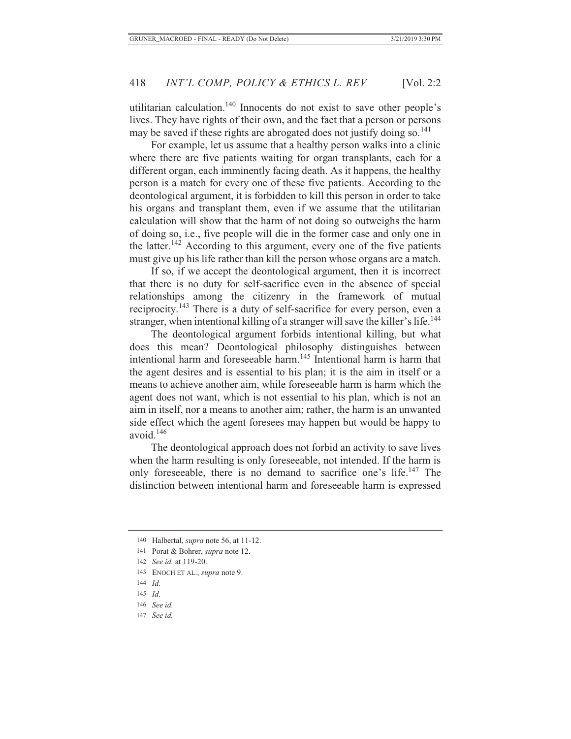utilitarian calculation.[140] Innocents do not exist to save other people's lives. They have rights of their own, and the fact that a person or persons may be saved if these rights are abrogated does not justify doing so.[141]

For example, let us assume that a healthy person walks into a clinic where there are five patients waiting for organ transplants, each for a different organ, each imminently facing death. As it happens, the healthy person is a match for every one of these five patients. According to the deontological argument, it is forbidden to kill this person in order to take his organs and transplant them, even if we assume that the utilitarian calculation will show that the harm of not doing so outweighs the harm of doing so, i.e., five people will die in the former case and only one in the latter.[142] According to this argument, every one of the five patients must give up his life rather than kill the person whose organs are a match.

If so, if we accept the deontological argument, then it is incorrect that there is no duty for self-sacrifice even in the absence of special relationships among the citizenry in the framework of mutual reciprocity.[143] There is a duty of self-sacrifice for every person, even a stranger, when intentional killing of a stranger will save the killer's life.[144]

The deontological argument forbids intentional killing, but what does this mean? Deontological philosophy distinguishes between intentional harm and foreseeable harm.[145] Intentional harm is harm that the agent desires and is essential to his plan; it is the aim in itself or a means to achieve another aim, while foreseeable harm is harm which the agent does not want, which is not essential to his plan, which is not an aim in itself, nor a means to another aim; rather, the harm is an unwanted side effect which the agent foresees may happen but would be happy to avoid.[146]

The deontological approach does not forbid an activity to save lives when the harm resulting is only foreseeable, not intended. If the harm is only foreseeable, there is no demand to sacrifice one's life.[147] The distinction between intentional harm and foreseeable harm is expressed

---

140 Halbertal, *supra* note 56, at 11-12.

141 Porat & Bohrer, *supra* note 12.

142 *See id.* at 119-20.

143 ENOCH ET AL., *supra* note 9.

144 *Id*.

145 *Id*.

146 *See id.*

147 *See id.*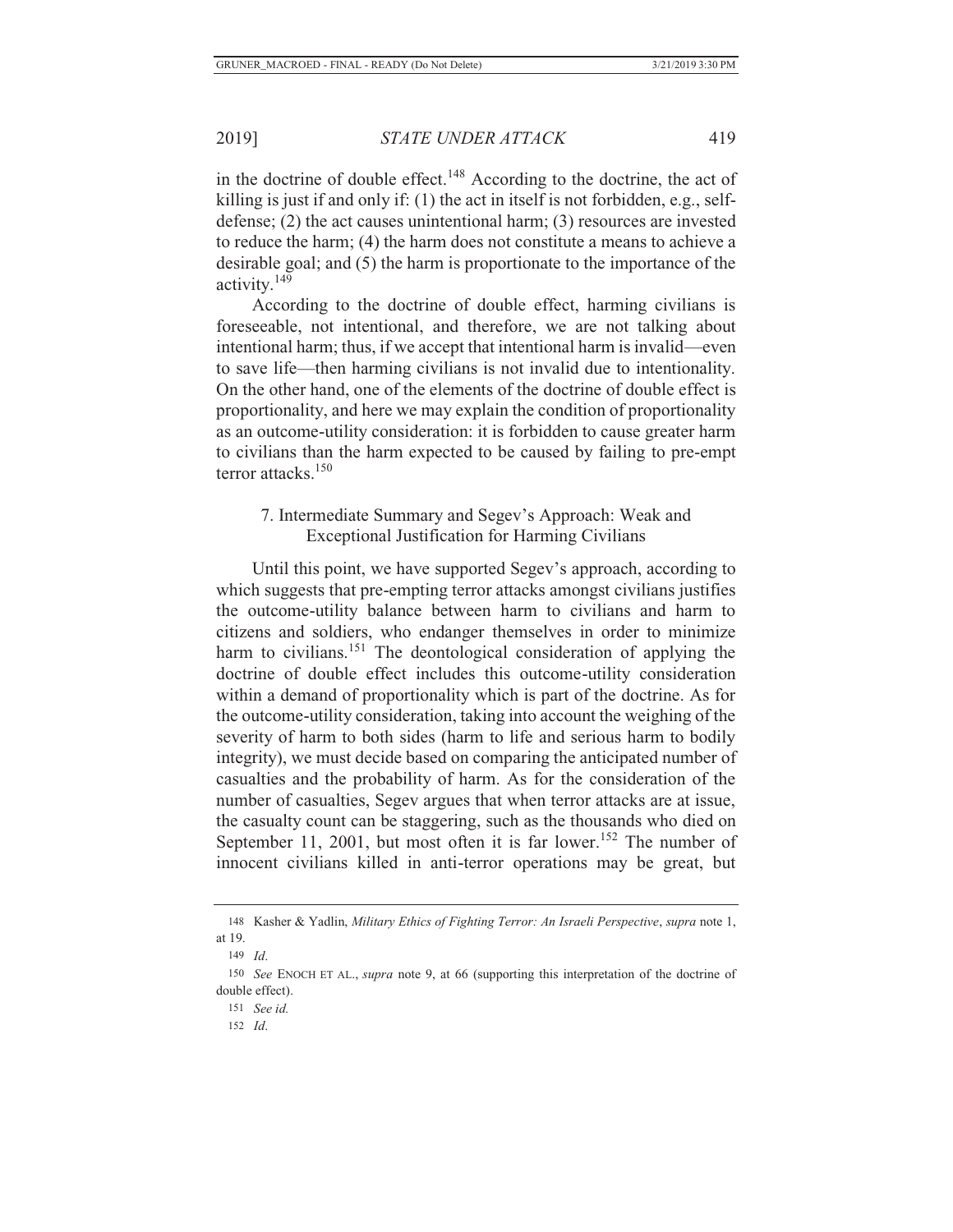in the doctrine of double effect.[148] According to the doctrine, the act of killing is just if and only if: (1) the act in itself is not forbidden, e.g., self-defense; (2) the act causes unintentional harm; (3) resources are invested to reduce the harm; (4) the harm does not constitute a means to achieve a desirable goal; and (5) the harm is proportionate to the importance of the activity.[149]

According to the doctrine of double effect, harming civilians is foreseeable, not intentional, and therefore, we are not talking about intentional harm; thus, if we accept that intentional harm is invalid—even to save life—then harming civilians is not invalid due to intentionality. On the other hand, one of the elements of the doctrine of double effect is proportionality, and here we may explain the condition of proportionality as an outcome-utility consideration: it is forbidden to cause greater harm to civilians than the harm expected to be caused by failing to pre-empt terror attacks.[150]

### 7. Intermediate Summary and Segev's Approach: Weak and Exceptional Justification for Harming Civilians

Until this point, we have supported Segev's approach, according to which suggests that pre-empting terror attacks amongst civilians justifies the outcome-utility balance between harm to civilians and harm to citizens and soldiers, who endanger themselves in order to minimize harm to civilians.[151] The deontological consideration of applying the doctrine of double effect includes this outcome-utility consideration within a demand of proportionality which is part of the doctrine. As for the outcome-utility consideration, taking into account the weighing of the severity of harm to both sides (harm to life and serious harm to bodily integrity), we must decide based on comparing the anticipated number of casualties and the probability of harm. As for the consideration of the number of casualties, Segev argues that when terror attacks are at issue, the casualty count can be staggering, such as the thousands who died on September 11, 2001, but most often it is far lower.[152] The number of innocent civilians killed in anti-terror operations may be great, but

---

148 Kasher & Yadlin, *Military Ethics of Fighting Terror: An Israeli Perspective*, *supra* note 1, at 19.

149 *Id*.

150 *See* ENOCH ET AL., *supra* note 9, at 66 (supporting this interpretation of the doctrine of double effect).

151 *See id.*

152 *Id*.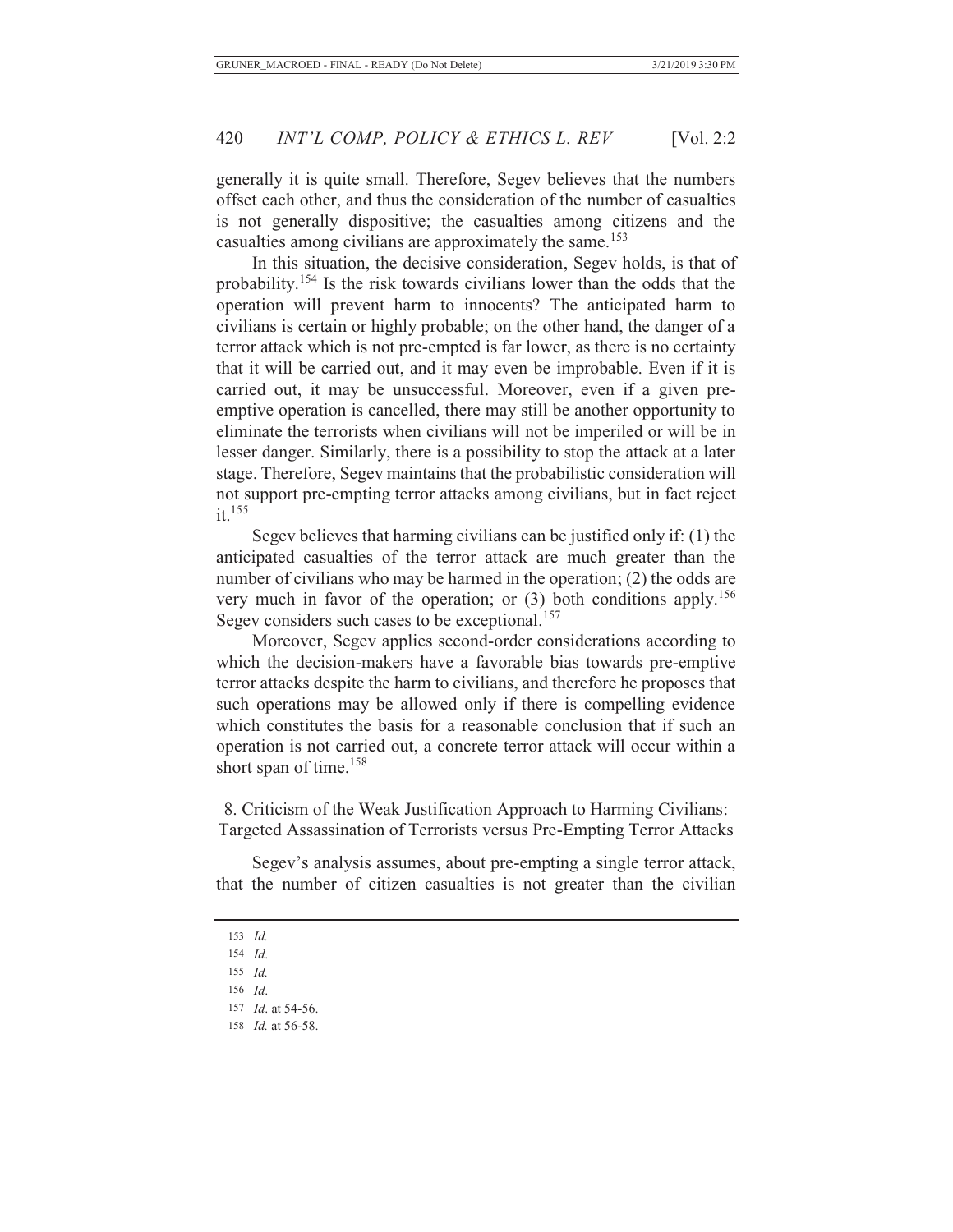generally it is quite small. Therefore, Segev believes that the numbers offset each other, and thus the consideration of the number of casualties is not generally dispositive; the casualties among citizens and the casualties among civilians are approximately the same.[153]

In this situation, the decisive consideration, Segev holds, is that of probability.[154] Is the risk towards civilians lower than the odds that the operation will prevent harm to innocents? The anticipated harm to civilians is certain or highly probable; on the other hand, the danger of a terror attack which is not pre-empted is far lower, as there is no certainty that it will be carried out, and it may even be improbable. Even if it is carried out, it may be unsuccessful. Moreover, even if a given pre-emptive operation is cancelled, there may still be another opportunity to eliminate the terrorists when civilians will not be imperiled or will be in lesser danger. Similarly, there is a possibility to stop the attack at a later stage. Therefore, Segev maintains that the probabilistic consideration will not support pre-empting terror attacks among civilians, but in fact reject it.[155]

Segev believes that harming civilians can be justified only if: (1) the anticipated casualties of the terror attack are much greater than the number of civilians who may be harmed in the operation; (2) the odds are very much in favor of the operation; or (3) both conditions apply.[156] Segev considers such cases to be exceptional.[157]

Moreover, Segev applies second-order considerations according to which the decision-makers have a favorable bias towards pre-emptive terror attacks despite the harm to civilians, and therefore he proposes that such operations may be allowed only if there is compelling evidence which constitutes the basis for a reasonable conclusion that if such an operation is not carried out, a concrete terror attack will occur within a short span of time.[158]

### 8. Criticism of the Weak Justification Approach to Harming Civilians: Targeted Assassination of Terrorists versus Pre-Empting Terror Attacks

Segev's analysis assumes, about pre-empting a single terror attack, that the number of citizen casualties is not greater than the civilian

---

153 *Id.*

154 *Id.*

155 *Id.*

156 *Id.*

157 *Id.* at 54-56.

158 *Id.* at 56-58.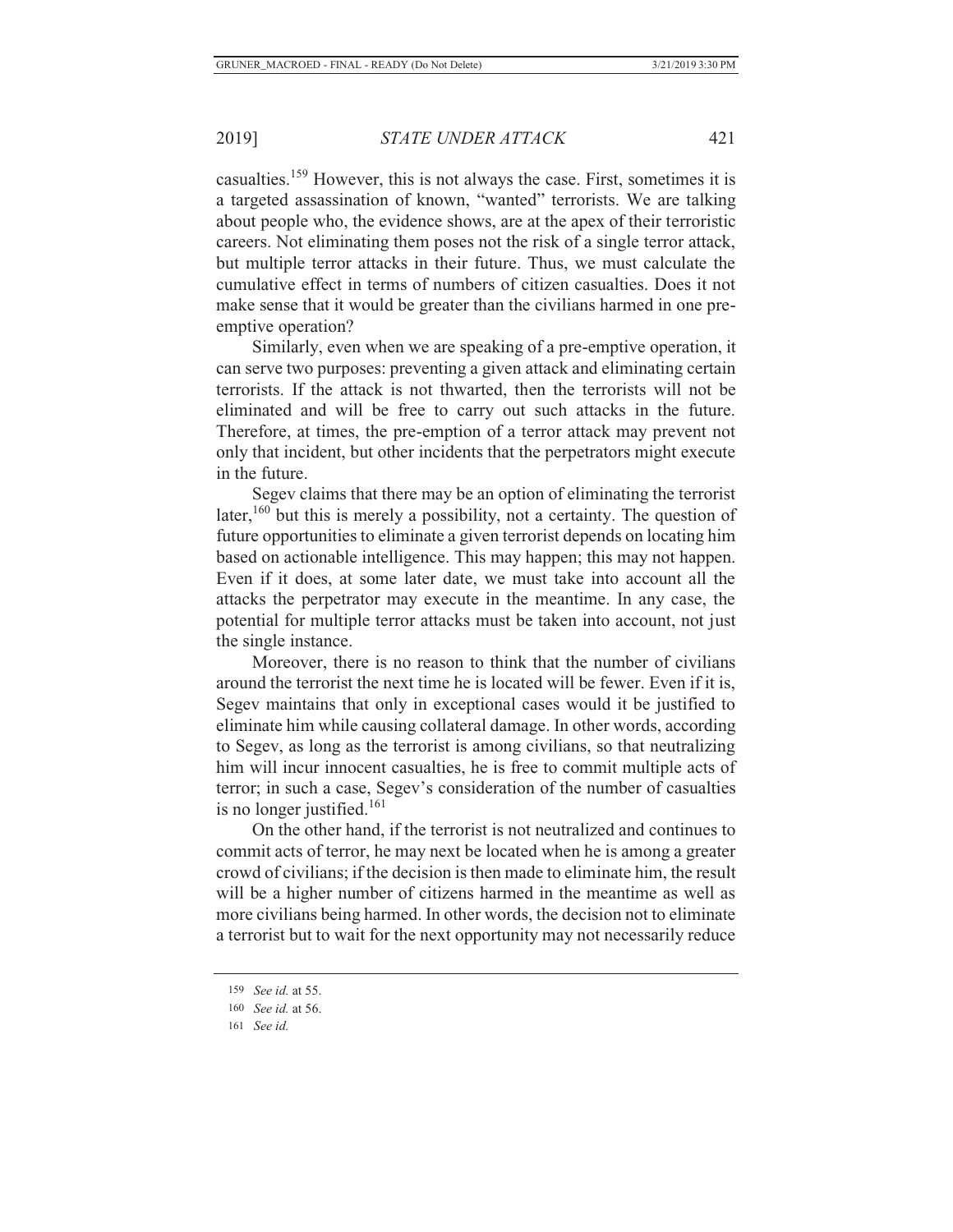casualties.[159] However, this is not always the case. First, sometimes it is a targeted assassination of known, "wanted" terrorists. We are talking about people who, the evidence shows, are at the apex of their terroristic careers. Not eliminating them poses not the risk of a single terror attack, but multiple terror attacks in their future. Thus, we must calculate the cumulative effect in terms of numbers of citizen casualties. Does it not make sense that it would be greater than the civilians harmed in one pre-emptive operation?

Similarly, even when we are speaking of a pre-emptive operation, it can serve two purposes: preventing a given attack and eliminating certain terrorists. If the attack is not thwarted, then the terrorists will not be eliminated and will be free to carry out such attacks in the future. Therefore, at times, the pre-emption of a terror attack may prevent not only that incident, but other incidents that the perpetrators might execute in the future.

Segev claims that there may be an option of eliminating the terrorist later,[160] but this is merely a possibility, not a certainty. The question of future opportunities to eliminate a given terrorist depends on locating him based on actionable intelligence. This may happen; this may not happen. Even if it does, at some later date, we must take into account all the attacks the perpetrator may execute in the meantime. In any case, the potential for multiple terror attacks must be taken into account, not just the single instance.

Moreover, there is no reason to think that the number of civilians around the terrorist the next time he is located will be fewer. Even if it is, Segev maintains that only in exceptional cases would it be justified to eliminate him while causing collateral damage. In other words, according to Segev, as long as the terrorist is among civilians, so that neutralizing him will incur innocent casualties, he is free to commit multiple acts of terror; in such a case, Segev's consideration of the number of casualties is no longer justified.[161]

On the other hand, if the terrorist is not neutralized and continues to commit acts of terror, he may next be located when he is among a greater crowd of civilians; if the decision is then made to eliminate him, the result will be a higher number of citizens harmed in the meantime as well as more civilians being harmed. In other words, the decision not to eliminate a terrorist but to wait for the next opportunity may not necessarily reduce

---

159 *See id.* at 55.

160 *See id.* at 56.

161 *See id.*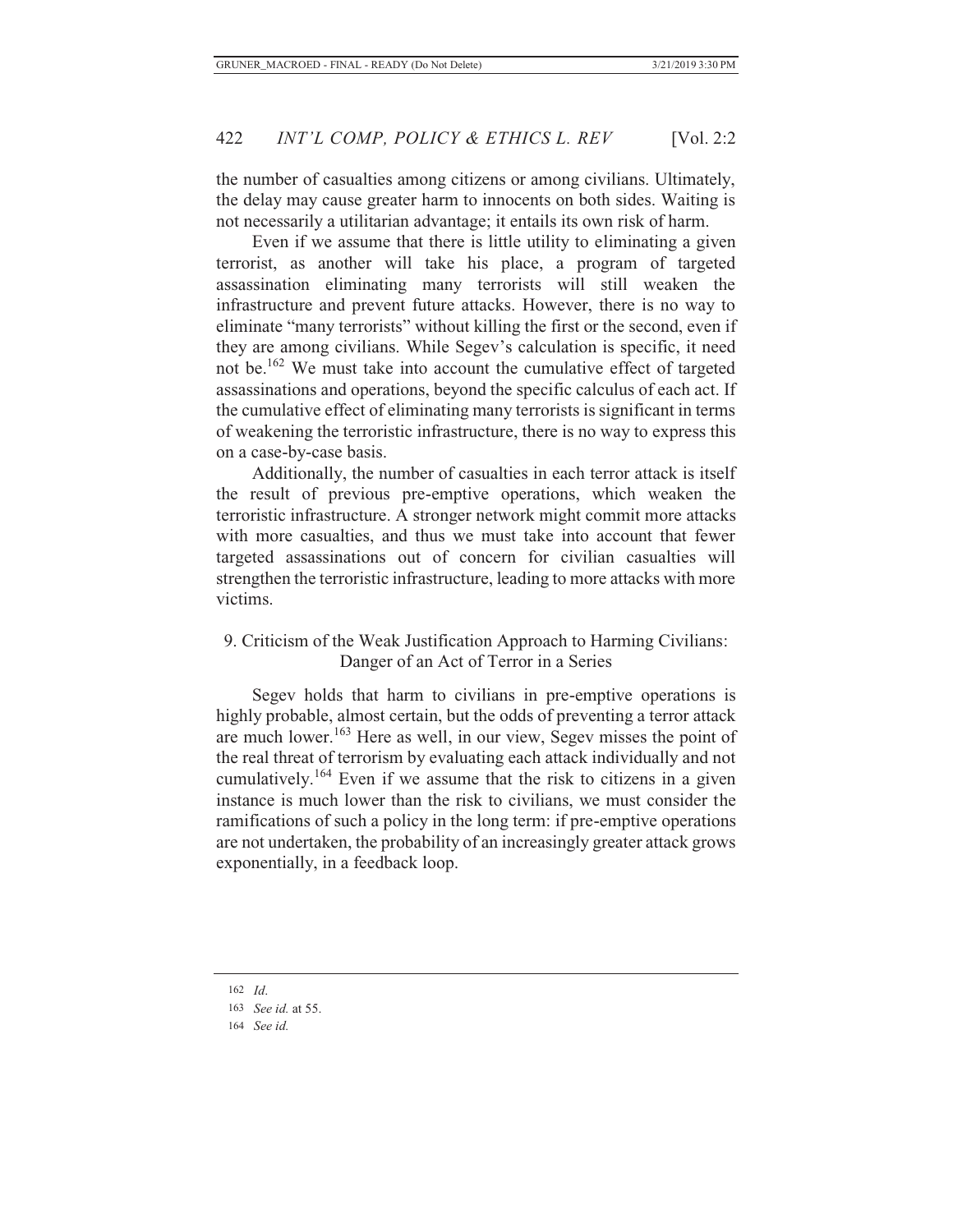the number of casualties among citizens or among civilians. Ultimately, the delay may cause greater harm to innocents on both sides. Waiting is not necessarily a utilitarian advantage; it entails its own risk of harm.

Even if we assume that there is little utility to eliminating a given terrorist, as another will take his place, a program of targeted assassination eliminating many terrorists will still weaken the infrastructure and prevent future attacks. However, there is no way to eliminate "many terrorists" without killing the first or the second, even if they are among civilians. While Segev's calculation is specific, it need not be.[162] We must take into account the cumulative effect of targeted assassinations and operations, beyond the specific calculus of each act. If the cumulative effect of eliminating many terrorists is significant in terms of weakening the terroristic infrastructure, there is no way to express this on a case-by-case basis.

Additionally, the number of casualties in each terror attack is itself the result of previous pre-emptive operations, which weaken the terroristic infrastructure. A stronger network might commit more attacks with more casualties, and thus we must take into account that fewer targeted assassinations out of concern for civilian casualties will strengthen the terroristic infrastructure, leading to more attacks with more victims.

### 9. Criticism of the Weak Justification Approach to Harming Civilians: Danger of an Act of Terror in a Series

Segev holds that harm to civilians in pre-emptive operations is highly probable, almost certain, but the odds of preventing a terror attack are much lower.[163] Here as well, in our view, Segev misses the point of the real threat of terrorism by evaluating each attack individually and not cumulatively.[164] Even if we assume that the risk to citizens in a given instance is much lower than the risk to civilians, we must consider the ramifications of such a policy in the long term: if pre-emptive operations are not undertaken, the probability of an increasingly greater attack grows exponentially, in a feedback loop.

---

162 *Id*.

163 *See id.* at 55.

164 *See id.*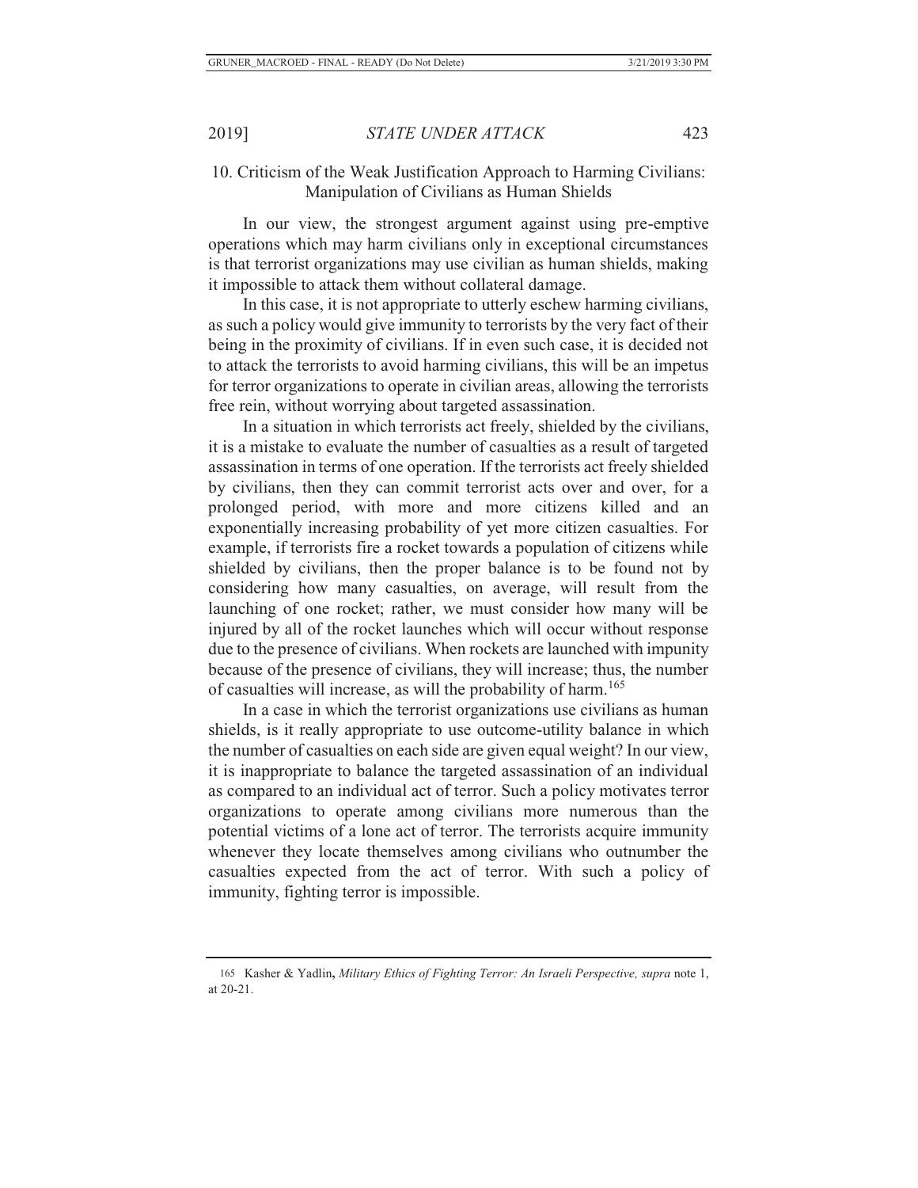### 10. Criticism of the Weak Justification Approach to Harming Civilians: Manipulation of Civilians as Human Shields

In our view, the strongest argument against using pre-emptive operations which may harm civilians only in exceptional circumstances is that terrorist organizations may use civilian as human shields, making it impossible to attack them without collateral damage.

In this case, it is not appropriate to utterly eschew harming civilians, as such a policy would give immunity to terrorists by the very fact of their being in the proximity of civilians. If in even such case, it is decided not to attack the terrorists to avoid harming civilians, this will be an impetus for terror organizations to operate in civilian areas, allowing the terrorists free rein, without worrying about targeted assassination.

In a situation in which terrorists act freely, shielded by the civilians, it is a mistake to evaluate the number of casualties as a result of targeted assassination in terms of one operation. If the terrorists act freely shielded by civilians, then they can commit terrorist acts over and over, for a prolonged period, with more and more citizens killed and an exponentially increasing probability of yet more citizen casualties. For example, if terrorists fire a rocket towards a population of citizens while shielded by civilians, then the proper balance is to be found not by considering how many casualties, on average, will result from the launching of one rocket; rather, we must consider how many will be injured by all of the rocket launches which will occur without response due to the presence of civilians. When rockets are launched with impunity because of the presence of civilians, they will increase; thus, the number of casualties will increase, as will the probability of harm.[165]

In a case in which the terrorist organizations use civilians as human shields, is it really appropriate to use outcome-utility balance in which the number of casualties on each side are given equal weight? In our view, it is inappropriate to balance the targeted assassination of an individual as compared to an individual act of terror. Such a policy motivates terror organizations to operate among civilians more numerous than the potential victims of a lone act of terror. The terrorists acquire immunity whenever they locate themselves among civilians who outnumber the casualties expected from the act of terror. With such a policy of immunity, fighting terror is impossible.

---

165 Kasher & Yadlin, *Military Ethics of Fighting Terror: An Israeli Perspective, supra* note 1, at 20-21.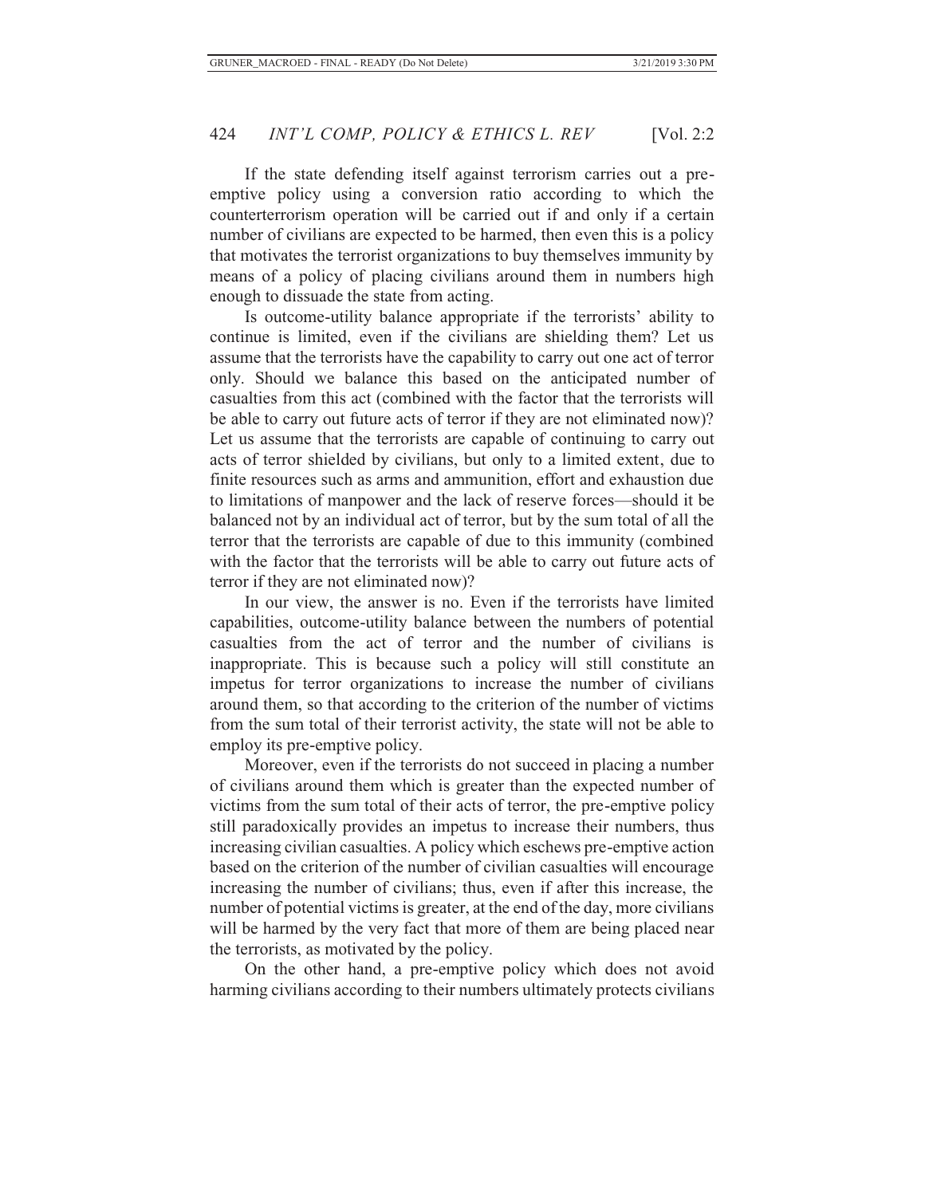If the state defending itself against terrorism carries out a pre-emptive policy using a conversion ratio according to which the counterterrorism operation will be carried out if and only if a certain number of civilians are expected to be harmed, then even this is a policy that motivates the terrorist organizations to buy themselves immunity by means of a policy of placing civilians around them in numbers high enough to dissuade the state from acting.

Is outcome-utility balance appropriate if the terrorists' ability to continue is limited, even if the civilians are shielding them? Let us assume that the terrorists have the capability to carry out one act of terror only. Should we balance this based on the anticipated number of casualties from this act (combined with the factor that the terrorists will be able to carry out future acts of terror if they are not eliminated now)? Let us assume that the terrorists are capable of continuing to carry out acts of terror shielded by civilians, but only to a limited extent, due to finite resources such as arms and ammunition, effort and exhaustion due to limitations of manpower and the lack of reserve forces—should it be balanced not by an individual act of terror, but by the sum total of all the terror that the terrorists are capable of due to this immunity (combined with the factor that the terrorists will be able to carry out future acts of terror if they are not eliminated now)?

In our view, the answer is no. Even if the terrorists have limited capabilities, outcome-utility balance between the numbers of potential casualties from the act of terror and the number of civilians is inappropriate. This is because such a policy will still constitute an impetus for terror organizations to increase the number of civilians around them, so that according to the criterion of the number of victims from the sum total of their terrorist activity, the state will not be able to employ its pre-emptive policy.

Moreover, even if the terrorists do not succeed in placing a number of civilians around them which is greater than the expected number of victims from the sum total of their acts of terror, the pre-emptive policy still paradoxically provides an impetus to increase their numbers, thus increasing civilian casualties. A policy which eschews pre-emptive action based on the criterion of the number of civilian casualties will encourage increasing the number of civilians; thus, even if after this increase, the number of potential victims is greater, at the end of the day, more civilians will be harmed by the very fact that more of them are being placed near the terrorists, as motivated by the policy.

On the other hand, a pre-emptive policy which does not avoid harming civilians according to their numbers ultimately protects civilians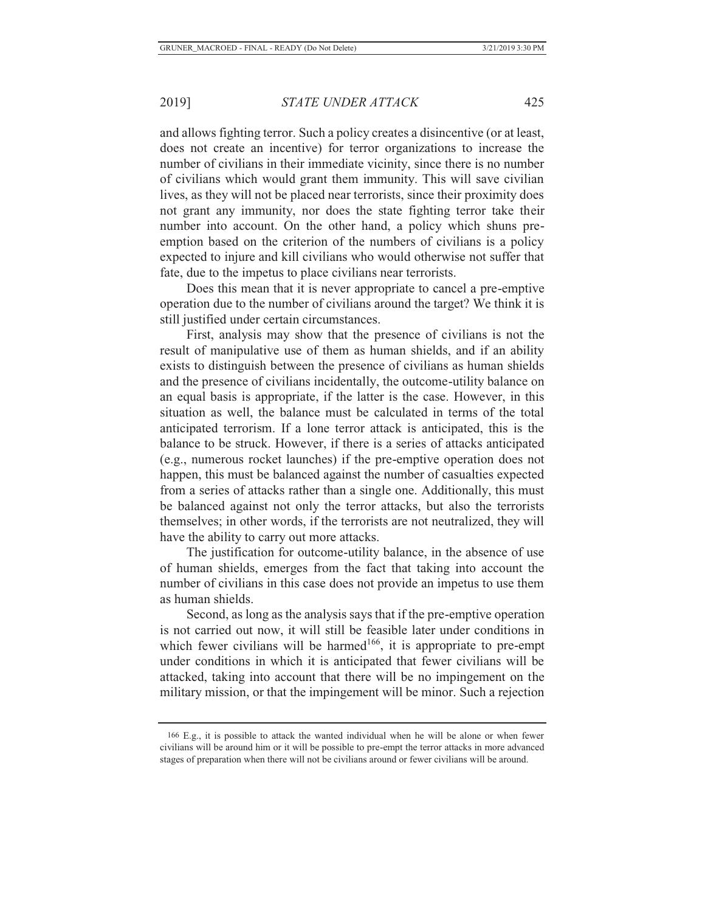and allows fighting terror. Such a policy creates a disincentive (or at least, does not create an incentive) for terror organizations to increase the number of civilians in their immediate vicinity, since there is no number of civilians which would grant them immunity. This will save civilian lives, as they will not be placed near terrorists, since their proximity does not grant any immunity, nor does the state fighting terror take their number into account. On the other hand, a policy which shuns pre-emption based on the criterion of the numbers of civilians is a policy expected to injure and kill civilians who would otherwise not suffer that fate, due to the impetus to place civilians near terrorists.

Does this mean that it is never appropriate to cancel a pre-emptive operation due to the number of civilians around the target? We think it is still justified under certain circumstances.

First, analysis may show that the presence of civilians is not the result of manipulative use of them as human shields, and if an ability exists to distinguish between the presence of civilians as human shields and the presence of civilians incidentally, the outcome-utility balance on an equal basis is appropriate, if the latter is the case. However, in this situation as well, the balance must be calculated in terms of the total anticipated terrorism. If a lone terror attack is anticipated, this is the balance to be struck. However, if there is a series of attacks anticipated (e.g., numerous rocket launches) if the pre-emptive operation does not happen, this must be balanced against the number of casualties expected from a series of attacks rather than a single one. Additionally, this must be balanced against not only the terror attacks, but also the terrorists themselves; in other words, if the terrorists are not neutralized, they will have the ability to carry out more attacks.

The justification for outcome-utility balance, in the absence of use of human shields, emerges from the fact that taking into account the number of civilians in this case does not provide an impetus to use them as human shields.

Second, as long as the analysis says that if the pre-emptive operation is not carried out now, it will still be feasible later under conditions in which fewer civilians will be harmed[166], it is appropriate to pre-empt under conditions in which it is anticipated that fewer civilians will be attacked, taking into account that there will be no impingement on the military mission, or that the impingement will be minor. Such a rejection

---

166 E.g., it is possible to attack the wanted individual when he will be alone or when fewer civilians will be around him or it will be possible to pre-empt the terror attacks in more advanced stages of preparation when there will not be civilians around or fewer civilians will be around.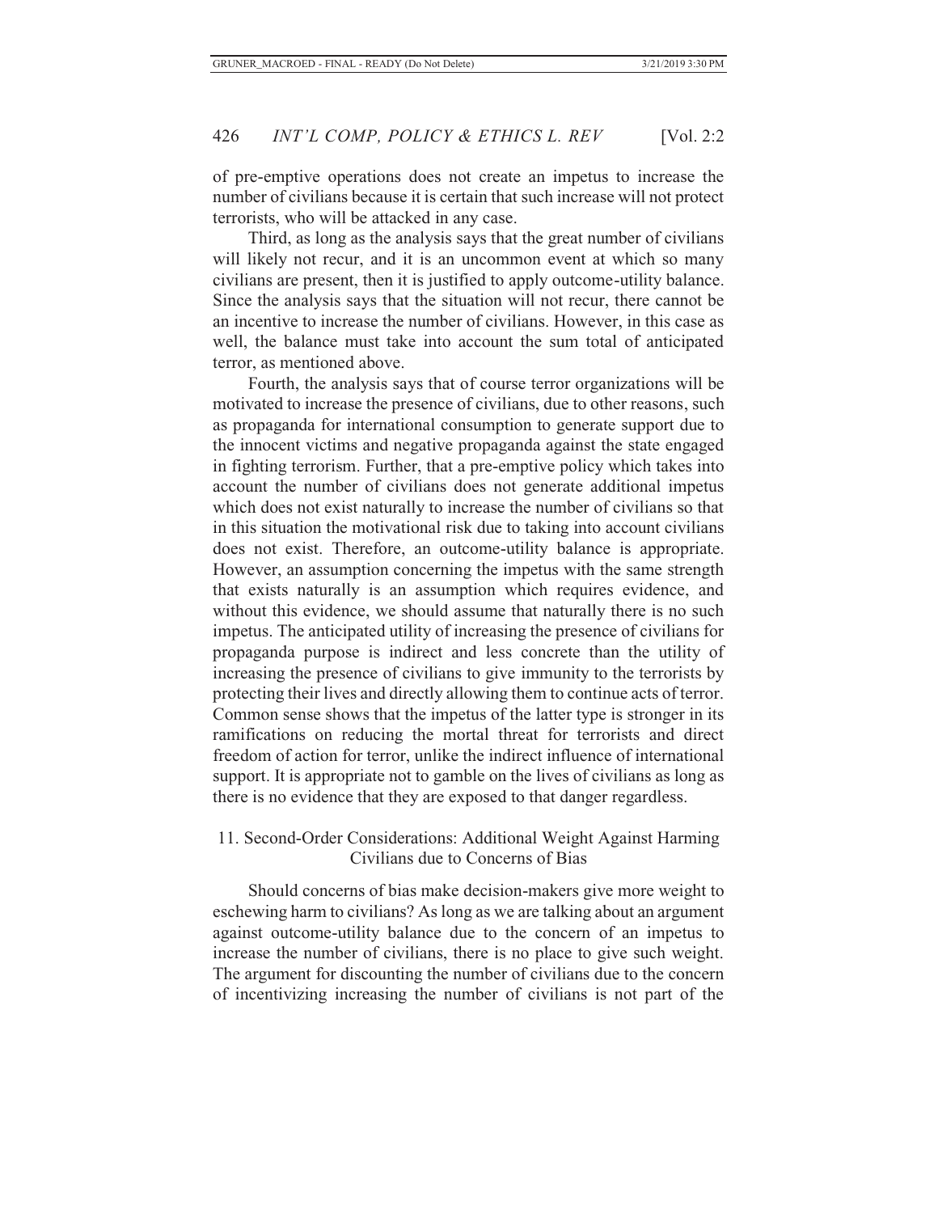of pre-emptive operations does not create an impetus to increase the number of civilians because it is certain that such increase will not protect terrorists, who will be attacked in any case.

Third, as long as the analysis says that the great number of civilians will likely not recur, and it is an uncommon event at which so many civilians are present, then it is justified to apply outcome-utility balance. Since the analysis says that the situation will not recur, there cannot be an incentive to increase the number of civilians. However, in this case as well, the balance must take into account the sum total of anticipated terror, as mentioned above.

Fourth, the analysis says that of course terror organizations will be motivated to increase the presence of civilians, due to other reasons, such as propaganda for international consumption to generate support due to the innocent victims and negative propaganda against the state engaged in fighting terrorism. Further, that a pre-emptive policy which takes into account the number of civilians does not generate additional impetus which does not exist naturally to increase the number of civilians so that in this situation the motivational risk due to taking into account civilians does not exist. Therefore, an outcome-utility balance is appropriate. However, an assumption concerning the impetus with the same strength that exists naturally is an assumption which requires evidence, and without this evidence, we should assume that naturally there is no such impetus. The anticipated utility of increasing the presence of civilians for propaganda purpose is indirect and less concrete than the utility of increasing the presence of civilians to give immunity to the terrorists by protecting their lives and directly allowing them to continue acts of terror. Common sense shows that the impetus of the latter type is stronger in its ramifications on reducing the mortal threat for terrorists and direct freedom of action for terror, unlike the indirect influence of international support. It is appropriate not to gamble on the lives of civilians as long as there is no evidence that they are exposed to that danger regardless.

## 11. Second-Order Considerations: Additional Weight Against Harming Civilians due to Concerns of Bias

Should concerns of bias make decision-makers give more weight to eschewing harm to civilians? As long as we are talking about an argument against outcome-utility balance due to the concern of an impetus to increase the number of civilians, there is no place to give such weight. The argument for discounting the number of civilians due to the concern of incentivizing increasing the number of civilians is not part of the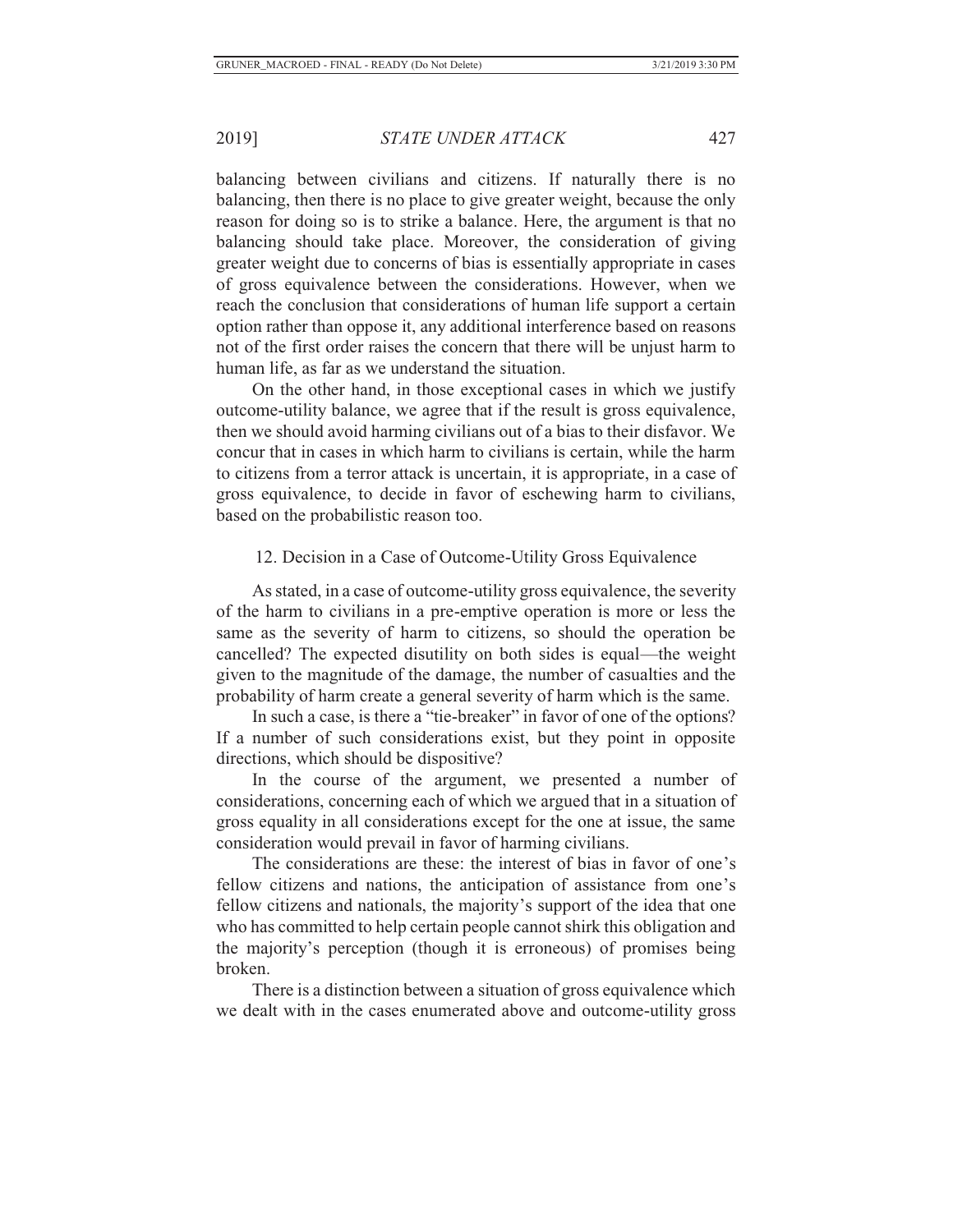balancing between civilians and citizens. If naturally there is no balancing, then there is no place to give greater weight, because the only reason for doing so is to strike a balance. Here, the argument is that no balancing should take place. Moreover, the consideration of giving greater weight due to concerns of bias is essentially appropriate in cases of gross equivalence between the considerations. However, when we reach the conclusion that considerations of human life support a certain option rather than oppose it, any additional interference based on reasons not of the first order raises the concern that there will be unjust harm to human life, as far as we understand the situation.

On the other hand, in those exceptional cases in which we justify outcome-utility balance, we agree that if the result is gross equivalence, then we should avoid harming civilians out of a bias to their disfavor. We concur that in cases in which harm to civilians is certain, while the harm to citizens from a terror attack is uncertain, it is appropriate, in a case of gross equivalence, to decide in favor of eschewing harm to civilians, based on the probabilistic reason too.

### 12. Decision in a Case of Outcome-Utility Gross Equivalence

As stated, in a case of outcome-utility gross equivalence, the severity of the harm to civilians in a pre-emptive operation is more or less the same as the severity of harm to citizens, so should the operation be cancelled? The expected disutility on both sides is equal—the weight given to the magnitude of the damage, the number of casualties and the probability of harm create a general severity of harm which is the same.

In such a case, is there a "tie-breaker" in favor of one of the options? If a number of such considerations exist, but they point in opposite directions, which should be dispositive?

In the course of the argument, we presented a number of considerations, concerning each of which we argued that in a situation of gross equality in all considerations except for the one at issue, the same consideration would prevail in favor of harming civilians.

The considerations are these: the interest of bias in favor of one's fellow citizens and nations, the anticipation of assistance from one's fellow citizens and nationals, the majority's support of the idea that one who has committed to help certain people cannot shirk this obligation and the majority's perception (though it is erroneous) of promises being broken.

There is a distinction between a situation of gross equivalence which we dealt with in the cases enumerated above and outcome-utility gross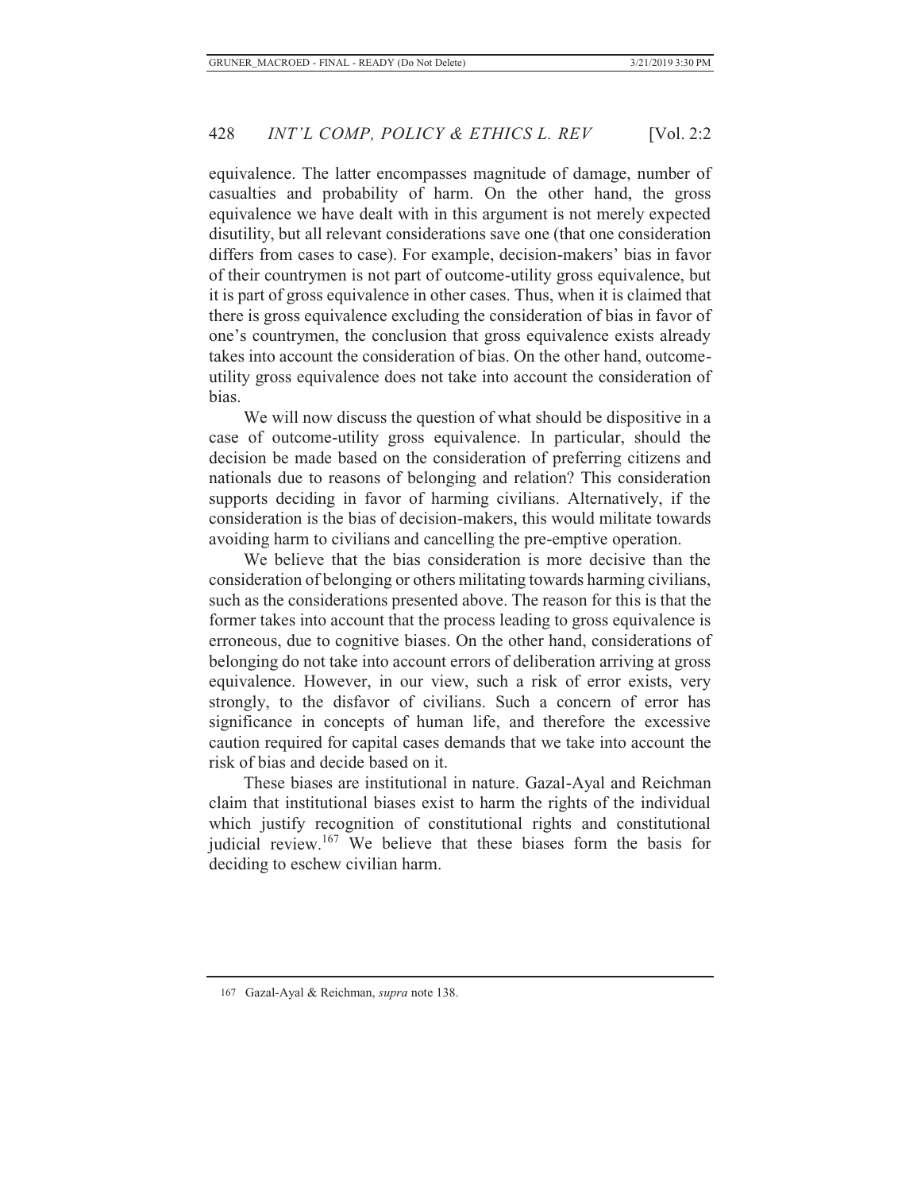equivalence. The latter encompasses magnitude of damage, number of casualties and probability of harm. On the other hand, the gross equivalence we have dealt with in this argument is not merely expected disutility, but all relevant considerations save one (that one consideration differs from cases to case). For example, decision-makers' bias in favor of their countrymen is not part of outcome-utility gross equivalence, but it is part of gross equivalence in other cases. Thus, when it is claimed that there is gross equivalence excluding the consideration of bias in favor of one's countrymen, the conclusion that gross equivalence exists already takes into account the consideration of bias. On the other hand, outcome-utility gross equivalence does not take into account the consideration of bias.

We will now discuss the question of what should be dispositive in a case of outcome-utility gross equivalence. In particular, should the decision be made based on the consideration of preferring citizens and nationals due to reasons of belonging and relation? This consideration supports deciding in favor of harming civilians. Alternatively, if the consideration is the bias of decision-makers, this would militate towards avoiding harm to civilians and cancelling the pre-emptive operation.

We believe that the bias consideration is more decisive than the consideration of belonging or others militating towards harming civilians, such as the considerations presented above. The reason for this is that the former takes into account that the process leading to gross equivalence is erroneous, due to cognitive biases. On the other hand, considerations of belonging do not take into account errors of deliberation arriving at gross equivalence. However, in our view, such a risk of error exists, very strongly, to the disfavor of civilians. Such a concern of error has significance in concepts of human life, and therefore the excessive caution required for capital cases demands that we take into account the risk of bias and decide based on it.

These biases are institutional in nature. Gazal-Ayal and Reichman claim that institutional biases exist to harm the rights of the individual which justify recognition of constitutional rights and constitutional judicial review.[167] We believe that these biases form the basis for deciding to eschew civilian harm.

---

167 Gazal-Ayal & Reichman, *supra* note 138.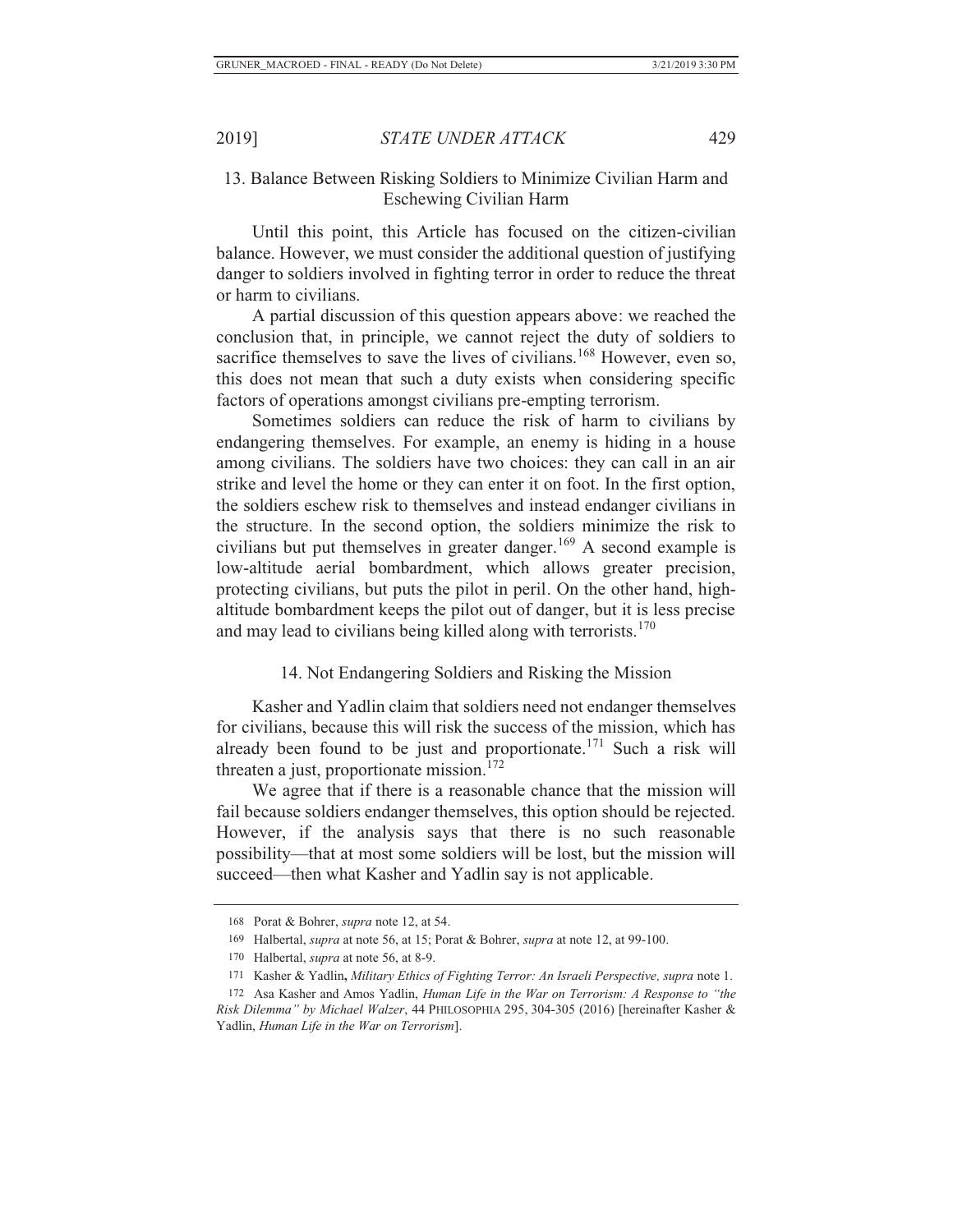### 13. Balance Between Risking Soldiers to Minimize Civilian Harm and Eschewing Civilian Harm

Until this point, this Article has focused on the citizen-civilian balance. However, we must consider the additional question of justifying danger to soldiers involved in fighting terror in order to reduce the threat or harm to civilians.

A partial discussion of this question appears above: we reached the conclusion that, in principle, we cannot reject the duty of soldiers to sacrifice themselves to save the lives of civilians.[168] However, even so, this does not mean that such a duty exists when considering specific factors of operations amongst civilians pre-empting terrorism.

Sometimes soldiers can reduce the risk of harm to civilians by endangering themselves. For example, an enemy is hiding in a house among civilians. The soldiers have two choices: they can call in an air strike and level the home or they can enter it on foot. In the first option, the soldiers eschew risk to themselves and instead endanger civilians in the structure. In the second option, the soldiers minimize the risk to civilians but put themselves in greater danger.[169] A second example is low-altitude aerial bombardment, which allows greater precision, protecting civilians, but puts the pilot in peril. On the other hand, high-altitude bombardment keeps the pilot out of danger, but it is less precise and may lead to civilians being killed along with terrorists.[170]

### 14. Not Endangering Soldiers and Risking the Mission

Kasher and Yadlin claim that soldiers need not endanger themselves for civilians, because this will risk the success of the mission, which has already been found to be just and proportionate.[171] Such a risk will threaten a just, proportionate mission.[172]

We agree that if there is a reasonable chance that the mission will fail because soldiers endanger themselves, this option should be rejected. However, if the analysis says that there is no such reasonable possibility—that at most some soldiers will be lost, but the mission will succeed—then what Kasher and Yadlin say is not applicable.

---

168 Porat & Bohrer, *supra* note 12, at 54.

169 Halbertal, *supra* at note 56, at 15; Porat & Bohrer, *supra* at note 12, at 99-100.

170 Halbertal, *supra* at note 56, at 8-9.

171 Kasher & Yadlin**,** *Military Ethics of Fighting Terror: An Israeli Perspective, supra* note 1.

172 Asa Kasher and Amos Yadlin, *Human Life in the War on Terrorism: A Response to "the Risk Dilemma" by Michael Walzer*, 44 PHILOSOPHIA 295, 304-305 (2016) [hereinafter Kasher & Yadlin, *Human Life in the War on Terrorism*].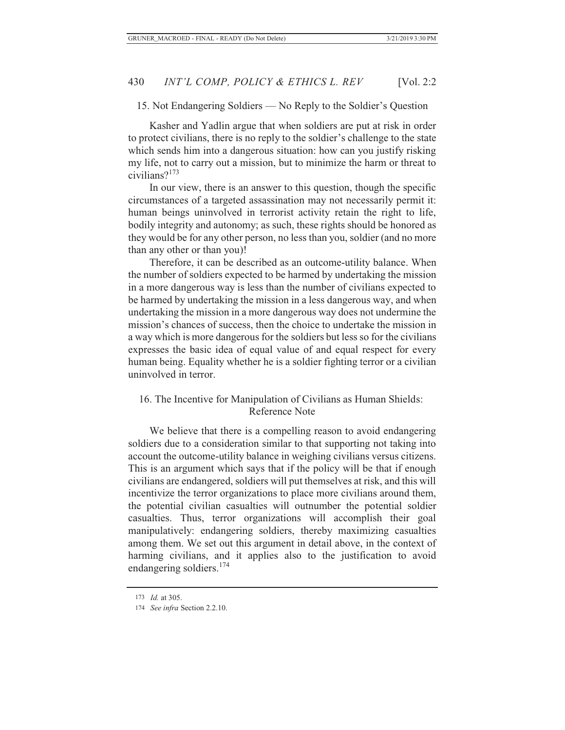### 15. Not Endangering Soldiers — No Reply to the Soldier's Question

Kasher and Yadlin argue that when soldiers are put at risk in order to protect civilians, there is no reply to the soldier's challenge to the state which sends him into a dangerous situation: how can you justify risking my life, not to carry out a mission, but to minimize the harm or threat to civilians?[173]

In our view, there is an answer to this question, though the specific circumstances of a targeted assassination may not necessarily permit it: human beings uninvolved in terrorist activity retain the right to life, bodily integrity and autonomy; as such, these rights should be honored as they would be for any other person, no less than you, soldier (and no more than any other or than you)!

Therefore, it can be described as an outcome-utility balance. When the number of soldiers expected to be harmed by undertaking the mission in a more dangerous way is less than the number of civilians expected to be harmed by undertaking the mission in a less dangerous way, and when undertaking the mission in a more dangerous way does not undermine the mission's chances of success, then the choice to undertake the mission in a way which is more dangerous for the soldiers but less so for the civilians expresses the basic idea of equal value of and equal respect for every human being. Equality whether he is a soldier fighting terror or a civilian uninvolved in terror.

### 16. The Incentive for Manipulation of Civilians as Human Shields: Reference Note

We believe that there is a compelling reason to avoid endangering soldiers due to a consideration similar to that supporting not taking into account the outcome-utility balance in weighing civilians versus citizens. This is an argument which says that if the policy will be that if enough civilians are endangered, soldiers will put themselves at risk, and this will incentivize the terror organizations to place more civilians around them, the potential civilian casualties will outnumber the potential soldier casualties. Thus, terror organizations will accomplish their goal manipulatively: endangering soldiers, thereby maximizing casualties among them. We set out this argument in detail above, in the context of harming civilians, and it applies also to the justification to avoid endangering soldiers.[174]

---

173 *Id.* at 305.

174 *See infra* Section 2.2.10.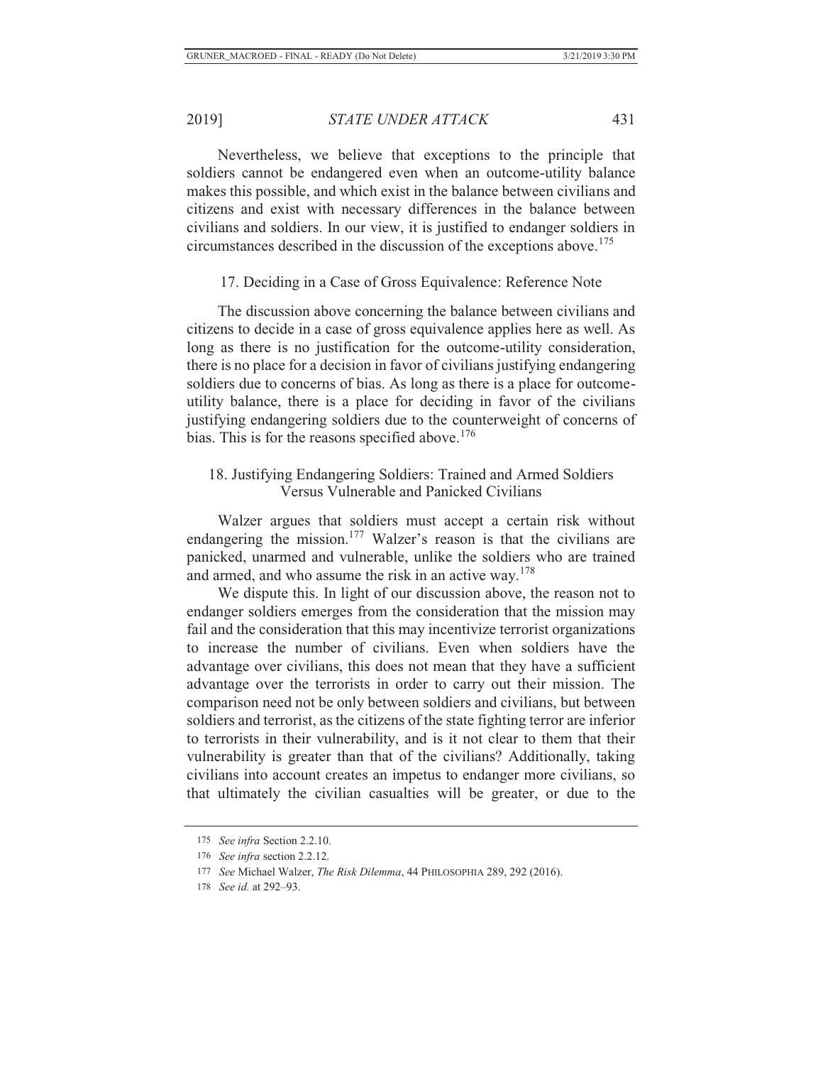Nevertheless, we believe that exceptions to the principle that soldiers cannot be endangered even when an outcome-utility balance makes this possible, and which exist in the balance between civilians and citizens and exist with necessary differences in the balance between civilians and soldiers. In our view, it is justified to endanger soldiers in circumstances described in the discussion of the exceptions above.[175]

### 17. Deciding in a Case of Gross Equivalence: Reference Note

The discussion above concerning the balance between civilians and citizens to decide in a case of gross equivalence applies here as well. As long as there is no justification for the outcome-utility consideration, there is no place for a decision in favor of civilians justifying endangering soldiers due to concerns of bias. As long as there is a place for outcome-utility balance, there is a place for deciding in favor of the civilians justifying endangering soldiers due to the counterweight of concerns of bias. This is for the reasons specified above.[176]

### 18. Justifying Endangering Soldiers: Trained and Armed Soldiers Versus Vulnerable and Panicked Civilians

Walzer argues that soldiers must accept a certain risk without endangering the mission.[177] Walzer's reason is that the civilians are panicked, unarmed and vulnerable, unlike the soldiers who are trained and armed, and who assume the risk in an active way.[178]

We dispute this. In light of our discussion above, the reason not to endanger soldiers emerges from the consideration that the mission may fail and the consideration that this may incentivize terrorist organizations to increase the number of civilians. Even when soldiers have the advantage over civilians, this does not mean that they have a sufficient advantage over the terrorists in order to carry out their mission. The comparison need not be only between soldiers and civilians, but between soldiers and terrorist, as the citizens of the state fighting terror are inferior to terrorists in their vulnerability, and is it not clear to them that their vulnerability is greater than that of the civilians? Additionally, taking civilians into account creates an impetus to endanger more civilians, so that ultimately the civilian casualties will be greater, or due to the

175 *See infra* Section 2.2.10.

176 *See infra* section 2.2.12.

177 *See* Michael Walzer, *The Risk Dilemma*, 44 PHILOSOPHIA 289, 292 (2016).

178 *See id.* at 292–93.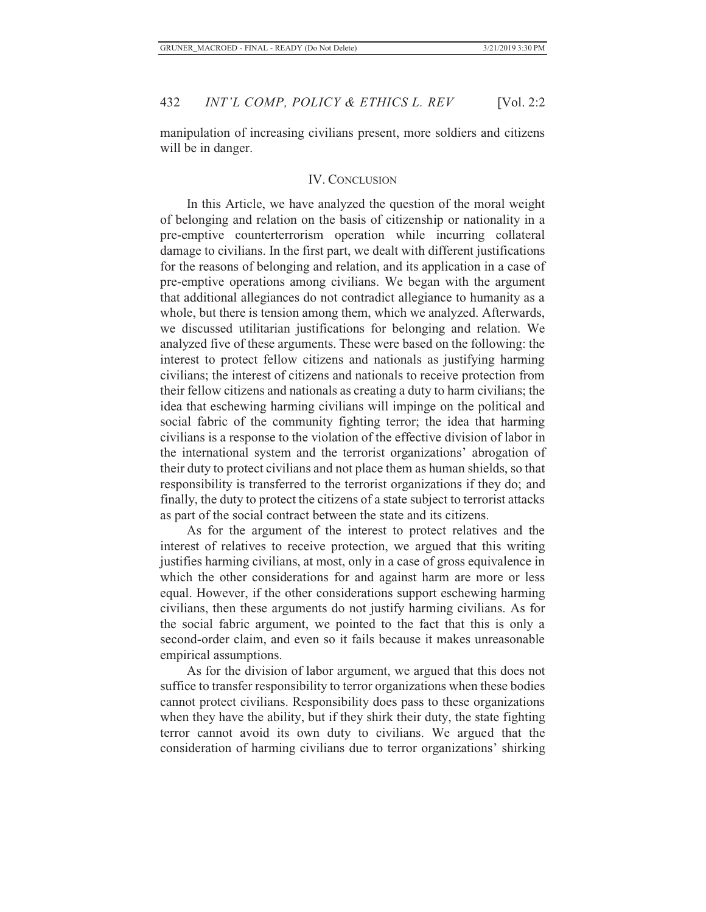manipulation of increasing civilians present, more soldiers and citizens will be in danger.

## IV. CONCLUSION

In this Article, we have analyzed the question of the moral weight of belonging and relation on the basis of citizenship or nationality in a pre-emptive counterterrorism operation while incurring collateral damage to civilians. In the first part, we dealt with different justifications for the reasons of belonging and relation, and its application in a case of pre-emptive operations among civilians. We began with the argument that additional allegiances do not contradict allegiance to humanity as a whole, but there is tension among them, which we analyzed. Afterwards, we discussed utilitarian justifications for belonging and relation. We analyzed five of these arguments. These were based on the following: the interest to protect fellow citizens and nationals as justifying harming civilians; the interest of citizens and nationals to receive protection from their fellow citizens and nationals as creating a duty to harm civilians; the idea that eschewing harming civilians will impinge on the political and social fabric of the community fighting terror; the idea that harming civilians is a response to the violation of the effective division of labor in the international system and the terrorist organizations' abrogation of their duty to protect civilians and not place them as human shields, so that responsibility is transferred to the terrorist organizations if they do; and finally, the duty to protect the citizens of a state subject to terrorist attacks as part of the social contract between the state and its citizens.

As for the argument of the interest to protect relatives and the interest of relatives to receive protection, we argued that this writing justifies harming civilians, at most, only in a case of gross equivalence in which the other considerations for and against harm are more or less equal. However, if the other considerations support eschewing harming civilians, then these arguments do not justify harming civilians. As for the social fabric argument, we pointed to the fact that this is only a second-order claim, and even so it fails because it makes unreasonable empirical assumptions.

As for the division of labor argument, we argued that this does not suffice to transfer responsibility to terror organizations when these bodies cannot protect civilians. Responsibility does pass to these organizations when they have the ability, but if they shirk their duty, the state fighting terror cannot avoid its own duty to civilians. We argued that the consideration of harming civilians due to terror organizations' shirking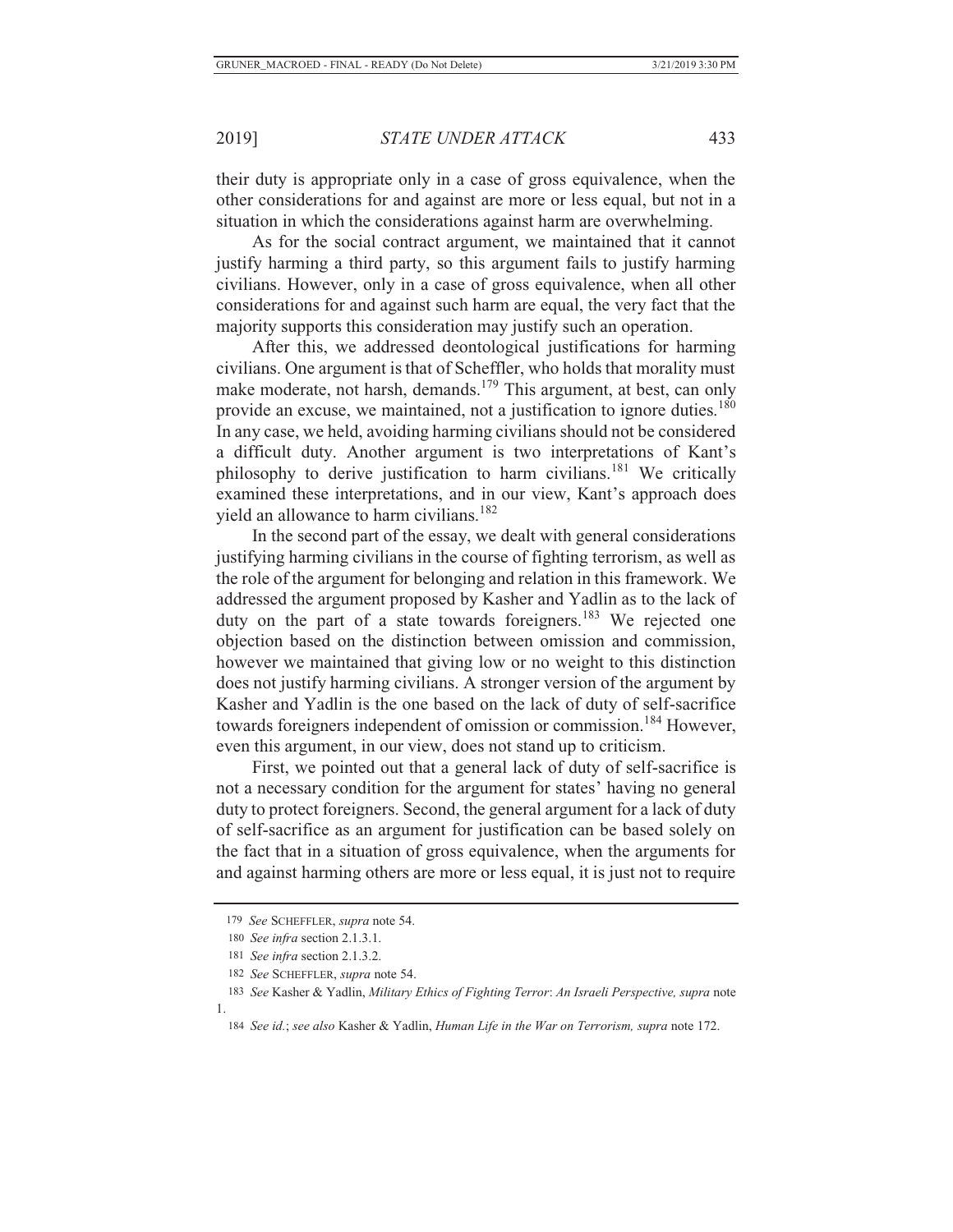their duty is appropriate only in a case of gross equivalence, when the other considerations for and against are more or less equal, but not in a situation in which the considerations against harm are overwhelming.

As for the social contract argument, we maintained that it cannot justify harming a third party, so this argument fails to justify harming civilians. However, only in a case of gross equivalence, when all other considerations for and against such harm are equal, the very fact that the majority supports this consideration may justify such an operation.

After this, we addressed deontological justifications for harming civilians. One argument is that of Scheffler, who holds that morality must make moderate, not harsh, demands.[179] This argument, at best, can only provide an excuse, we maintained, not a justification to ignore duties.[180] In any case, we held, avoiding harming civilians should not be considered a difficult duty. Another argument is two interpretations of Kant's philosophy to derive justification to harm civilians.[181] We critically examined these interpretations, and in our view, Kant's approach does yield an allowance to harm civilians.[182]

In the second part of the essay, we dealt with general considerations justifying harming civilians in the course of fighting terrorism, as well as the role of the argument for belonging and relation in this framework. We addressed the argument proposed by Kasher and Yadlin as to the lack of duty on the part of a state towards foreigners.[183] We rejected one objection based on the distinction between omission and commission, however we maintained that giving low or no weight to this distinction does not justify harming civilians. A stronger version of the argument by Kasher and Yadlin is the one based on the lack of duty of self-sacrifice towards foreigners independent of omission or commission.[184] However, even this argument, in our view, does not stand up to criticism.

First, we pointed out that a general lack of duty of self-sacrifice is not a necessary condition for the argument for states' having no general duty to protect foreigners. Second, the general argument for a lack of duty of self-sacrifice as an argument for justification can be based solely on the fact that in a situation of gross equivalence, when the arguments for and against harming others are more or less equal, it is just not to require

---

179 *See* SCHEFFLER, *supra* note 54.

180 *See infra* section 2.1.3.1.

181 *See infra* section 2.1.3.2.

182 *See* SCHEFFLER, *supra* note 54.

183 *See* Kasher & Yadlin, *Military Ethics of Fighting Terror*: *An Israeli Perspective, supra* note 1.

184 *See id.*; *see also* Kasher & Yadlin, *Human Life in the War on Terrorism, supra* note 172.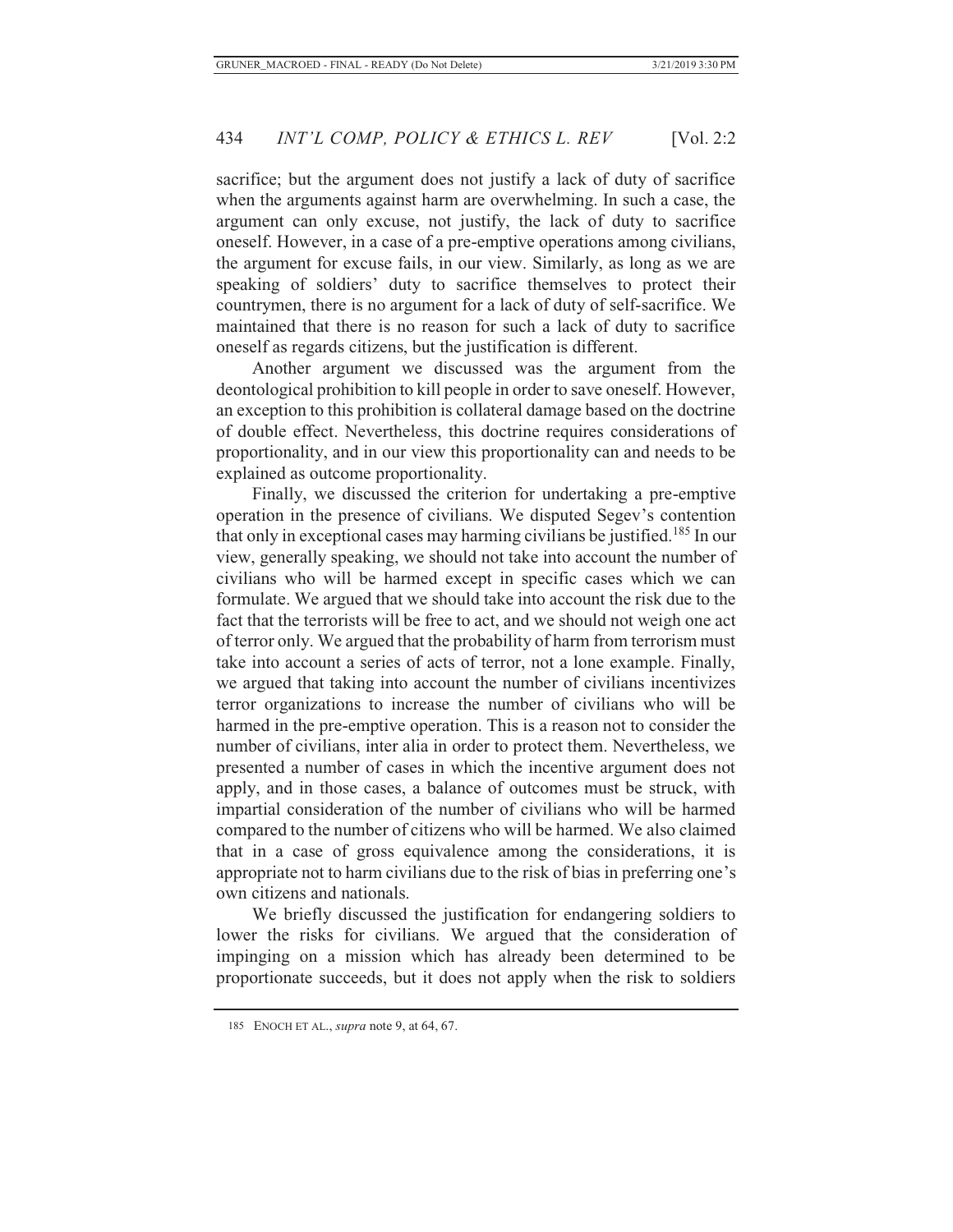sacrifice; but the argument does not justify a lack of duty of sacrifice when the arguments against harm are overwhelming. In such a case, the argument can only excuse, not justify, the lack of duty to sacrifice oneself. However, in a case of a pre-emptive operations among civilians, the argument for excuse fails, in our view. Similarly, as long as we are speaking of soldiers' duty to sacrifice themselves to protect their countrymen, there is no argument for a lack of duty of self-sacrifice. We maintained that there is no reason for such a lack of duty to sacrifice oneself as regards citizens, but the justification is different.

Another argument we discussed was the argument from the deontological prohibition to kill people in order to save oneself. However, an exception to this prohibition is collateral damage based on the doctrine of double effect. Nevertheless, this doctrine requires considerations of proportionality, and in our view this proportionality can and needs to be explained as outcome proportionality.

Finally, we discussed the criterion for undertaking a pre-emptive operation in the presence of civilians. We disputed Segev's contention that only in exceptional cases may harming civilians be justified.[185] In our view, generally speaking, we should not take into account the number of civilians who will be harmed except in specific cases which we can formulate. We argued that we should take into account the risk due to the fact that the terrorists will be free to act, and we should not weigh one act of terror only. We argued that the probability of harm from terrorism must take into account a series of acts of terror, not a lone example. Finally, we argued that taking into account the number of civilians incentivizes terror organizations to increase the number of civilians who will be harmed in the pre-emptive operation. This is a reason not to consider the number of civilians, inter alia in order to protect them. Nevertheless, we presented a number of cases in which the incentive argument does not apply, and in those cases, a balance of outcomes must be struck, with impartial consideration of the number of civilians who will be harmed compared to the number of citizens who will be harmed. We also claimed that in a case of gross equivalence among the considerations, it is appropriate not to harm civilians due to the risk of bias in preferring one's own citizens and nationals.

We briefly discussed the justification for endangering soldiers to lower the risks for civilians. We argued that the consideration of impinging on a mission which has already been determined to be proportionate succeeds, but it does not apply when the risk to soldiers

---

185 ENOCH ET AL., *supra* note 9, at 64, 67.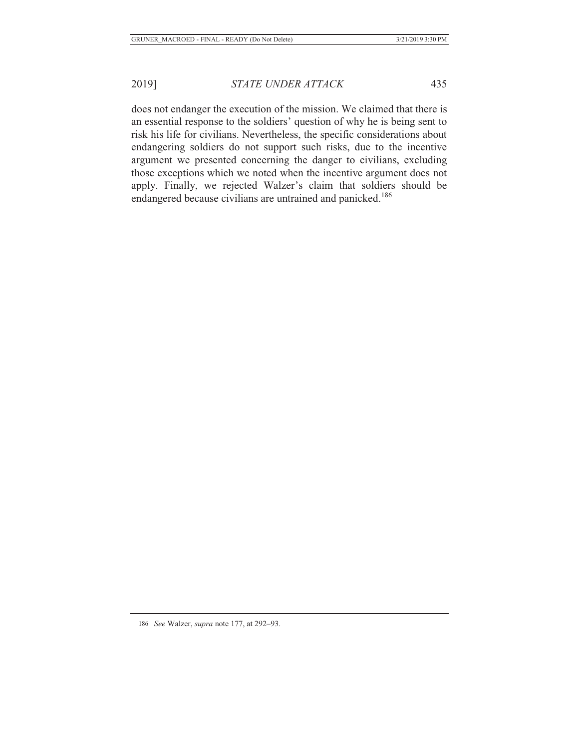does not endanger the execution of the mission. We claimed that there is an essential response to the soldiers' question of why he is being sent to risk his life for civilians. Nevertheless, the specific considerations about endangering soldiers do not support such risks, due to the incentive argument we presented concerning the danger to civilians, excluding those exceptions which we noted when the incentive argument does not apply. Finally, we rejected Walzer's claim that soldiers should be endangered because civilians are untrained and panicked.[186]

---

186 *See* Walzer, *supra* note 177, at 292–93.